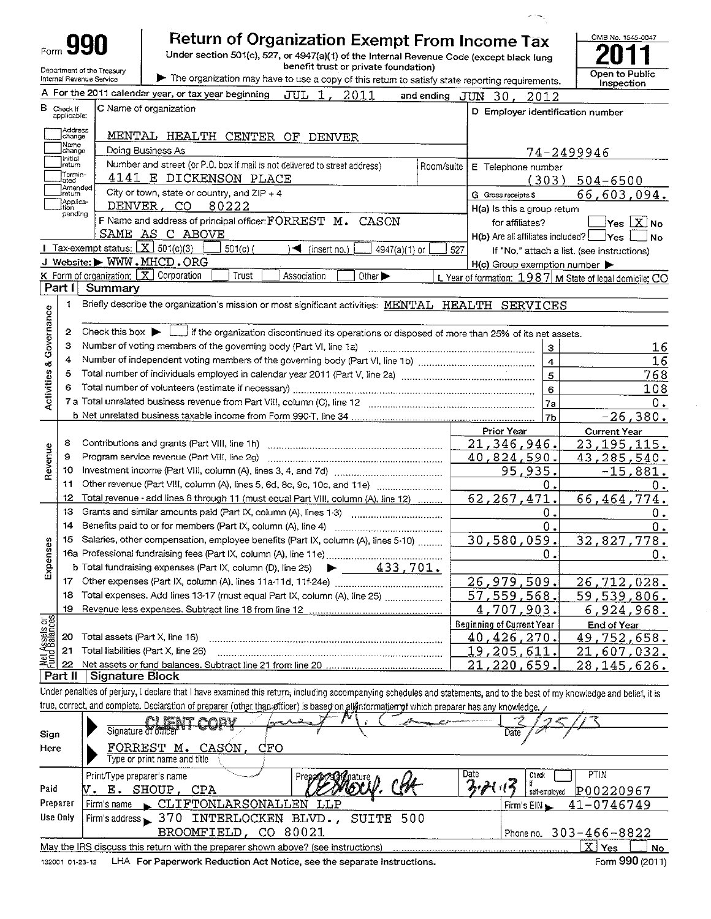# Form 990 — Return of Organization Exempt From Income Tax — 2011

Under section 501(c), 527, or 4947(a)(1) of the Internal Revenue Code (except black lung benefit trust or private foundation)

Department of the Treasury
Internal Revenue Service

▶ The organization may have to use a copy of this return to satisfy state reporting requirements.

OMB No. 1545-0047

Open to Public Inspection

**A** For the 2011 calendar year, or tax year beginning JUL 1, 2011 and ending JUN 30, 2012

**B** Check if applicable: Address change, Name change, Initial return, Terminated, Amended return, Application pending

**C** Name of organization: MENTAL HEALTH CENTER OF DENVER

Doing Business As

Number and street (or P.O. box if mail is not delivered to street address): 4141 E DICKENSON PLACE — Room/suite

City or town, state or country, and ZIP + 4: DENVER, CO 80222

**D** Employer identification number: 74-2499946

**E** Telephone number: (303) 504-6500

**G** Gross receipts $ 66,603,094.

**F** Name and address of principal officer: FORREST M. CASON, SAME AS C ABOVE

**H(a)** Is this a group return for affiliates? ☐ Yes ☒ No

**H(b)** Are all affiliates included? ☐ Yes ☐ No — If "No," attach a list. (see instructions)

**H(c)** Group exemption number ▶

**I** Tax-exempt status: ☒ 501(c)(3) ☐ 501(c) ( ) ◀ (insert no.) ☐ 4947(a)(1) or ☐ 527

**J** Website: ▶ WWW.MHCD.ORG

**K** Form of organization: ☒ Corporation ☐ Trust ☐ Association ☐ Other ▶

**L** Year of formation: 1987 **M** State of legal domicile: CO

## Part I Summary

### Activities & Governance

1 Briefly describe the organization's mission or most significant activities: MENTAL HEALTH SERVICES

2 Check this box ▶ ☐ if the organization discontinued its operations or disposed of more than 25% of its net assets.

| Line | Description | No. | Value |
|---|---|---|---|
| 3 | Number of voting members of the governing body (Part VI, line 1a) | 3 | 16 |
| 4 | Number of independent voting members of the governing body (Part VI, line 1b) | 4 | 16 |
| 5 | Total number of individuals employed in calendar year 2011 (Part V, line 2a) | 5 | 768 |
| 6 | Total number of volunteers (estimate if necessary) | 6 | 108 |
| 7a | Total unrelated business revenue from Part VIII, column (C), line 12 | 7a | 0. |
| 7b | Net unrelated business taxable income from Form 990-T, line 34 | 7b | -26,380. |

### Revenue and Expenses

| Line | Description | Prior Year | Current Year |
|---|---|---|---|
| 8 | Contributions and grants (Part VIII, line 1h) | 21,346,946. | 23,195,115. |
| 9 | Program service revenue (Part VIII, line 2g) | 40,824,590. | 43,285,540. |
| 10 | Investment income (Part VIII, column (A), lines 3, 4, and 7d) | 95,935. | -15,881. |
| 11 | Other revenue (Part VIII, column (A), lines 5, 6d, 8c, 9c, 10c, and 11e) | 0. | 0. |
| 12 | Total revenue - add lines 8 through 11 (must equal Part VIII, column (A), line 12) | 62,267,471. | 66,464,774. |
| 13 | Grants and similar amounts paid (Part IX, column (A), lines 1-3) | 0. | 0. |
| 14 | Benefits paid to or for members (Part IX, column (A), line 4) | 0. | 0. |
| 15 | Salaries, other compensation, employee benefits (Part IX, column (A), lines 5-10) | 30,580,059. | 32,827,778. |
| 16a | Professional fundraising fees (Part IX, column (A), line 11e) | 0. | 0. |
| b | Total fundraising expenses (Part IX, column (D), line 25) ▶ 433,701. | | |
| 17 | Other expenses (Part IX, column (A), lines 11a-11d, 11f-24e) | 26,979,509. | 26,712,028. |
| 18 | Total expenses. Add lines 13-17 (must equal Part IX, column (A), line 25) | 57,559,568. | 59,539,806. |
| 19 | Revenue less expenses. Subtract line 18 from line 12 | 4,707,903. | 6,924,968. |

### Net Assets or Fund Balances

| Line | Description | Beginning of Current Year | End of Year |
|---|---|---|---|
| 20 | Total assets (Part X, line 16) | 40,426,270. | 49,752,658. |
| 21 | Total liabilities (Part X, line 26) | 19,205,611. | 21,607,032. |
| 22 | Net assets or fund balances. Subtract line 21 from line 20 | 21,220,659. | 28,145,626. |

## Part II Signature Block

Under penalties of perjury, I declare that I have examined this return, including accompanying schedules and statements, and to the best of my knowledge and belief, it is true, correct, and complete. Declaration of preparer (other than officer) is based on all information of which preparer has any knowledge.

**Sign Here**

Signature of officer: CLIENT COPY [signature] — Date: 3/25/13

FORREST M. CASON, CFO
Type or print name and title

**Paid Preparer Use Only**

| Print/Type preparer's name | Preparer's signature | Date | Check if self-employed | PTIN |
|---|---|---|---|---|
| V. E. SHOUP, CPA | [signature] | 3/21/13 | ☐ | P00220967 |

Firm's name ▶ CLIFTONLARSONALLEN LLP — Firm's EIN ▶ 41-0746749

Firm's address ▶ 370 INTERLOCKEN BLVD., SUITE 500, BROOMFIELD, CO 80021 — Phone no. 303-466-8822

May the IRS discuss this return with the preparer shown above? (see instructions) ☒ Yes ☐ No

132001 01-23-12 LHA For Paperwork Reduction Act Notice, see the separate instructions. Form 990 (2011)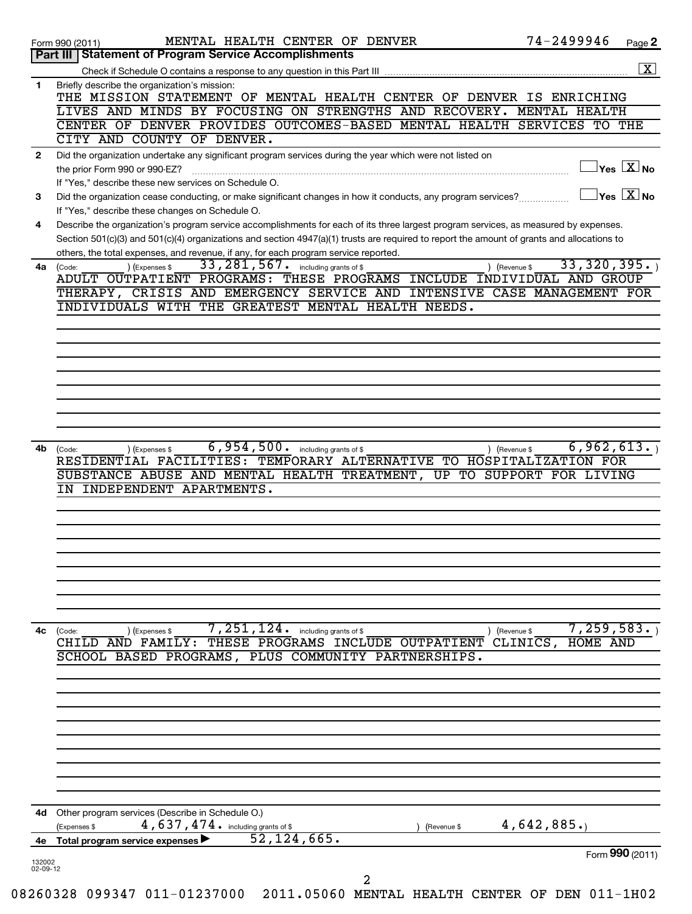Form 990 (2011) MENTAL HEALTH CENTER OF DENVER 74-2499946 Page 2

## Part III | Statement of Program Service Accomplishments

Check if Schedule O contains a response to any question in this Part III ☒

**1** Briefly describe the organization's mission:

THE MISSION STATEMENT OF MENTAL HEALTH CENTER OF DENVER IS ENRICHING LIVES AND MINDS BY FOCUSING ON STRENGTHS AND RECOVERY. MENTAL HEALTH CENTER OF DENVER PROVIDES OUTCOMES-BASED MENTAL HEALTH SERVICES TO THE CITY AND COUNTY OF DENVER.

**2** Did the organization undertake any significant program services during the year which were not listed on the prior Form 990 or 990-EZ? ☐ Yes ☒ No

If "Yes," describe these new services on Schedule O.

**3** Did the organization cease conducting, or make significant changes in how it conducts, any program services? ☐ Yes ☒ No

If "Yes," describe these changes on Schedule O.

**4** Describe the organization's program service accomplishments for each of its three largest program services, as measured by expenses. Section 501(c)(3) and 501(c)(4) organizations and section 4947(a)(1) trusts are required to report the amount of grants and allocations to others, the total expenses, and revenue, if any, for each program service reported.

**4a** (Code: ) (Expenses $ 33,281,567. including grants of $ ) (Revenue $ 33,320,395.)

ADULT OUTPATIENT PROGRAMS: THESE PROGRAMS INCLUDE INDIVIDUAL AND GROUP THERAPY, CRISIS AND EMERGENCY SERVICE AND INTENSIVE CASE MANAGEMENT FOR INDIVIDUALS WITH THE GREATEST MENTAL HEALTH NEEDS.

**4b** (Code: ) (Expenses $ 6,954,500. including grants of $ ) (Revenue $ 6,962,613.)

RESIDENTIAL FACILITIES: TEMPORARY ALTERNATIVE TO HOSPITALIZATION FOR SUBSTANCE ABUSE AND MENTAL HEALTH TREATMENT, UP TO SUPPORT FOR LIVING IN INDEPENDENT APARTMENTS.

**4c** (Code: ) (Expenses $ 7,251,124. including grants of $ ) (Revenue $ 7,259,583.)

CHILD AND FAMILY: THESE PROGRAMS INCLUDE OUTPATIENT CLINICS, HOME AND SCHOOL BASED PROGRAMS, PLUS COMMUNITY PARTNERSHIPS.

**4d** Other program services (Describe in Schedule O.)

(Expenses $ 4,637,474. including grants of $ ) (Revenue $ 4,642,885.)

**4e** Total program service expenses ▶ 52,124,665.

Form **990** (2011)

132002 02-09-12

08260328 099347 011-01237000 2011.05060 MENTAL HEALTH CENTER OF DEN 011-1H02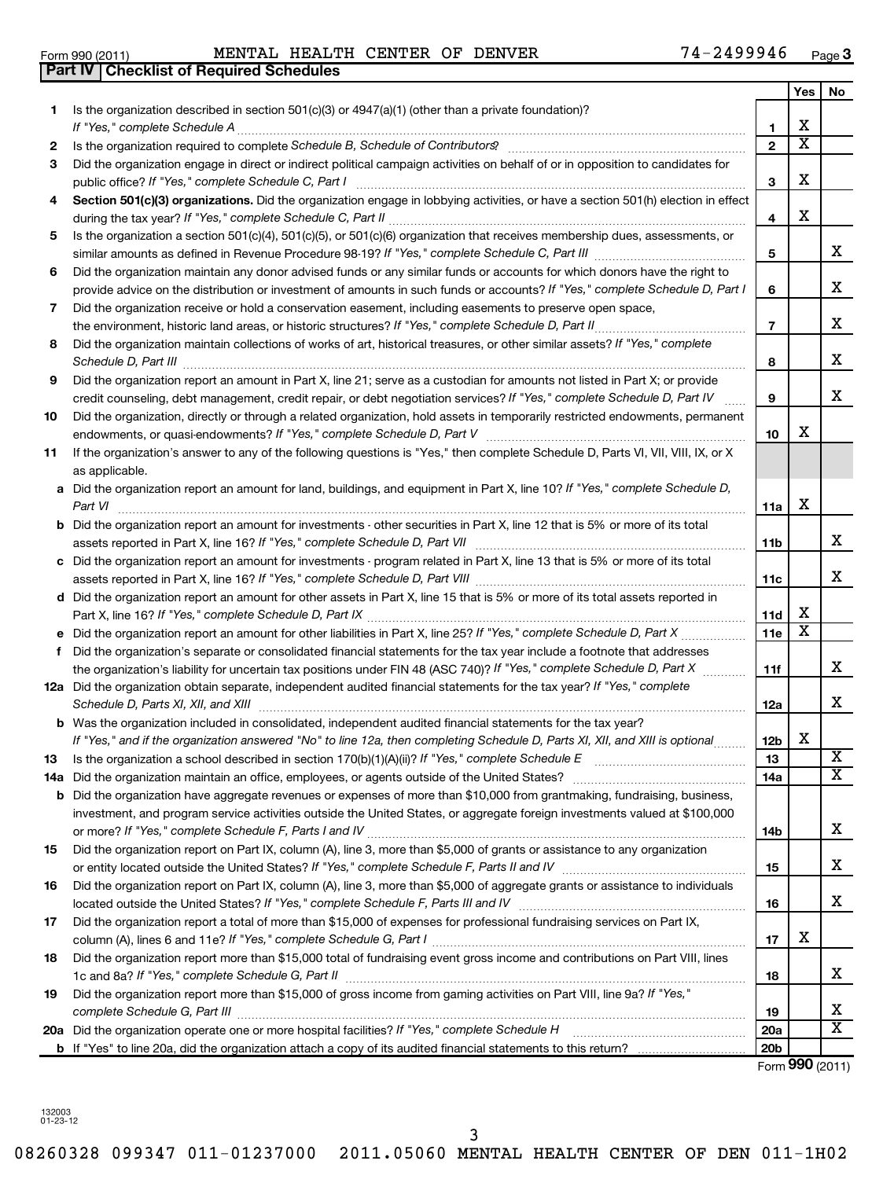Form 990 (2011) MENTAL HEALTH CENTER OF DENVER 74-2499946 Page 3

**Part IV Checklist of Required Schedules**

| | | | Yes | No |
|---|---|---|---|---|
| 1 | Is the organization described in section 501(c)(3) or 4947(a)(1) (other than a private foundation)? *If "Yes," complete Schedule A* | 1 | X | |
| 2 | Is the organization required to complete *Schedule B, Schedule of Contributors*? | 2 | X | |
| 3 | Did the organization engage in direct or indirect political campaign activities on behalf of or in opposition to candidates for public office? *If "Yes," complete Schedule C, Part I* | 3 | X | |
| 4 | **Section 501(c)(3) organizations.** Did the organization engage in lobbying activities, or have a section 501(h) election in effect during the tax year? *If "Yes," complete Schedule C, Part II* | 4 | X | |
| 5 | Is the organization a section 501(c)(4), 501(c)(5), or 501(c)(6) organization that receives membership dues, assessments, or similar amounts as defined in Revenue Procedure 98-19? *If "Yes," complete Schedule C, Part III* | 5 | | X |
| 6 | Did the organization maintain any donor advised funds or any similar funds or accounts for which donors have the right to provide advice on the distribution or investment of amounts in such funds or accounts? *If "Yes," complete Schedule D, Part I* | 6 | | X |
| 7 | Did the organization receive or hold a conservation easement, including easements to preserve open space, the environment, historic land areas, or historic structures? *If "Yes," complete Schedule D, Part II* | 7 | | X |
| 8 | Did the organization maintain collections of works of art, historical treasures, or other similar assets? *If "Yes," complete Schedule D, Part III* | 8 | | X |
| 9 | Did the organization report an amount in Part X, line 21; serve as a custodian for amounts not listed in Part X; or provide credit counseling, debt management, credit repair, or debt negotiation services? *If "Yes," complete Schedule D, Part IV* | 9 | | X |
| 10 | Did the organization, directly or through a related organization, hold assets in temporarily restricted endowments, permanent endowments, or quasi-endowments? *If "Yes," complete Schedule D, Part V* | 10 | X | |
| 11 | If the organization's answer to any of the following questions is "Yes," then complete Schedule D, Parts VI, VII, VIII, IX, or X as applicable. | | | |
| a | Did the organization report an amount for land, buildings, and equipment in Part X, line 10? *If "Yes," complete Schedule D, Part VI* | 11a | X | |
| b | Did the organization report an amount for investments - other securities in Part X, line 12 that is 5% or more of its total assets reported in Part X, line 16? *If "Yes," complete Schedule D, Part VII* | 11b | | X |
| c | Did the organization report an amount for investments - program related in Part X, line 13 that is 5% or more of its total assets reported in Part X, line 16? *If "Yes," complete Schedule D, Part VIII* | 11c | | X |
| d | Did the organization report an amount for other assets in Part X, line 15 that is 5% or more of its total assets reported in Part X, line 16? *If "Yes," complete Schedule D, Part IX* | 11d | X | |
| e | Did the organization report an amount for other liabilities in Part X, line 25? *If "Yes," complete Schedule D, Part X* | 11e | X | |
| f | Did the organization's separate or consolidated financial statements for the tax year include a footnote that addresses the organization's liability for uncertain tax positions under FIN 48 (ASC 740)? *If "Yes," complete Schedule D, Part X* | 11f | | X |
| 12a | Did the organization obtain separate, independent audited financial statements for the tax year? *If "Yes," complete Schedule D, Parts XI, XII, and XIII* | 12a | | X |
| b | Was the organization included in consolidated, independent audited financial statements for the tax year? *If "Yes," and if the organization answered "No" to line 12a, then completing Schedule D, Parts XI, XII, and XIII is optional* | 12b | X | |
| 13 | Is the organization a school described in section 170(b)(1)(A)(ii)? *If "Yes," complete Schedule E* | 13 | | X |
| 14a | Did the organization maintain an office, employees, or agents outside of the United States? | 14a | | X |
| b | Did the organization have aggregate revenues or expenses of more than $10,000 from grantmaking, fundraising, business, investment, and program service activities outside the United States, or aggregate foreign investments valued at $100,000 or more? *If "Yes," complete Schedule F, Parts I and IV* | 14b | | X |
| 15 | Did the organization report on Part IX, column (A), line 3, more than $5,000 of grants or assistance to any organization or entity located outside the United States? *If "Yes," complete Schedule F, Parts II and IV* | 15 | | X |
| 16 | Did the organization report on Part IX, column (A), line 3, more than $5,000 of aggregate grants or assistance to individuals located outside the United States? *If "Yes," complete Schedule F, Parts III and IV* | 16 | | X |
| 17 | Did the organization report a total of more than $15,000 of expenses for professional fundraising services on Part IX, column (A), lines 6 and 11e? *If "Yes," complete Schedule G, Part I* | 17 | X | |
| 18 | Did the organization report more than $15,000 total of fundraising event gross income and contributions on Part VIII, lines 1c and 8a? *If "Yes," complete Schedule G, Part II* | 18 | | X |
| 19 | Did the organization report more than $15,000 of gross income from gaming activities on Part VIII, line 9a? *If "Yes," complete Schedule G, Part III* | 19 | | X |
| 20a | Did the organization operate one or more hospital facilities? *If "Yes," complete Schedule H* | 20a | | X |
| b | If "Yes" to line 20a, did the organization attach a copy of its audited financial statements to this return? | 20b | | |

Form 990 (2011)

132003
01-23-12

08260328 099347 011-01237000 2011.05060 MENTAL HEALTH CENTER OF DEN 011-1H02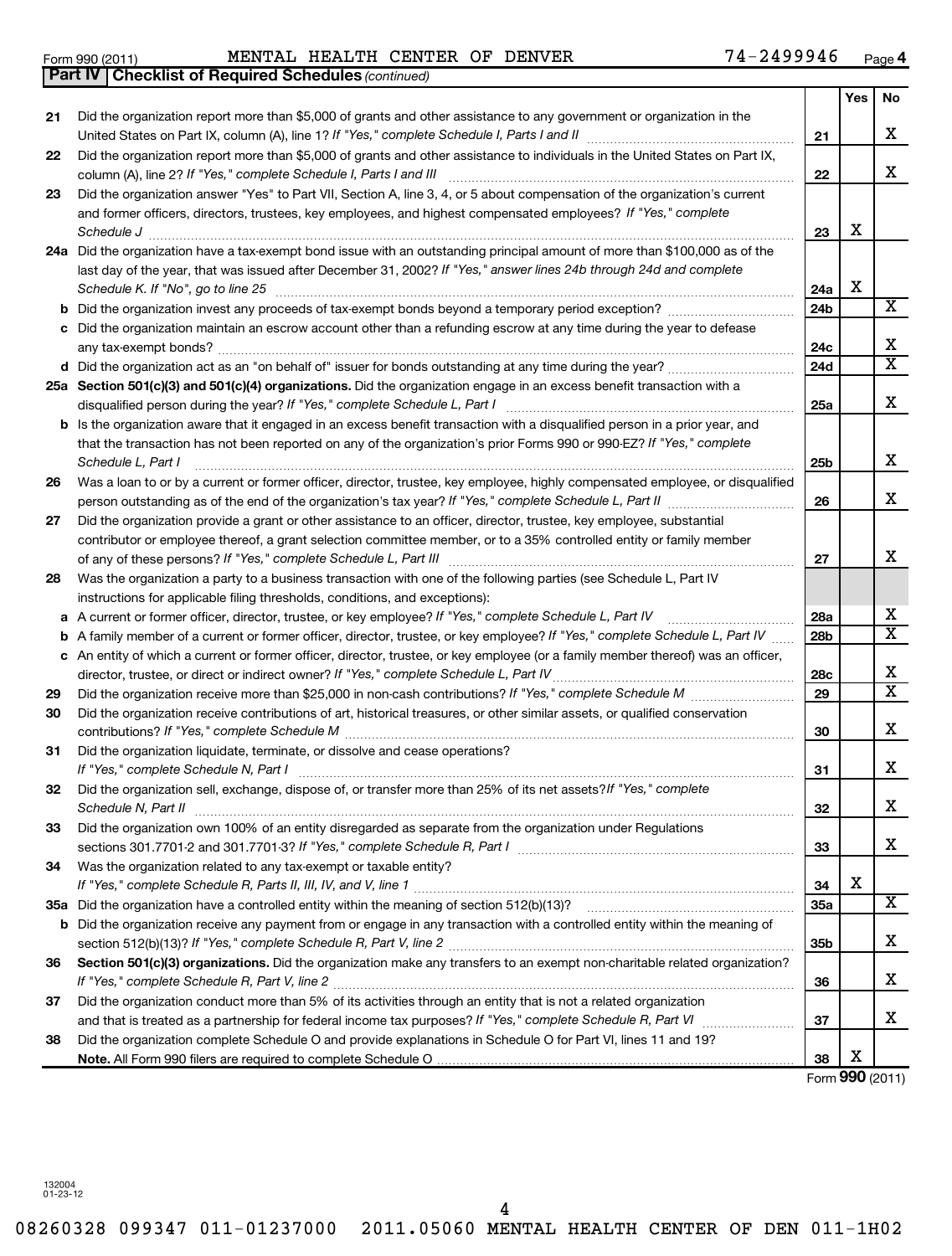Form 990 (2011) MENTAL HEALTH CENTER OF DENVER 74-2499946

**Part IV Checklist of Required Schedules** *(continued)*

| | | | Yes | No |
|---|---|---|---|---|
| 21 | Did the organization report more than $5,000 of grants and other assistance to any government or organization in the United States on Part IX, column (A), line 1? *If "Yes," complete Schedule I, Parts I and II* | 21 | | X |
| 22 | Did the organization report more than $5,000 of grants and other assistance to individuals in the United States on Part IX, column (A), line 2? *If "Yes," complete Schedule I, Parts I and III* | 22 | | X |
| 23 | Did the organization answer "Yes" to Part VII, Section A, line 3, 4, or 5 about compensation of the organization's current and former officers, directors, trustees, key employees, and highest compensated employees? *If "Yes," complete Schedule J* | 23 | X | |
| 24a | Did the organization have a tax-exempt bond issue with an outstanding principal amount of more than $100,000 as of the last day of the year, that was issued after December 31, 2002? *If "Yes," answer lines 24b through 24d and complete Schedule K. If "No", go to line 25* | 24a | X | |
| b | Did the organization invest any proceeds of tax-exempt bonds beyond a temporary period exception? | 24b | | X |
| c | Did the organization maintain an escrow account other than a refunding escrow at any time during the year to defease any tax-exempt bonds? | 24c | | X |
| d | Did the organization act as an "on behalf of" issuer for bonds outstanding at any time during the year? | 24d | | X |
| 25a | **Section 501(c)(3) and 501(c)(4) organizations.** Did the organization engage in an excess benefit transaction with a disqualified person during the year? *If "Yes," complete Schedule L, Part I* | 25a | | X |
| b | Is the organization aware that it engaged in an excess benefit transaction with a disqualified person in a prior year, and that the transaction has not been reported on any of the organization's prior Forms 990 or 990-EZ? *If "Yes," complete Schedule L, Part I* | 25b | | X |
| 26 | Was a loan to or by a current or former officer, director, trustee, key employee, highly compensated employee, or disqualified person outstanding as of the end of the organization's tax year? *If "Yes," complete Schedule L, Part II* | 26 | | X |
| 27 | Did the organization provide a grant or other assistance to an officer, director, trustee, key employee, substantial contributor or employee thereof, a grant selection committee member, or to a 35% controlled entity or family member of any of these persons? *If "Yes," complete Schedule L, Part III* | 27 | | X |
| 28 | Was the organization a party to a business transaction with one of the following parties (see Schedule L, Part IV instructions for applicable filing thresholds, conditions, and exceptions): | | | |
| a | A current or former officer, director, trustee, or key employee? *If "Yes," complete Schedule L, Part IV* | 28a | | X |
| b | A family member of a current or former officer, director, trustee, or key employee? *If "Yes," complete Schedule L, Part IV* | 28b | | X |
| c | An entity of which a current or former officer, director, trustee, or key employee (or a family member thereof) was an officer, director, trustee, or direct or indirect owner? *If "Yes," complete Schedule L, Part IV* | 28c | | X |
| 29 | Did the organization receive more than $25,000 in non-cash contributions? *If "Yes," complete Schedule M* | 29 | | X |
| 30 | Did the organization receive contributions of art, historical treasures, or other similar assets, or qualified conservation contributions? *If "Yes," complete Schedule M* | 30 | | X |
| 31 | Did the organization liquidate, terminate, or dissolve and cease operations? *If "Yes," complete Schedule N, Part I* | 31 | | X |
| 32 | Did the organization sell, exchange, dispose of, or transfer more than 25% of its net assets? *If "Yes," complete Schedule N, Part II* | 32 | | X |
| 33 | Did the organization own 100% of an entity disregarded as separate from the organization under Regulations sections 301.7701-2 and 301.7701-3? *If "Yes," complete Schedule R, Part I* | 33 | | X |
| 34 | Was the organization related to any tax-exempt or taxable entity? *If "Yes," complete Schedule R, Parts II, III, IV, and V, line 1* | 34 | X | |
| 35a | Did the organization have a controlled entity within the meaning of section 512(b)(13)? | 35a | | X |
| b | Did the organization receive any payment from or engage in any transaction with a controlled entity within the meaning of section 512(b)(13)? *If "Yes," complete Schedule R, Part V, line 2* | 35b | | X |
| 36 | **Section 501(c)(3) organizations.** Did the organization make any transfers to an exempt non-charitable related organization? *If "Yes," complete Schedule R, Part V, line 2* | 36 | | X |
| 37 | Did the organization conduct more than 5% of its activities through an entity that is not a related organization and that is treated as a partnership for federal income tax purposes? *If "Yes," complete Schedule R, Part VI* | 37 | | X |
| 38 | Did the organization complete Schedule O and provide explanations in Schedule O for Part VI, lines 11 and 19? **Note.** All Form 990 filers are required to complete Schedule O | 38 | X | |

Form **990** (2011)

132004 01-23-12

08260328 099347 011-01237000 2011.05060 MENTAL HEALTH CENTER OF DEN 011-1H02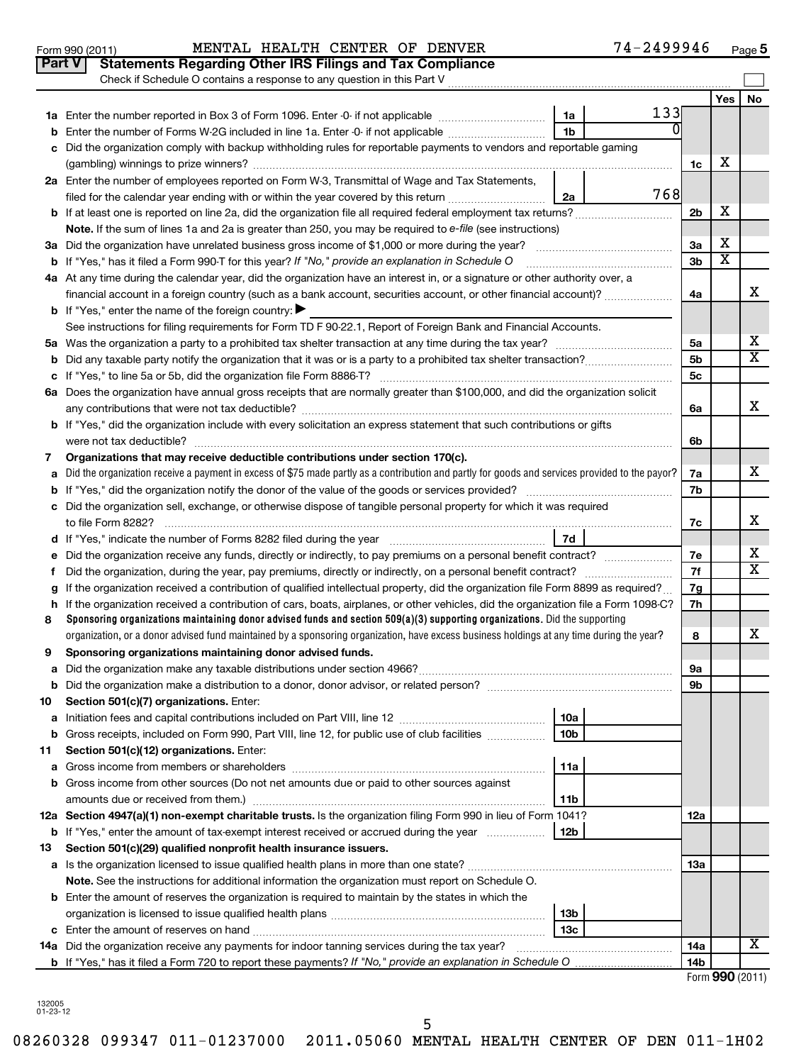Form 990 (2011) MENTAL HEALTH CENTER OF DENVER 74-2499946 Page 5

## Part V Statements Regarding Other IRS Filings and Tax Compliance

Check if Schedule O contains a response to any question in this Part V ☐

| | | | | | Yes | No |
|---|---|---|---|---|---|---|
| **1a** | Enter the number reported in Box 3 of Form 1096. Enter -0- if not applicable | 1a | 133 | | | |
| **b** | Enter the number of Forms W-2G included in line 1a. Enter -0- if not applicable | 1b | 0 | | | |
| **c** | Did the organization comply with backup withholding rules for reportable payments to vendors and reportable gaming (gambling) winnings to prize winners? | | | 1c | X | |
| **2a** | Enter the number of employees reported on Form W-3, Transmittal of Wage and Tax Statements, filed for the calendar year ending with or within the year covered by this return | 2a | 768 | | | |
| **b** | If at least one is reported on line 2a, did the organization file all required federal employment tax returns? | | | 2b | X | |
| | **Note.** If the sum of lines 1a and 2a is greater than 250, you may be required to *e-file* (see instructions) | | | | | |
| **3a** | Did the organization have unrelated business gross income of $1,000 or more during the year? | | | 3a | X | |
| **b** | If "Yes," has it filed a Form 990-T for this year? *If "No," provide an explanation in Schedule O* | | | 3b | X | |
| **4a** | At any time during the calendar year, did the organization have an interest in, or a signature or other authority over, a financial account in a foreign country (such as a bank account, securities account, or other financial account)? | | | 4a | | X |
| **b** | If "Yes," enter the name of the foreign country: ▶ | | | | | |
| | See instructions for filing requirements for Form TD F 90-22.1, Report of Foreign Bank and Financial Accounts. | | | | | |
| **5a** | Was the organization a party to a prohibited tax shelter transaction at any time during the tax year? | | | 5a | | X |
| **b** | Did any taxable party notify the organization that it was or is a party to a prohibited tax shelter transaction? | | | 5b | | X |
| **c** | If "Yes," to line 5a or 5b, did the organization file Form 8886-T? | | | 5c | | |
| **6a** | Does the organization have annual gross receipts that are normally greater than $100,000, and did the organization solicit any contributions that were not tax deductible? | | | 6a | | X |
| **b** | If "Yes," did the organization include with every solicitation an express statement that such contributions or gifts were not tax deductible? | | | 6b | | |
| **7** | **Organizations that may receive deductible contributions under section 170(c).** | | | | | |
| **a** | Did the organization receive a payment in excess of $75 made partly as a contribution and partly for goods and services provided to the payor? | | | 7a | | X |
| **b** | If "Yes," did the organization notify the donor of the value of the goods or services provided? | | | 7b | | |
| **c** | Did the organization sell, exchange, or otherwise dispose of tangible personal property for which it was required to file Form 8282? | | | 7c | | X |
| **d** | If "Yes," indicate the number of Forms 8282 filed during the year | 7d | | | | |
| **e** | Did the organization receive any funds, directly or indirectly, to pay premiums on a personal benefit contract? | | | 7e | | X |
| **f** | Did the organization, during the year, pay premiums, directly or indirectly, on a personal benefit contract? | | | 7f | | X |
| **g** | If the organization received a contribution of qualified intellectual property, did the organization file Form 8899 as required? | | | 7g | | |
| **h** | If the organization received a contribution of cars, boats, airplanes, or other vehicles, did the organization file a Form 1098-C? | | | 7h | | |
| **8** | **Sponsoring organizations maintaining donor advised funds and section 509(a)(3) supporting organizations.** Did the supporting organization, or a donor advised fund maintained by a sponsoring organization, have excess business holdings at any time during the year? | | | 8 | | X |
| **9** | **Sponsoring organizations maintaining donor advised funds.** | | | | | |
| **a** | Did the organization make any taxable distributions under section 4966? | | | 9a | | |
| **b** | Did the organization make a distribution to a donor, donor advisor, or related person? | | | 9b | | |
| **10** | **Section 501(c)(7) organizations.** Enter: | | | | | |
| **a** | Initiation fees and capital contributions included on Part VIII, line 12 | 10a | | | | |
| **b** | Gross receipts, included on Form 990, Part VIII, line 12, for public use of club facilities | 10b | | | | |
| **11** | **Section 501(c)(12) organizations.** Enter: | | | | | |
| **a** | Gross income from members or shareholders | 11a | | | | |
| **b** | Gross income from other sources (Do not net amounts due or paid to other sources against amounts due or received from them.) | 11b | | | | |
| **12a** | **Section 4947(a)(1) non-exempt charitable trusts.** Is the organization filing Form 990 in lieu of Form 1041? | | | 12a | | |
| **b** | If "Yes," enter the amount of tax-exempt interest received or accrued during the year | 12b | | | | |
| **13** | **Section 501(c)(29) qualified nonprofit health insurance issuers.** | | | | | |
| **a** | Is the organization licensed to issue qualified health plans in more than one state? | | | 13a | | |
| | **Note.** See the instructions for additional information the organization must report on Schedule O. | | | | | |
| **b** | Enter the amount of reserves the organization is required to maintain by the states in which the organization is licensed to issue qualified health plans | 13b | | | | |
| **c** | Enter the amount of reserves on hand | 13c | | | | |
| **14a** | Did the organization receive any payments for indoor tanning services during the tax year? | | | 14a | | X |
| **b** | If "Yes," has it filed a Form 720 to report these payments? *If "No," provide an explanation in Schedule O* | | | 14b | | |

Form **990** (2011)

132005 01-23-12

08260328 099347 011-01237000 2011.05060 MENTAL HEALTH CENTER OF DEN 011-1H02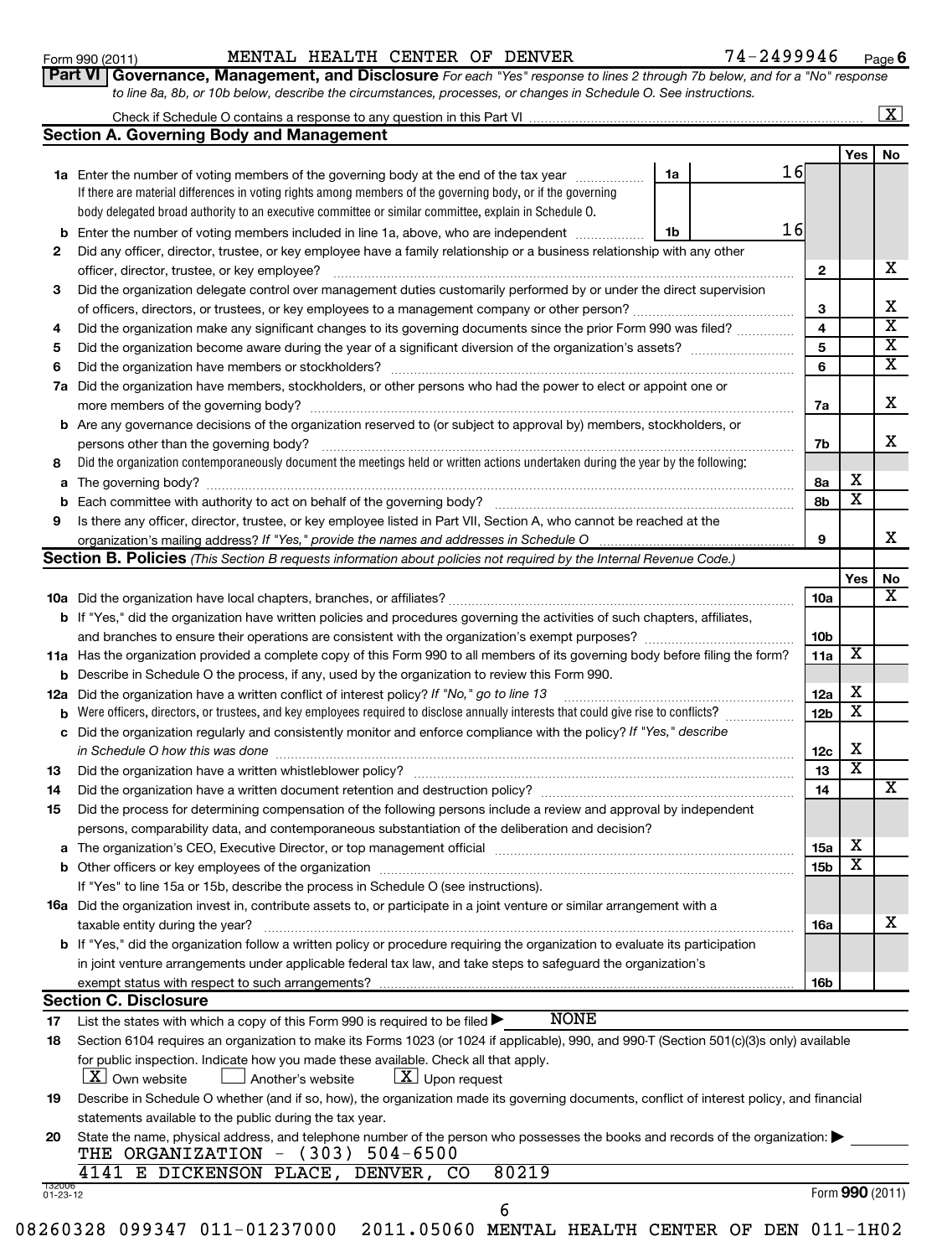Form 990 (2011) MENTAL HEALTH CENTER OF DENVER 74-2499946 Page 6

**Part VI Governance, Management, and Disclosure** *For each "Yes" response to lines 2 through 7b below, and for a "No" response to line 8a, 8b, or 10b below, describe the circumstances, processes, or changes in Schedule O. See instructions.*

Check if Schedule O contains a response to any question in this Part VI [X]

## Section A. Governing Body and Management

| | | | Yes | No |
|---|---|---|---|---|
| 1a | Enter the number of voting members of the governing body at the end of the tax year (1a: 16). If there are material differences in voting rights among members of the governing body, or if the governing body delegated broad authority to an executive committee or similar committee, explain in Schedule O. | | | |
| b | Enter the number of voting members included in line 1a, above, who are independent (1b: 16) | | | |
| 2 | Did any officer, director, trustee, or key employee have a family relationship or a business relationship with any other officer, director, trustee, or key employee? | 2 | | X |
| 3 | Did the organization delegate control over management duties customarily performed by or under the direct supervision of officers, directors, or trustees, or key employees to a management company or other person? | 3 | | X |
| 4 | Did the organization make any significant changes to its governing documents since the prior Form 990 was filed? | 4 | | X |
| 5 | Did the organization become aware during the year of a significant diversion of the organization's assets? | 5 | | X |
| 6 | Did the organization have members or stockholders? | 6 | | X |
| 7a | Did the organization have members, stockholders, or other persons who had the power to elect or appoint one or more members of the governing body? | 7a | | X |
| b | Are any governance decisions of the organization reserved to (or subject to approval by) members, stockholders, or persons other than the governing body? | 7b | | X |
| 8 | Did the organization contemporaneously document the meetings held or written actions undertaken during the year by the following: | | | |
| a | The governing body? | 8a | X | |
| b | Each committee with authority to act on behalf of the governing body? | 8b | X | |
| 9 | Is there any officer, director, trustee, or key employee listed in Part VII, Section A, who cannot be reached at the organization's mailing address? *If "Yes," provide the names and addresses in Schedule O* | 9 | | X |

## Section B. Policies *(This Section B requests information about policies not required by the Internal Revenue Code.)*

| | | | Yes | No |
|---|---|---|---|---|
| 10a | Did the organization have local chapters, branches, or affiliates? | 10a | | X |
| b | If "Yes," did the organization have written policies and procedures governing the activities of such chapters, affiliates, and branches to ensure their operations are consistent with the organization's exempt purposes? | 10b | | |
| 11a | Has the organization provided a complete copy of this Form 990 to all members of its governing body before filing the form? | 11a | X | |
| b | Describe in Schedule O the process, if any, used by the organization to review this Form 990. | | | |
| 12a | Did the organization have a written conflict of interest policy? *If "No," go to line 13* | 12a | X | |
| b | Were officers, directors, or trustees, and key employees required to disclose annually interests that could give rise to conflicts? | 12b | X | |
| c | Did the organization regularly and consistently monitor and enforce compliance with the policy? *If "Yes," describe in Schedule O how this was done* | 12c | X | |
| 13 | Did the organization have a written whistleblower policy? | 13 | X | |
| 14 | Did the organization have a written document retention and destruction policy? | 14 | | X |
| 15 | Did the process for determining compensation of the following persons include a review and approval by independent persons, comparability data, and contemporaneous substantiation of the deliberation and decision? | | | |
| a | The organization's CEO, Executive Director, or top management official | 15a | X | |
| b | Other officers or key employees of the organization | 15b | X | |
| | If "Yes" to line 15a or 15b, describe the process in Schedule O (see instructions). | | | |
| 16a | Did the organization invest in, contribute assets to, or participate in a joint venture or similar arrangement with a taxable entity during the year? | 16a | | X |
| b | If "Yes," did the organization follow a written policy or procedure requiring the organization to evaluate its participation in joint venture arrangements under applicable federal tax law, and take steps to safeguard the organization's exempt status with respect to such arrangements? | 16b | | |

## Section C. Disclosure

17 List the states with which a copy of this Form 990 is required to be filed ▶ NONE

18 Section 6104 requires an organization to make its Forms 1023 (or 1024 if applicable), 990, and 990-T (Section 501(c)(3)s only) available for public inspection. Indicate how you made these available. Check all that apply.

[X] Own website [ ] Another's website [X] Upon request

19 Describe in Schedule O whether (and if so, how), the organization made its governing documents, conflict of interest policy, and financial statements available to the public during the tax year.

20 State the name, physical address, and telephone number of the person who possesses the books and records of the organization: ▶

THE ORGANIZATION - (303) 504-6500
4141 E DICKENSON PLACE, DENVER, CO 80219

132006 01-23-12 Form **990** (2011)

08260328 099347 011-01237000 2011.05060 MENTAL HEALTH CENTER OF DEN 011-1H02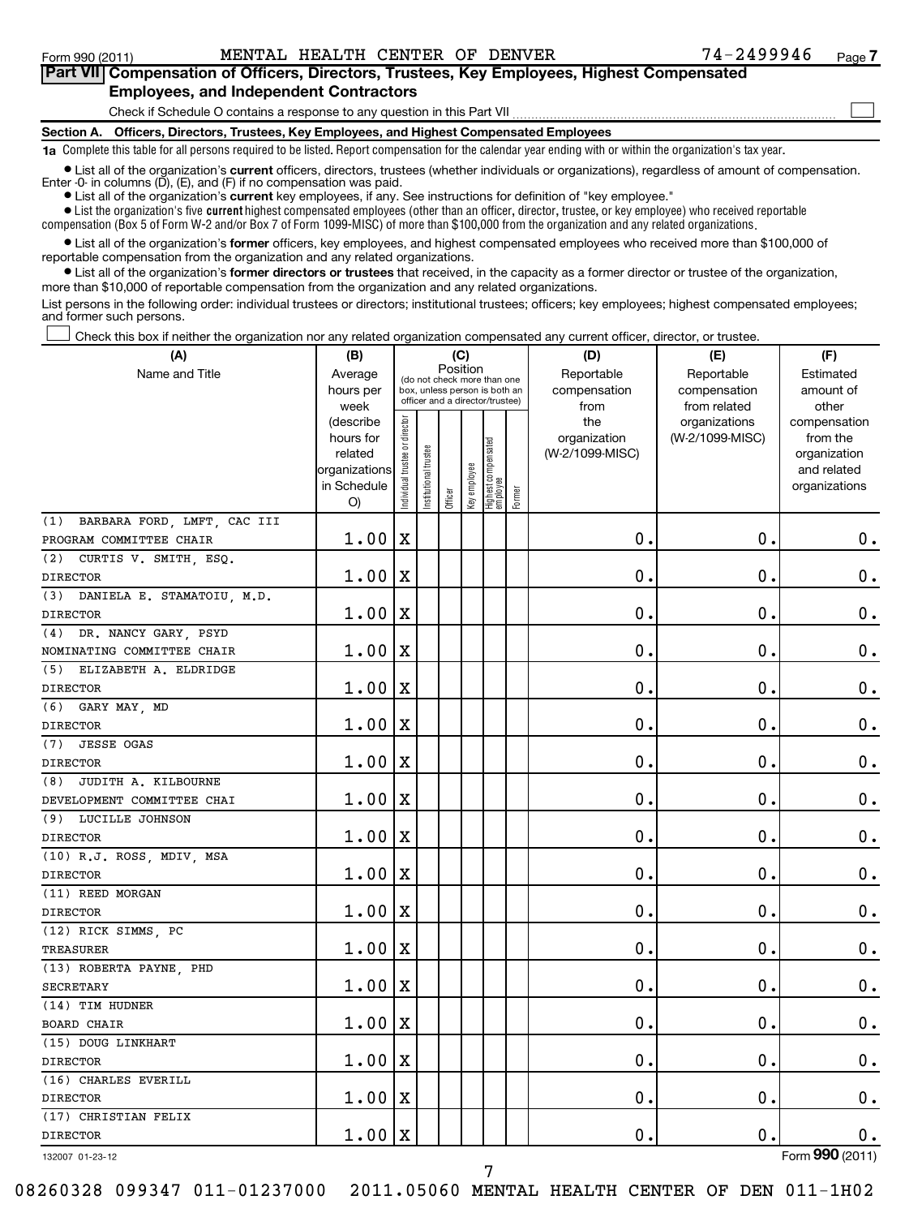Form 990 (2011) MENTAL HEALTH CENTER OF DENVER 74-2499946

## Part VII Compensation of Officers, Directors, Trustees, Key Employees, Highest Compensated Employees, and Independent Contractors

Check if Schedule O contains a response to any question in this Part VII ☐

### Section A. Officers, Directors, Trustees, Key Employees, and Highest Compensated Employees

**1a** Complete this table for all persons required to be listed. Report compensation for the calendar year ending with or within the organization's tax year.

- List all of the organization's **current** officers, directors, trustees (whether individuals or organizations), regardless of amount of compensation. Enter -0- in columns (D), (E), and (F) if no compensation was paid.
- List all of the organization's **current** key employees, if any. See instructions for definition of "key employee."
- List the organization's five **current** highest compensated employees (other than an officer, director, trustee, or key employee) who received reportable compensation (Box 5 of Form W-2 and/or Box 7 of Form 1099-MISC) of more than $100,000 from the organization and any related organizations.
- List all of the organization's **former** officers, key employees, and highest compensated employees who received more than $100,000 of reportable compensation from the organization and any related organizations.
- List all of the organization's **former directors or trustees** that received, in the capacity as a former director or trustee of the organization, more than $10,000 of reportable compensation from the organization and any related organizations.

List persons in the following order: individual trustees or directors; institutional trustees; officers; key employees; highest compensated employees; and former such persons.

☐ Check this box if neither the organization nor any related organization compensated any current officer, director, or trustee.

| (A) Name and Title | (B) Average hours per week (describe hours for related organizations in Schedule O) | (C) Position: Individual trustee or director | Institutional trustee | Officer | Key employee | Highest compensated employee | Former | (D) Reportable compensation from the organization (W-2/1099-MISC) | (E) Reportable compensation from related organizations (W-2/1099-MISC) | (F) Estimated amount of other compensation from the organization and related organizations |
|---|---|---|---|---|---|---|---|---|---|---|
| (1) BARBARA FORD, LMFT, CAC III<br>PROGRAM COMMITTEE CHAIR | 1.00 | X | | | | | | 0. | 0. | 0. |
| (2) CURTIS V. SMITH, ESQ.<br>DIRECTOR | 1.00 | X | | | | | | 0. | 0. | 0. |
| (3) DANIELA E. STAMATOIU, M.D.<br>DIRECTOR | 1.00 | X | | | | | | 0. | 0. | 0. |
| (4) DR. NANCY GARY, PSYD<br>NOMINATING COMMITTEE CHAIR | 1.00 | X | | | | | | 0. | 0. | 0. |
| (5) ELIZABETH A. ELDRIDGE<br>DIRECTOR | 1.00 | X | | | | | | 0. | 0. | 0. |
| (6) GARY MAY, MD<br>DIRECTOR | 1.00 | X | | | | | | 0. | 0. | 0. |
| (7) JESSE OGAS<br>DIRECTOR | 1.00 | X | | | | | | 0. | 0. | 0. |
| (8) JUDITH A. KILBOURNE<br>DEVELOPMENT COMMITTEE CHAI | 1.00 | X | | | | | | 0. | 0. | 0. |
| (9) LUCILLE JOHNSON<br>DIRECTOR | 1.00 | X | | | | | | 0. | 0. | 0. |
| (10) R.J. ROSS, MDIV, MSA<br>DIRECTOR | 1.00 | X | | | | | | 0. | 0. | 0. |
| (11) REED MORGAN<br>DIRECTOR | 1.00 | X | | | | | | 0. | 0. | 0. |
| (12) RICK SIMMS, PC<br>TREASURER | 1.00 | X | | | | | | 0. | 0. | 0. |
| (13) ROBERTA PAYNE, PHD<br>SECRETARY | 1.00 | X | | | | | | 0. | 0. | 0. |
| (14) TIM HUDNER<br>BOARD CHAIR | 1.00 | X | | | | | | 0. | 0. | 0. |
| (15) DOUG LINKHART<br>DIRECTOR | 1.00 | X | | | | | | 0. | 0. | 0. |
| (16) CHARLES EVERILL<br>DIRECTOR | 1.00 | X | | | | | | 0. | 0. | 0. |
| (17) CHRISTIAN FELIX<br>DIRECTOR | 1.00 | X | | | | | | 0. | 0. | 0. |

132007 01-23-12 Form 990 (2011)

08260328 099347 011-01237000 2011.05060 MENTAL HEALTH CENTER OF DEN 011-1H02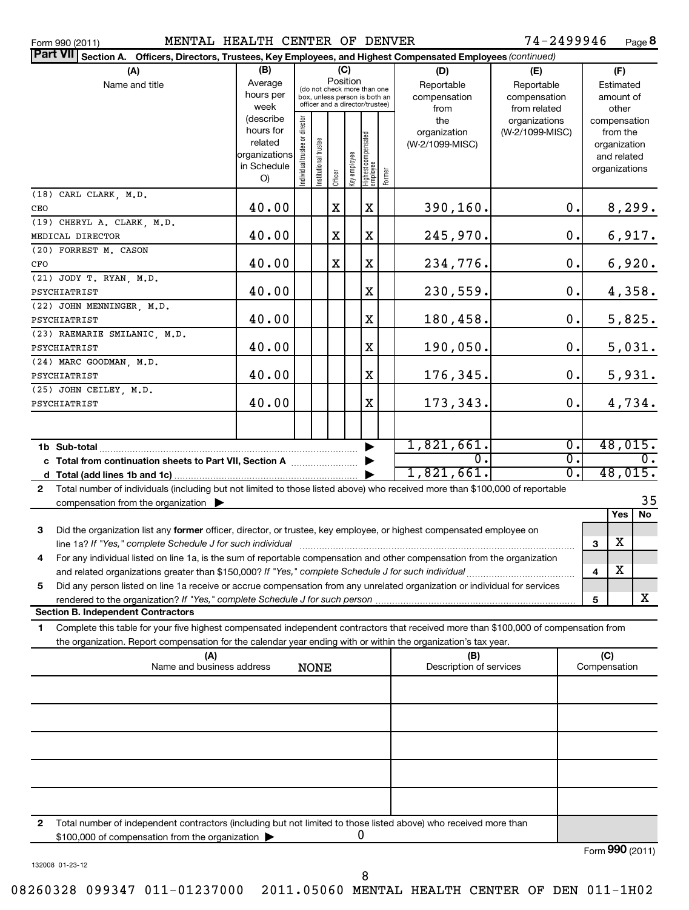Form 990 (2011) MENTAL HEALTH CENTER OF DENVER 74-2499946 Page 8

**Part VII Section A. Officers, Directors, Trustees, Key Employees, and Highest Compensated Employees** *(continued)*

| (A) Name and title | (B) Average hours per week (describe hours for related organizations in Schedule O) | (C) Position: Individual trustee or director | Institutional trustee | Officer | Key employee | Highest compensated employee | Former | (D) Reportable compensation from the organization (W-2/1099-MISC) | (E) Reportable compensation from related organizations (W-2/1099-MISC) | (F) Estimated amount of other compensation from the organization and related organizations |
|---|---|---|---|---|---|---|---|---|---|---|
| (18) CARL CLARK, M.D. CEO | 40.00 | | | X | | X | | 390,160. | 0. | 8,299. |
| (19) CHERYL A. CLARK, M.D. MEDICAL DIRECTOR | 40.00 | | | X | | X | | 245,970. | 0. | 6,917. |
| (20) FORREST M. CASON CFO | 40.00 | | | X | | X | | 234,776. | 0. | 6,920. |
| (21) JODY T. RYAN, M.D. PSYCHIATRIST | 40.00 | | | | | X | | 230,559. | 0. | 4,358. |
| (22) JOHN MENNINGER, M.D. PSYCHIATRIST | 40.00 | | | | | X | | 180,458. | 0. | 5,825. |
| (23) RAEMARIE SMILANIC, M.D. PSYCHIATRIST | 40.00 | | | | | X | | 190,050. | 0. | 5,031. |
| (24) MARC GOODMAN, M.D. PSYCHIATRIST | 40.00 | | | | | X | | 176,345. | 0. | 5,931. |
| (25) JOHN CEILEY, M.D. PSYCHIATRIST | 40.00 | | | | | X | | 173,343. | 0. | 4,734. |
| | | | | | | | | | | |
| **1b Sub-total** | | | | | | | | 1,821,661. | 0. | 48,015. |
| **c Total from continuation sheets to Part VII, Section A** | | | | | | | | 0. | 0. | 0. |
| **d Total (add lines 1b and 1c)** | | | | | | | | 1,821,661. | 0. | 48,015. |

**2** Total number of individuals (including but not limited to those listed above) who received more than $100,000 of reportable compensation from the organization ▶ 35

| | | Yes | No |
|---|---|---|---|
| **3** Did the organization list any **former** officer, director, or trustee, key employee, or highest compensated employee on line 1a? *If "Yes," complete Schedule J for such individual* | 3 | X | |
| **4** For any individual listed on line 1a, is the sum of reportable compensation and other compensation from the organization and related organizations greater than $150,000? *If "Yes," complete Schedule J for such individual* | 4 | X | |
| **5** Did any person listed on line 1a receive or accrue compensation from any unrelated organization or individual for services rendered to the organization? *If "Yes," complete Schedule J for such person* | 5 | | X |

**Section B. Independent Contractors**

**1** Complete this table for your five highest compensated independent contractors that received more than $100,000 of compensation from the organization. Report compensation for the calendar year ending with or within the organization's tax year.

| (A) Name and business address | (B) Description of services | (C) Compensation |
|---|---|---|
| NONE | | |
| | | |
| | | |
| | | |
| | | |

**2** Total number of independent contractors (including but not limited to those listed above) who received more than $100,000 of compensation from the organization ▶ 0

Form **990** (2011)

132008 01-23-12

08260328 099347 011-01237000 2011.05060 MENTAL HEALTH CENTER OF DEN 011-1H02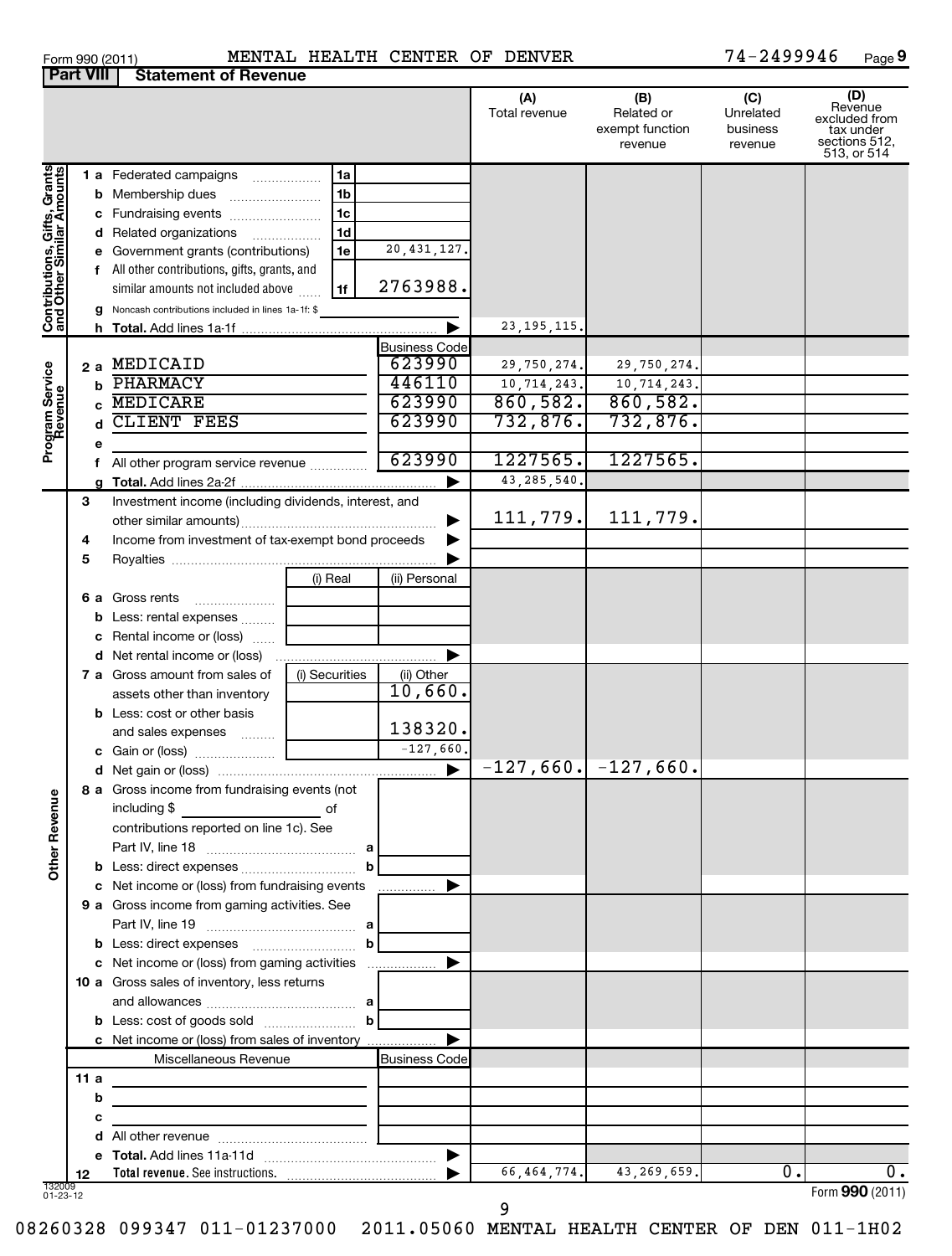Form 990 (2011) MENTAL HEALTH CENTER OF DENVER 74-2499946 Page 9

**Part VIII Statement of Revenue**

| | | | | (A) Total revenue | (B) Related or exempt function revenue | (C) Unrelated business revenue | (D) Revenue excluded from tax under sections 512, 513, or 514 |
|---|---|---|---|---|---|---|---|
| **Contributions, Gifts, Grants and Other Similar Amounts** | 1 a Federated campaigns | 1a | | | | | |
| | b Membership dues | 1b | | | | | |
| | c Fundraising events | 1c | | | | | |
| | d Related organizations | 1d | | | | | |
| | e Government grants (contributions) | 1e | 20,431,127. | | | | |
| | f All other contributions, gifts, grants, and similar amounts not included above | 1f | 2763988. | | | | |
| | g Noncash contributions included in lines 1a-1f: $ | | | | | | |
| | h **Total.** Add lines 1a-1f | | | 23,195,115. | | | |
| **Program Service Revenue** | | | Business Code | | | | |
| | 2 a MEDICAID | | 623990 | 29,750,274. | 29,750,274. | | |
| | b PHARMACY | | 446110 | 10,714,243. | 10,714,243. | | |
| | c MEDICARE | | 623990 | 860,582. | 860,582. | | |
| | d CLIENT FEES | | 623990 | 732,876. | 732,876. | | |
| | e | | | | | | |
| | f All other program service revenue | | 623990 | 1227565. | 1227565. | | |
| | g **Total.** Add lines 2a-2f | | | 43,285,540. | | | |
| **Other Revenue** | 3 Investment income (including dividends, interest, and other similar amounts) | | | 111,779. | 111,779. | | |
| | 4 Income from investment of tax-exempt bond proceeds | | | | | | |
| | 5 Royalties | | | | | | |
| | | (i) Real | (ii) Personal | | | | |
| | 6 a Gross rents | | | | | | |
| | b Less: rental expenses | | | | | | |
| | c Rental income or (loss) | | | | | | |
| | d Net rental income or (loss) | | | | | | |
| | | (i) Securities | (ii) Other | | | | |
| | 7 a Gross amount from sales of assets other than inventory | | 10,660. | | | | |
| | b Less: cost or other basis and sales expenses | | 138320. | | | | |
| | c Gain or (loss) | | -127,660. | | | | |
| | d Net gain or (loss) | | | -127,660. | -127,660. | | |
| | 8 a Gross income from fundraising events (not including $ of contributions reported on line 1c). See Part IV, line 18 | a | | | | | |
| | b Less: direct expenses | b | | | | | |
| | c Net income or (loss) from fundraising events | | | | | | |
| | 9 a Gross income from gaming activities. See Part IV, line 19 | a | | | | | |
| | b Less: direct expenses | b | | | | | |
| | c Net income or (loss) from gaming activities | | | | | | |
| | 10 a Gross sales of inventory, less returns and allowances | a | | | | | |
| | b Less: cost of goods sold | b | | | | | |
| | c Net income or (loss) from sales of inventory | | | | | | |
| | Miscellaneous Revenue | | Business Code | | | | |
| | 11 a | | | | | | |
| | b | | | | | | |
| | c | | | | | | |
| | d All other revenue | | | | | | |
| | e **Total.** Add lines 11a-11d | | | | | | |
| | 12 **Total revenue.** See instructions. | | | 66,464,774. | 43,269,659. | 0. | 0. |

132009 01-23-12

Form **990** (2011)

08260328 099347 011-01237000 2011.05060 MENTAL HEALTH CENTER OF DEN 011-1H02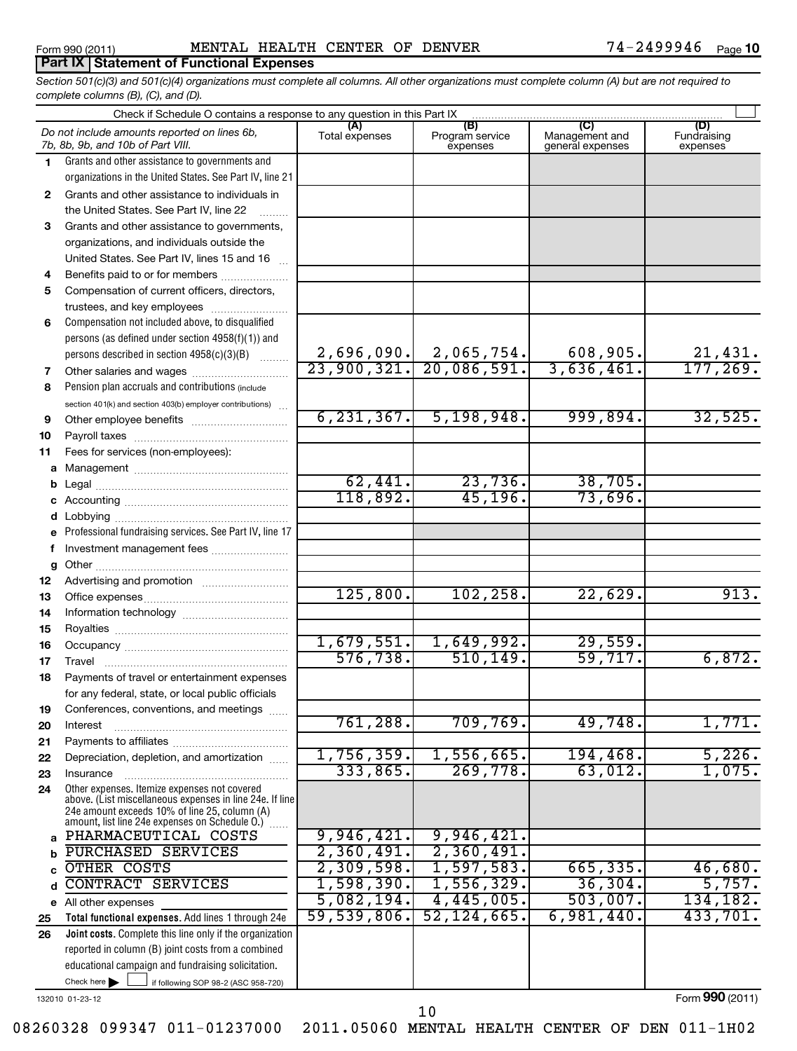Form 990 (2011) MENTAL HEALTH CENTER OF DENVER 74-2499946 Page 10

**Part IX Statement of Functional Expenses**

*Section 501(c)(3) and 501(c)(4) organizations must complete all columns. All other organizations must complete column (A) but are not required to complete columns (B), (C), and (D).*

Check if Schedule O contains a response to any question in this Part IX

| *Do not include amounts reported on lines 6b, 7b, 8b, 9b, and 10b of Part VIII.* | (A) Total expenses | (B) Program service expenses | (C) Management and general expenses | (D) Fundraising expenses |
|---|---|---|---|---|
| 1 Grants and other assistance to governments and organizations in the United States. See Part IV, line 21 | | | | |
| 2 Grants and other assistance to individuals in the United States. See Part IV, line 22 | | | | |
| 3 Grants and other assistance to governments, organizations, and individuals outside the United States. See Part IV, lines 15 and 16 | | | | |
| 4 Benefits paid to or for members | | | | |
| 5 Compensation of current officers, directors, trustees, and key employees | | | | |
| 6 Compensation not included above, to disqualified persons (as defined under section 4958(f)(1)) and persons described in section 4958(c)(3)(B) | 2,696,090. | 2,065,754. | 608,905. | 21,431. |
| 7 Other salaries and wages | 23,900,321. | 20,086,591. | 3,636,461. | 177,269. |
| 8 Pension plan accruals and contributions (include section 401(k) and section 403(b) employer contributions) | | | | |
| 9 Other employee benefits | 6,231,367. | 5,198,948. | 999,894. | 32,525. |
| 10 Payroll taxes | | | | |
| 11 Fees for services (non-employees): | | | | |
| a Management | | | | |
| b Legal | 62,441. | 23,736. | 38,705. | |
| c Accounting | 118,892. | 45,196. | 73,696. | |
| d Lobbying | | | | |
| e Professional fundraising services. See Part IV, line 17 | | | | |
| f Investment management fees | | | | |
| g Other | | | | |
| 12 Advertising and promotion | | | | |
| 13 Office expenses | 125,800. | 102,258. | 22,629. | 913. |
| 14 Information technology | | | | |
| 15 Royalties | | | | |
| 16 Occupancy | 1,679,551. | 1,649,992. | 29,559. | |
| 17 Travel | 576,738. | 510,149. | 59,717. | 6,872. |
| 18 Payments of travel or entertainment expenses for any federal, state, or local public officials | | | | |
| 19 Conferences, conventions, and meetings | | | | |
| 20 Interest | 761,288. | 709,769. | 49,748. | 1,771. |
| 21 Payments to affiliates | | | | |
| 22 Depreciation, depletion, and amortization | 1,756,359. | 1,556,665. | 194,468. | 5,226. |
| 23 Insurance | 333,865. | 269,778. | 63,012. | 1,075. |
| 24 Other expenses. Itemize expenses not covered above. (List miscellaneous expenses in line 24e. If line 24e amount exceeds 10% of line 25, column (A) amount, list line 24e expenses on Schedule O.) | | | | |
| a PHARMACEUTICAL COSTS | 9,946,421. | 9,946,421. | | |
| b PURCHASED SERVICES | 2,360,491. | 2,360,491. | | |
| c OTHER COSTS | 2,309,598. | 1,597,583. | 665,335. | 46,680. |
| d CONTRACT SERVICES | 1,598,390. | 1,556,329. | 36,304. | 5,757. |
| e All other expenses | 5,082,194. | 4,445,005. | 503,007. | 134,182. |
| 25 **Total functional expenses.** Add lines 1 through 24e | 59,539,806. | 52,124,665. | 6,981,440. | 433,701. |
| 26 **Joint costs.** Complete this line only if the organization reported in column (B) joint costs from a combined educational campaign and fundraising solicitation. Check here ☐ if following SOP 98-2 (ASC 958-720) | | | | |

132010 01-23-12 Form **990** (2011)

08260328 099347 011-01237000 2011.05060 MENTAL HEALTH CENTER OF DEN 011-1H02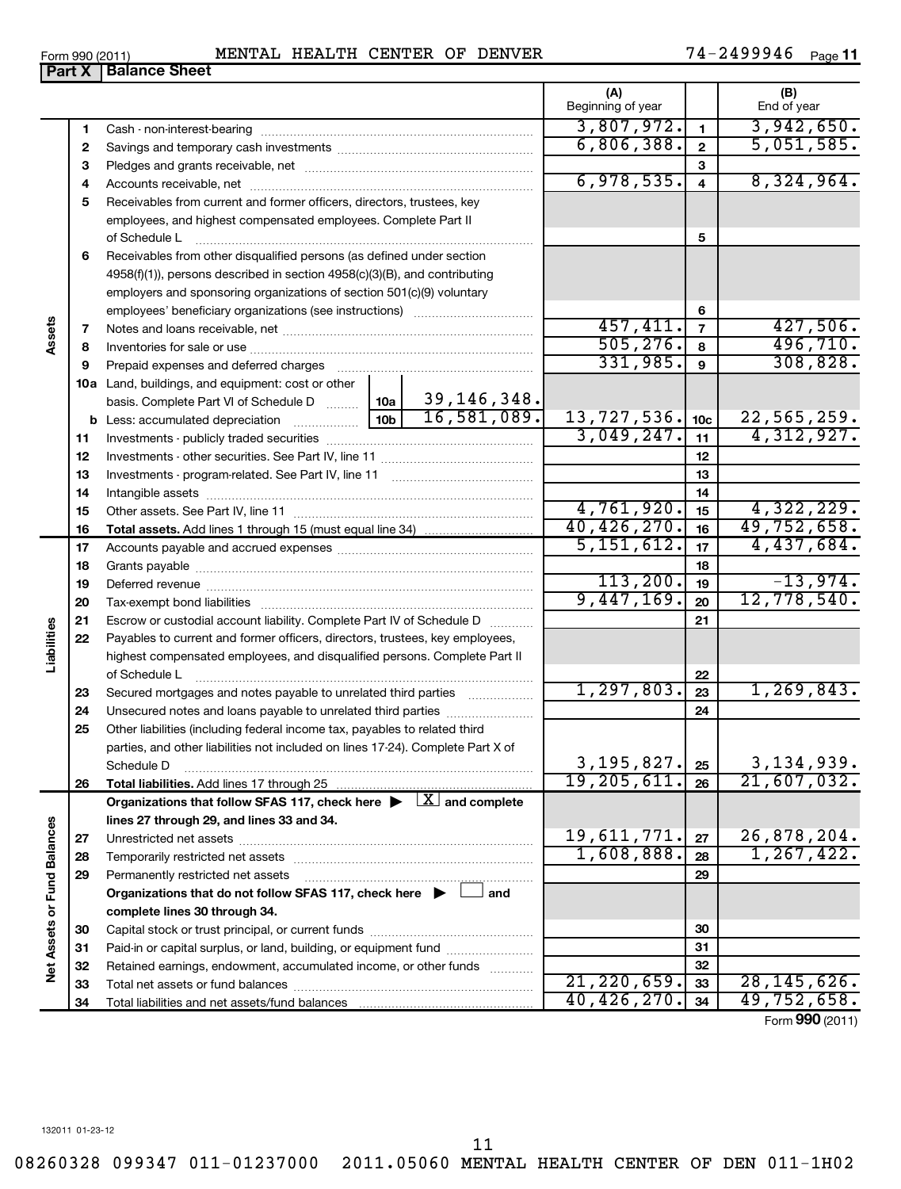Form 990 (2011) MENTAL HEALTH CENTER OF DENVER 74-2499946 Page 11

## Part X | Balance Sheet

| | | Description | | (A) Beginning of year | | (B) End of year |
|---|---|---|---|---|---|---|
| Assets | 1 | Cash - non-interest-bearing | | 3,807,972. | 1 | 3,942,650. |
| | 2 | Savings and temporary cash investments | | 6,806,388. | 2 | 5,051,585. |
| | 3 | Pledges and grants receivable, net | | | 3 | |
| | 4 | Accounts receivable, net | | 6,978,535. | 4 | 8,324,964. |
| | 5 | Receivables from current and former officers, directors, trustees, key employees, and highest compensated employees. Complete Part II of Schedule L | | | 5 | |
| | 6 | Receivables from other disqualified persons (as defined under section 4958(f)(1)), persons described in section 4958(c)(3)(B), and contributing employers and sponsoring organizations of section 501(c)(9) voluntary employees' beneficiary organizations (see instructions) | | | 6 | |
| | 7 | Notes and loans receivable, net | | 457,411. | 7 | 427,506. |
| | 8 | Inventories for sale or use | | 505,276. | 8 | 496,710. |
| | 9 | Prepaid expenses and deferred charges | | 331,985. | 9 | 308,828. |
| | 10a | Land, buildings, and equipment: cost or other basis. Complete Part VI of Schedule D | 10a 39,146,348. | | | |
| | b | Less: accumulated depreciation | 10b 16,581,089. | 13,727,536. | 10c | 22,565,259. |
| | 11 | Investments - publicly traded securities | | 3,049,247. | 11 | 4,312,927. |
| | 12 | Investments - other securities. See Part IV, line 11 | | | 12 | |
| | 13 | Investments - program-related. See Part IV, line 11 | | | 13 | |
| | 14 | Intangible assets | | | 14 | |
| | 15 | Other assets. See Part IV, line 11 | | 4,761,920. | 15 | 4,322,229. |
| | 16 | **Total assets.** Add lines 1 through 15 (must equal line 34) | | 40,426,270. | 16 | 49,752,658. |
| Liabilities | 17 | Accounts payable and accrued expenses | | 5,151,612. | 17 | 4,437,684. |
| | 18 | Grants payable | | | 18 | |
| | 19 | Deferred revenue | | 113,200. | 19 | -13,974. |
| | 20 | Tax-exempt bond liabilities | | 9,447,169. | 20 | 12,778,540. |
| | 21 | Escrow or custodial account liability. Complete Part IV of Schedule D | | | 21 | |
| | 22 | Payables to current and former officers, directors, trustees, key employees, highest compensated employees, and disqualified persons. Complete Part II of Schedule L | | | 22 | |
| | 23 | Secured mortgages and notes payable to unrelated third parties | | 1,297,803. | 23 | 1,269,843. |
| | 24 | Unsecured notes and loans payable to unrelated third parties | | | 24 | |
| | 25 | Other liabilities (including federal income tax, payables to related third parties, and other liabilities not included on lines 17-24). Complete Part X of Schedule D | | 3,195,827. | 25 | 3,134,939. |
| | 26 | **Total liabilities.** Add lines 17 through 25 | | 19,205,611. | 26 | 21,607,032. |
| Net Assets or Fund Balances | | **Organizations that follow SFAS 117, check here ▶ [X] and complete lines 27 through 29, and lines 33 and 34.** | | | | |
| | 27 | Unrestricted net assets | | 19,611,771. | 27 | 26,878,204. |
| | 28 | Temporarily restricted net assets | | 1,608,888. | 28 | 1,267,422. |
| | 29 | Permanently restricted net assets | | | 29 | |
| | | **Organizations that do not follow SFAS 117, check here ▶ [ ] and complete lines 30 through 34.** | | | | |
| | 30 | Capital stock or trust principal, or current funds | | | 30 | |
| | 31 | Paid-in or capital surplus, or land, building, or equipment fund | | | 31 | |
| | 32 | Retained earnings, endowment, accumulated income, or other funds | | | 32 | |
| | 33 | Total net assets or fund balances | | 21,220,659. | 33 | 28,145,626. |
| | 34 | Total liabilities and net assets/fund balances | | 40,426,270. | 34 | 49,752,658. |

Form **990** (2011)

132011 01-23-12

08260328 099347 011-01237000 2011.05060 MENTAL HEALTH CENTER OF DEN 011-1H02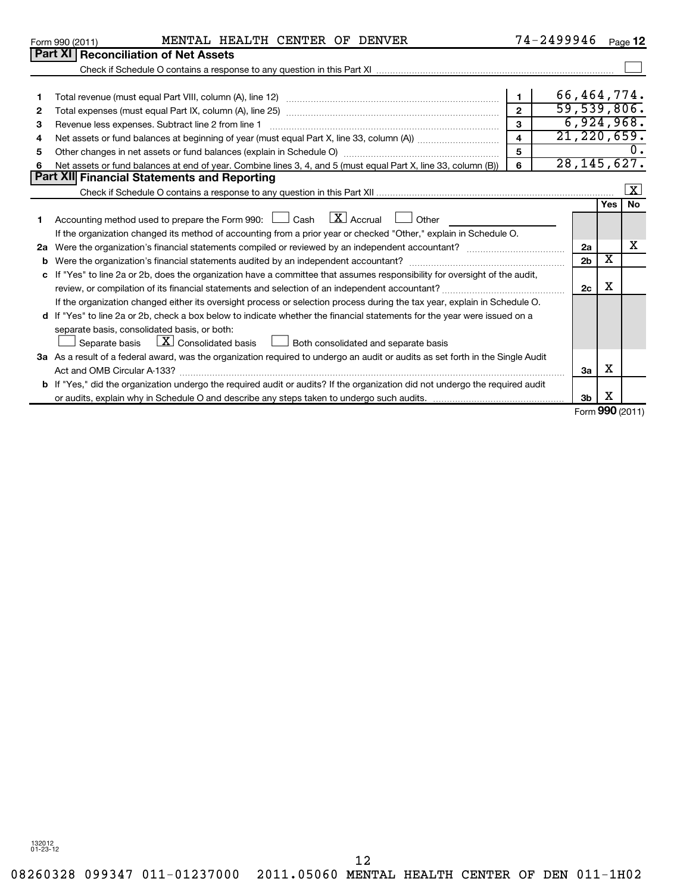Form 990 (2011) MENTAL HEALTH CENTER OF DENVER 74-2499946 Page 12

## Part XI Reconciliation of Net Assets

Check if Schedule O contains a response to any question in this Part XI ☐

| | | | |
|---|---|---|---|
| 1 | Total revenue (must equal Part VIII, column (A), line 12) | 1 | 66,464,774. |
| 2 | Total expenses (must equal Part IX, column (A), line 25) | 2 | 59,539,806. |
| 3 | Revenue less expenses. Subtract line 2 from line 1 | 3 | 6,924,968. |
| 4 | Net assets or fund balances at beginning of year (must equal Part X, line 33, column (A)) | 4 | 21,220,659. |
| 5 | Other changes in net assets or fund balances (explain in Schedule O) | 5 | 0. |
| 6 | Net assets or fund balances at end of year. Combine lines 3, 4, and 5 (must equal Part X, line 33, column (B)) | 6 | 28,145,627. |

## Part XII Financial Statements and Reporting

Check if Schedule O contains a response to any question in this Part XII ☒

| | | | Yes | No |
|---|---|---|---|---|
| 1 | Accounting method used to prepare the Form 990: ☐ Cash ☒ Accrual ☐ Other<br>If the organization changed its method of accounting from a prior year or checked "Other," explain in Schedule O. | | | |
| 2a | Were the organization's financial statements compiled or reviewed by an independent accountant? | 2a | | X |
| b | Were the organization's financial statements audited by an independent accountant? | 2b | X | |
| c | If "Yes" to line 2a or 2b, does the organization have a committee that assumes responsibility for oversight of the audit, review, or compilation of its financial statements and selection of an independent accountant?<br>If the organization changed either its oversight process or selection process during the tax year, explain in Schedule O. | 2c | X | |
| d | If "Yes" to line 2a or 2b, check a box below to indicate whether the financial statements for the year were issued on a separate basis, consolidated basis, or both:<br>☐ Separate basis ☒ Consolidated basis ☐ Both consolidated and separate basis | | | |
| 3a | As a result of a federal award, was the organization required to undergo an audit or audits as set forth in the Single Audit Act and OMB Circular A-133? | 3a | X | |
| b | If "Yes," did the organization undergo the required audit or audits? If the organization did not undergo the required audit or audits, explain why in Schedule O and describe any steps taken to undergo such audits. | 3b | X | |

Form **990** (2011)

132012 01-23-12

08260328 099347 011-01237000 2011.05060 MENTAL HEALTH CENTER OF DEN 011-1H02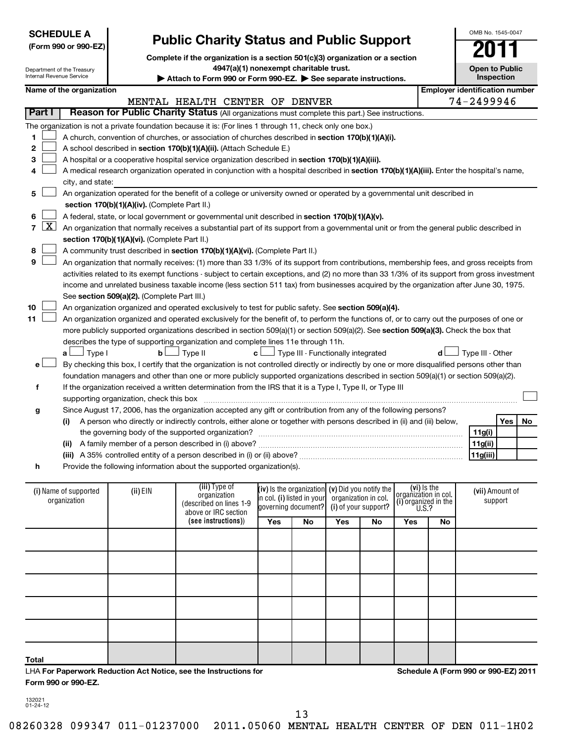**SCHEDULE A**
**(Form 990 or 990-EZ)**

Department of the Treasury
Internal Revenue Service

# Public Charity Status and Public Support

**Complete if the organization is a section 501(c)(3) organization or a section 4947(a)(1) nonexempt charitable trust.**
**▶ Attach to Form 990 or Form 990-EZ. ▶ See separate instructions.**

OMB No. 1545-0047
**2011**
**Open to Public Inspection**

**Name of the organization:** MENTAL HEALTH CENTER OF DENVER
**Employer identification number:** 74-2499946

## Part I Reason for Public Charity Status (All organizations must complete this part.) See instructions.

The organization is not a private foundation because it is: (For lines 1 through 11, check only one box.)

1. ☐ A church, convention of churches, or association of churches described in **section 170(b)(1)(A)(i).**
2. ☐ A school described in **section 170(b)(1)(A)(ii).** (Attach Schedule E.)
3. ☐ A hospital or a cooperative hospital service organization described in **section 170(b)(1)(A)(iii).**
4. ☐ A medical research organization operated in conjunction with a hospital described in **section 170(b)(1)(A)(iii).** Enter the hospital's name, city, and state:
5. ☐ An organization operated for the benefit of a college or university owned or operated by a governmental unit described in **section 170(b)(1)(A)(iv).** (Complete Part II.)
6. ☐ A federal, state, or local government or governmental unit described in **section 170(b)(1)(A)(v).**
7. ☒ An organization that normally receives a substantial part of its support from a governmental unit or from the general public described in **section 170(b)(1)(A)(vi).** (Complete Part II.)
8. ☐ A community trust described in **section 170(b)(1)(A)(vi).** (Complete Part II.)
9. ☐ An organization that normally receives: (1) more than 33 1/3% of its support from contributions, membership fees, and gross receipts from activities related to its exempt functions - subject to certain exceptions, and (2) no more than 33 1/3% of its support from gross investment income and unrelated business taxable income (less section 511 tax) from businesses acquired by the organization after June 30, 1975. See **section 509(a)(2).** (Complete Part III.)
10. ☐ An organization organized and operated exclusively to test for public safety. See **section 509(a)(4).**
11. ☐ An organization organized and operated exclusively for the benefit of, to perform the functions of, or to carry out the purposes of one or more publicly supported organizations described in section 509(a)(1) or section 509(a)(2). See **section 509(a)(3).** Check the box that describes the type of supporting organization and complete lines 11e through 11h.
   - **a** ☐ Type I  **b** ☐ Type II  **c** ☐ Type III - Functionally integrated  **d** ☐ Type III - Other
   - **e** ☐ By checking this box, I certify that the organization is not controlled directly or indirectly by one or more disqualified persons other than foundation managers and other than one or more publicly supported organizations described in section 509(a)(1) or section 509(a)(2).
   - **f** If the organization received a written determination from the IRS that it is a Type I, Type II, or Type III supporting organization, check this box ☐
   - **g** Since August 17, 2006, has the organization accepted any gift or contribution from any of the following persons?

| | | Yes | No |
|---|---|---|---|
| (i) A person who directly or indirectly controls, either alone or together with persons described in (ii) and (iii) below, the governing body of the supported organization? | 11g(i) | | |
| (ii) A family member of a person described in (i) above? | 11g(ii) | | |
| (iii) A 35% controlled entity of a person described in (i) or (ii) above? | 11g(iii) | | |

   - **h** Provide the following information about the supported organization(s).

| (i) Name of supported organization | (ii) EIN | (iii) Type of organization (described on lines 1-9 above or IRC section (see instructions)) | (iv) Is the organization in col. (i) listed in your governing document? | | (v) Did you notify the organization in col. (i) of your support? | | (vi) Is the organization in col. (i) organized in the U.S.? | | (vii) Amount of support |
|---|---|---|---|---|---|---|---|---|---|
| | | | Yes | No | Yes | No | Yes | No | |
| | | | | | | | | | |
| | | | | | | | | | |
| | | | | | | | | | |
| | | | | | | | | | |
| | | | | | | | | | |
| **Total** | | | | | | | | | |

LHA **For Paperwork Reduction Act Notice, see the Instructions for Form 990 or 990-EZ.** **Schedule A (Form 990 or 990-EZ) 2011**

132021
01-24-12

08260328 099347 011-01237000 2011.05060 MENTAL HEALTH CENTER OF DEN 011-1H02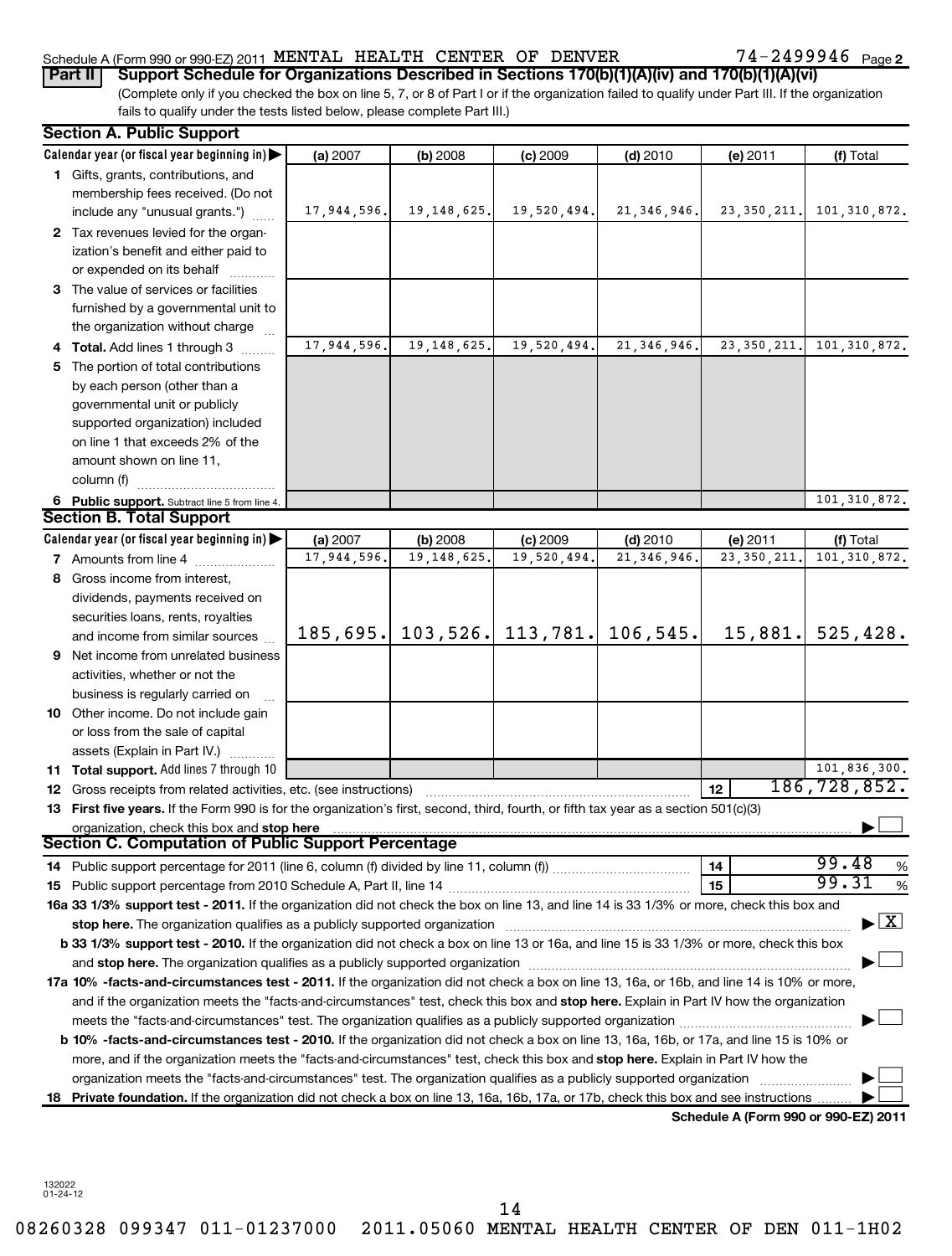Schedule A (Form 990 or 990-EZ) 2011 MENTAL HEALTH CENTER OF DENVER 74-2499946 Page 2

**Part II Support Schedule for Organizations Described in Sections 170(b)(1)(A)(iv) and 170(b)(1)(A)(vi)**

(Complete only if you checked the box on line 5, 7, or 8 of Part I or if the organization failed to qualify under Part III. If the organization fails to qualify under the tests listed below, please complete Part III.)

## Section A. Public Support

| Calendar year (or fiscal year beginning in) ▶ | (a) 2007 | (b) 2008 | (c) 2009 | (d) 2010 | (e) 2011 | (f) Total |
|---|---|---|---|---|---|---|
| **1** Gifts, grants, contributions, and membership fees received. (Do not include any "unusual grants.") | 17,944,596. | 19,148,625. | 19,520,494. | 21,346,946. | 23,350,211. | 101,310,872. |
| **2** Tax revenues levied for the organization's benefit and either paid to or expended on its behalf | | | | | | |
| **3** The value of services or facilities furnished by a governmental unit to the organization without charge | | | | | | |
| **4 Total.** Add lines 1 through 3 | 17,944,596. | 19,148,625. | 19,520,494. | 21,346,946. | 23,350,211. | 101,310,872. |
| **5** The portion of total contributions by each person (other than a governmental unit or publicly supported organization) included on line 1 that exceeds 2% of the amount shown on line 11, column (f) | | | | | | |
| **6 Public support.** Subtract line 5 from line 4. | | | | | | 101,310,872. |

## Section B. Total Support

| Calendar year (or fiscal year beginning in) ▶ | (a) 2007 | (b) 2008 | (c) 2009 | (d) 2010 | (e) 2011 | (f) Total |
|---|---|---|---|---|---|---|
| **7** Amounts from line 4 | 17,944,596. | 19,148,625. | 19,520,494. | 21,346,946. | 23,350,211. | 101,310,872. |
| **8** Gross income from interest, dividends, payments received on securities loans, rents, royalties and income from similar sources | 185,695. | 103,526. | 113,781. | 106,545. | 15,881. | 525,428. |
| **9** Net income from unrelated business activities, whether or not the business is regularly carried on | | | | | | |
| **10** Other income. Do not include gain or loss from the sale of capital assets (Explain in Part IV.) | | | | | | |
| **11 Total support.** Add lines 7 through 10 | | | | | | 101,836,300. |

**12** Gross receipts from related activities, etc. (see instructions) **12** 186,728,852.

**13 First five years.** If the Form 990 is for the organization's first, second, third, fourth, or fifth tax year as a section 501(c)(3) organization, check this box and **stop here** ▶ ☐

## Section C. Computation of Public Support Percentage

**14** Public support percentage for 2011 (line 6, column (f) divided by line 11, column (f)) **14** 99.48 %

**15** Public support percentage from 2010 Schedule A, Part II, line 14 **15** 99.31 %

**16a 33 1/3% support test - 2011.** If the organization did not check the box on line 13, and line 14 is 33 1/3% or more, check this box and **stop here.** The organization qualifies as a publicly supported organization ▶ ☒

**b 33 1/3% support test - 2010.** If the organization did not check a box on line 13 or 16a, and line 15 is 33 1/3% or more, check this box and **stop here.** The organization qualifies as a publicly supported organization ▶ ☐

**17a 10% -facts-and-circumstances test - 2011.** If the organization did not check a box on line 13, 16a, or 16b, and line 14 is 10% or more, and if the organization meets the "facts-and-circumstances" test, check this box and **stop here.** Explain in Part IV how the organization meets the "facts-and-circumstances" test. The organization qualifies as a publicly supported organization ▶ ☐

**b 10% -facts-and-circumstances test - 2010.** If the organization did not check a box on line 13, 16a, 16b, or 17a, and line 15 is 10% or more, and if the organization meets the "facts-and-circumstances" test, check this box and **stop here.** Explain in Part IV how the organization meets the "facts-and-circumstances" test. The organization qualifies as a publicly supported organization ▶ ☐

**18 Private foundation.** If the organization did not check a box on line 13, 16a, 16b, 17a, or 17b, check this box and see instructions ▶ ☐

**Schedule A (Form 990 or 990-EZ) 2011**

132022 01-24-12

08260328 099347 011-01237000 2011.05060 MENTAL HEALTH CENTER OF DEN 011-1H02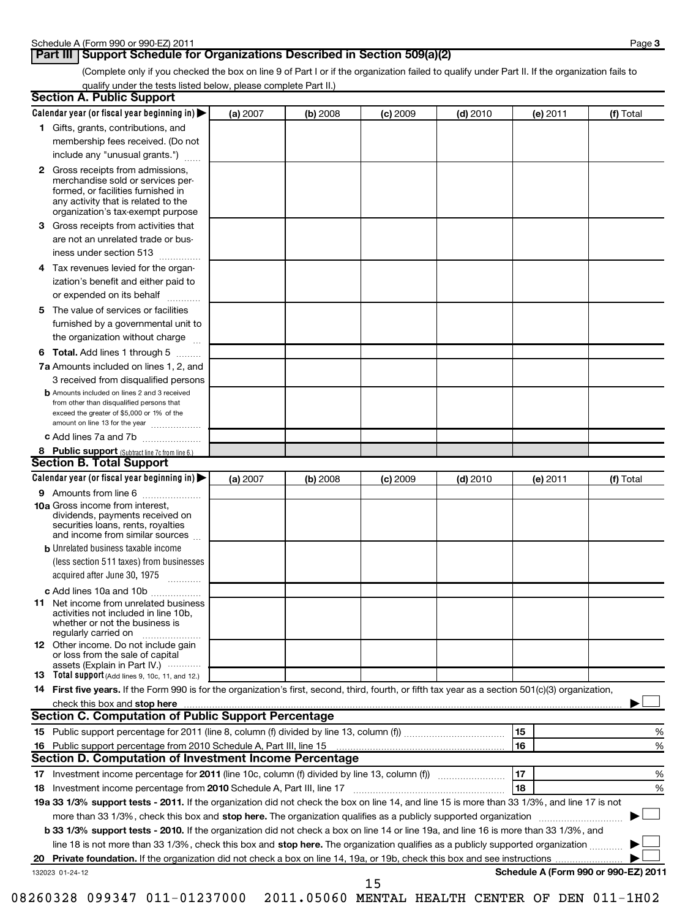## Part III Support Schedule for Organizations Described in Section 509(a)(2)

(Complete only if you checked the box on line 9 of Part I or if the organization failed to qualify under Part II. If the organization fails to qualify under the tests listed below, please complete Part II.)

### Section A. Public Support

| Calendar year (or fiscal year beginning in) ▶ | (a) 2007 | (b) 2008 | (c) 2009 | (d) 2010 | (e) 2011 | (f) Total |
|---|---|---|---|---|---|---|
| **1** Gifts, grants, contributions, and membership fees received. (Do not include any "unusual grants.") | | | | | | |
| **2** Gross receipts from admissions, merchandise sold or services performed, or facilities furnished in any activity that is related to the organization's tax-exempt purpose | | | | | | |
| **3** Gross receipts from activities that are not an unrelated trade or business under section 513 | | | | | | |
| **4** Tax revenues levied for the organization's benefit and either paid to or expended on its behalf | | | | | | |
| **5** The value of services or facilities furnished by a governmental unit to the organization without charge | | | | | | |
| **6 Total.** Add lines 1 through 5 | | | | | | |
| **7a** Amounts included on lines 1, 2, and 3 received from disqualified persons | | | | | | |
| **b** Amounts included on lines 2 and 3 received from other than disqualified persons that exceed the greater of $5,000 or 1% of the amount on line 13 for the year | | | | | | |
| **c** Add lines 7a and 7b | | | | | | |
| **8 Public support** (Subtract line 7c from line 6.) | | | | | | |

### Section B. Total Support

| Calendar year (or fiscal year beginning in) ▶ | (a) 2007 | (b) 2008 | (c) 2009 | (d) 2010 | (e) 2011 | (f) Total |
|---|---|---|---|---|---|---|
| **9** Amounts from line 6 | | | | | | |
| **10a** Gross income from interest, dividends, payments received on securities loans, rents, royalties and income from similar sources | | | | | | |
| **b** Unrelated business taxable income (less section 511 taxes) from businesses acquired after June 30, 1975 | | | | | | |
| **c** Add lines 10a and 10b | | | | | | |
| **11** Net income from unrelated business activities not included in line 10b, whether or not the business is regularly carried on | | | | | | |
| **12** Other income. Do not include gain or loss from the sale of capital assets (Explain in Part IV.) | | | | | | |
| **13 Total support** (Add lines 9, 10c, 11, and 12.) | | | | | | |

**14 First five years.** If the Form 990 is for the organization's first, second, third, fourth, or fifth tax year as a section 501(c)(3) organization, check this box and **stop here** ▶ ☐

### Section C. Computation of Public Support Percentage

| | | | |
|---|---|---|---|
| **15** | Public support percentage for 2011 (line 8, column (f) divided by line 13, column (f)) | 15 | % |
| **16** | Public support percentage from 2010 Schedule A, Part III, line 15 | 16 | % |

### Section D. Computation of Investment Income Percentage

| | | | |
|---|---|---|---|
| **17** | Investment income percentage for **2011** (line 10c, column (f) divided by line 13, column (f)) | 17 | % |
| **18** | Investment income percentage from **2010** Schedule A, Part III, line 17 | 18 | % |

**19a 33 1/3% support tests - 2011.** If the organization did not check the box on line 14, and line 15 is more than 33 1/3%, and line 17 is not more than 33 1/3%, check this box and **stop here.** The organization qualifies as a publicly supported organization ▶ ☐

**b 33 1/3% support tests - 2010.** If the organization did not check a box on line 14 or line 19a, and line 16 is more than 33 1/3%, and line 18 is not more than 33 1/3%, check this box and **stop here.** The organization qualifies as a publicly supported organization ▶ ☐

**20 Private foundation.** If the organization did not check a box on line 14, 19a, or 19b, check this box and see instructions ▶ ☐

132023 01-24-12

**Schedule A (Form 990 or 990-EZ) 2011**

08260328 099347 011-01237000 2011.05060 MENTAL HEALTH CENTER OF DEN 011-1H02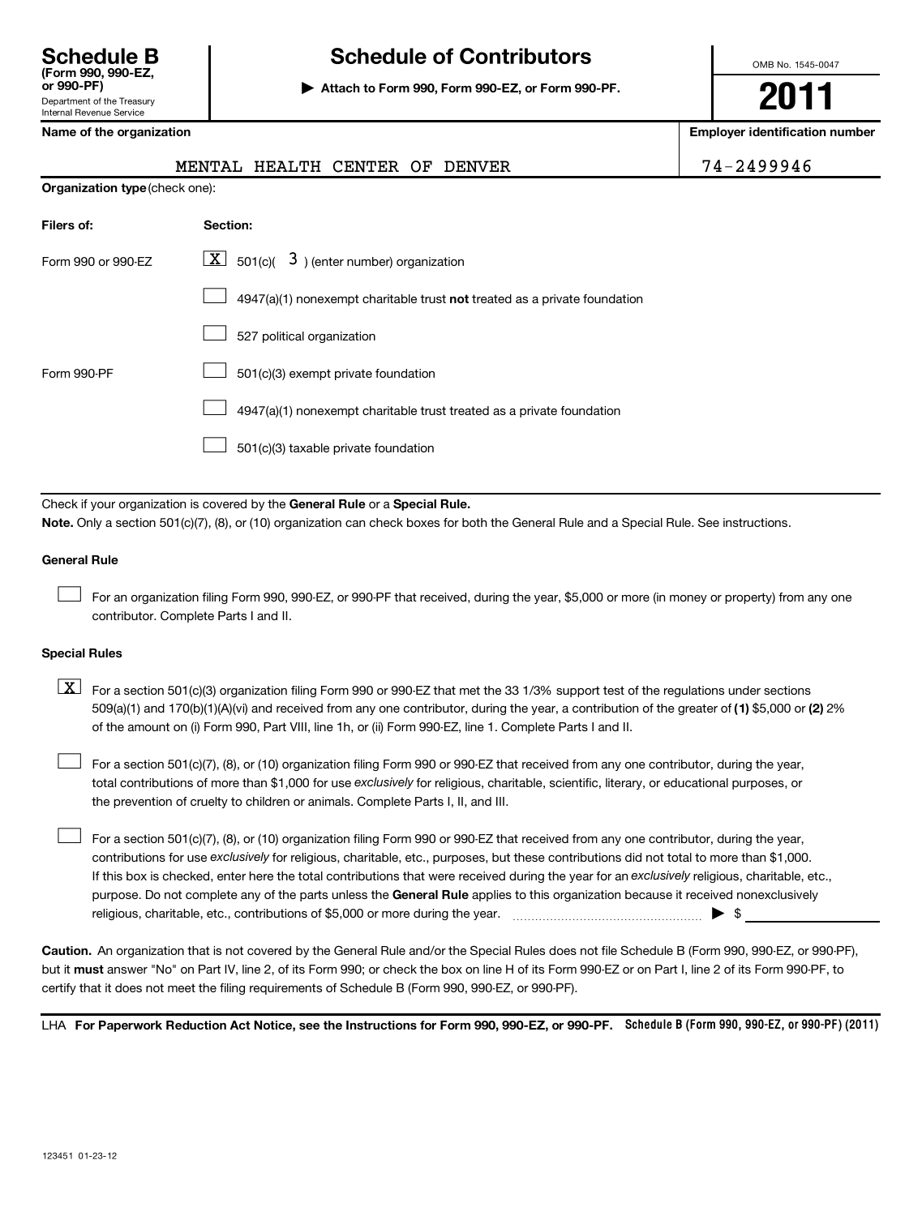# Schedule B (Form 990, 990-EZ, or 990-PF)

Department of the Treasury
Internal Revenue Service

## Schedule of Contributors

▶ **Attach to Form 990, Form 990-EZ, or Form 990-PF.**

OMB No. 1545-0047

**2011**

| Name of the organization | Employer identification number |
|---|---|
| MENTAL HEALTH CENTER OF DENVER | 74-2499946 |

**Organization type** (check one):

| Filers of: | Section: |
|---|---|
| Form 990 or 990-EZ | [X] 501(c)( 3 ) (enter number) organization |
| | [ ] 4947(a)(1) nonexempt charitable trust **not** treated as a private foundation |
| | [ ] 527 political organization |
| Form 990-PF | [ ] 501(c)(3) exempt private foundation |
| | [ ] 4947(a)(1) nonexempt charitable trust treated as a private foundation |
| | [ ] 501(c)(3) taxable private foundation |

Check if your organization is covered by the **General Rule** or a **Special Rule.**

**Note.** Only a section 501(c)(7), (8), or (10) organization can check boxes for both the General Rule and a Special Rule. See instructions.

**General Rule**

[ ] For an organization filing Form 990, 990-EZ, or 990-PF that received, during the year, $5,000 or more (in money or property) from any one contributor. Complete Parts I and II.

**Special Rules**

[X] For a section 501(c)(3) organization filing Form 990 or 990-EZ that met the 33 1/3% support test of the regulations under sections 509(a)(1) and 170(b)(1)(A)(vi) and received from any one contributor, during the year, a contribution of the greater of **(1)** $5,000 or **(2)** 2% of the amount on (i) Form 990, Part VIII, line 1h, or (ii) Form 990-EZ, line 1. Complete Parts I and II.

[ ] For a section 501(c)(7), (8), or (10) organization filing Form 990 or 990-EZ that received from any one contributor, during the year, total contributions of more than $1,000 for use *exclusively* for religious, charitable, scientific, literary, or educational purposes, or the prevention of cruelty to children or animals. Complete Parts I, II, and III.

[ ] For a section 501(c)(7), (8), or (10) organization filing Form 990 or 990-EZ that received from any one contributor, during the year, contributions for use *exclusively* for religious, charitable, etc., purposes, but these contributions did not total to more than $1,000. If this box is checked, enter here the total contributions that were received during the year for an *exclusively* religious, charitable, etc., purpose. Do not complete any of the parts unless the **General Rule** applies to this organization because it received nonexclusively religious, charitable, etc., contributions of $5,000 or more during the year. ▶ $ ____________

**Caution.** An organization that is not covered by the General Rule and/or the Special Rules does not file Schedule B (Form 990, 990-EZ, or 990-PF), but it **must** answer "No" on Part IV, line 2, of its Form 990; or check the box on line H of its Form 990-EZ or on Part I, line 2 of its Form 990-PF, to certify that it does not meet the filing requirements of Schedule B (Form 990, 990-EZ, or 990-PF).

LHA **For Paperwork Reduction Act Notice, see the Instructions for Form 990, 990-EZ, or 990-PF.** Schedule B (Form 990, 990-EZ, or 990-PF) (2011)

123451 01-23-12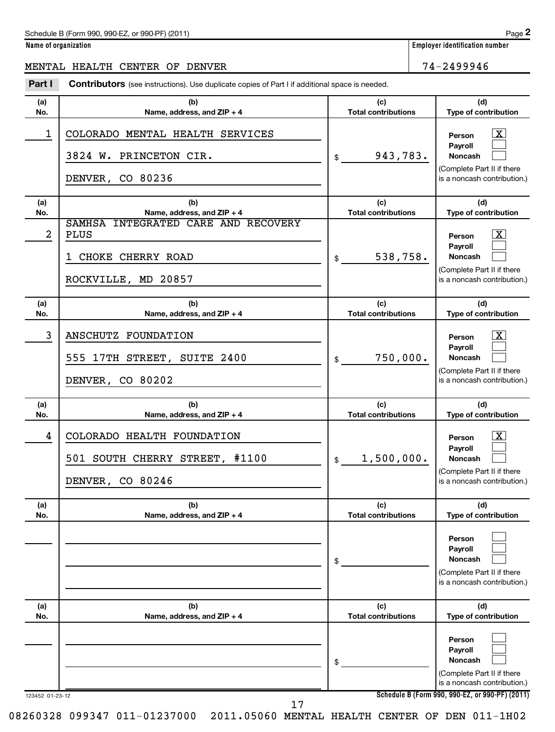Schedule B (Form 990, 990-EZ, or 990-PF) (2011) Page **2**

**Name of organization**

MENTAL HEALTH CENTER OF DENVER

**Employer identification number**

74-2499946

**Part I** **Contributors** (see instructions). Use duplicate copies of Part I if additional space is needed.

| (a) No. | (b) Name, address, and ZIP + 4 | (c) Total contributions | (d) Type of contribution |
|---|---|---|---|
| 1 | COLORADO MENTAL HEALTH SERVICES<br>3824 W. PRINCETON CIR.<br>DENVER, CO 80236 | $ 943,783. | Person [X]<br>Payroll [ ]<br>Noncash [ ]<br>(Complete Part II if there is a noncash contribution.) |
| 2 | SAMHSA INTEGRATED CARE AND RECOVERY PLUS<br>1 CHOKE CHERRY ROAD<br>ROCKVILLE, MD 20857 | $ 538,758. | Person [X]<br>Payroll [ ]<br>Noncash [ ]<br>(Complete Part II if there is a noncash contribution.) |
| 3 | ANSCHUTZ FOUNDATION<br>555 17TH STREET, SUITE 2400<br>DENVER, CO 80202 | $ 750,000. | Person [X]<br>Payroll [ ]<br>Noncash [ ]<br>(Complete Part II if there is a noncash contribution.) |
| 4 | COLORADO HEALTH FOUNDATION<br>501 SOUTH CHERRY STREET, #1100<br>DENVER, CO 80246 | $ 1,500,000. | Person [X]<br>Payroll [ ]<br>Noncash [ ]<br>(Complete Part II if there is a noncash contribution.) |
| | | $ | Person [ ]<br>Payroll [ ]<br>Noncash [ ]<br>(Complete Part II if there is a noncash contribution.) |
| | | $ | Person [ ]<br>Payroll [ ]<br>Noncash [ ]<br>(Complete Part II if there is a noncash contribution.) |

123452 01-23-12 **Schedule B (Form 990, 990-EZ, or 990-PF) (2011)**

08260328 099347 011-01237000 2011.05060 MENTAL HEALTH CENTER OF DEN 011-1H02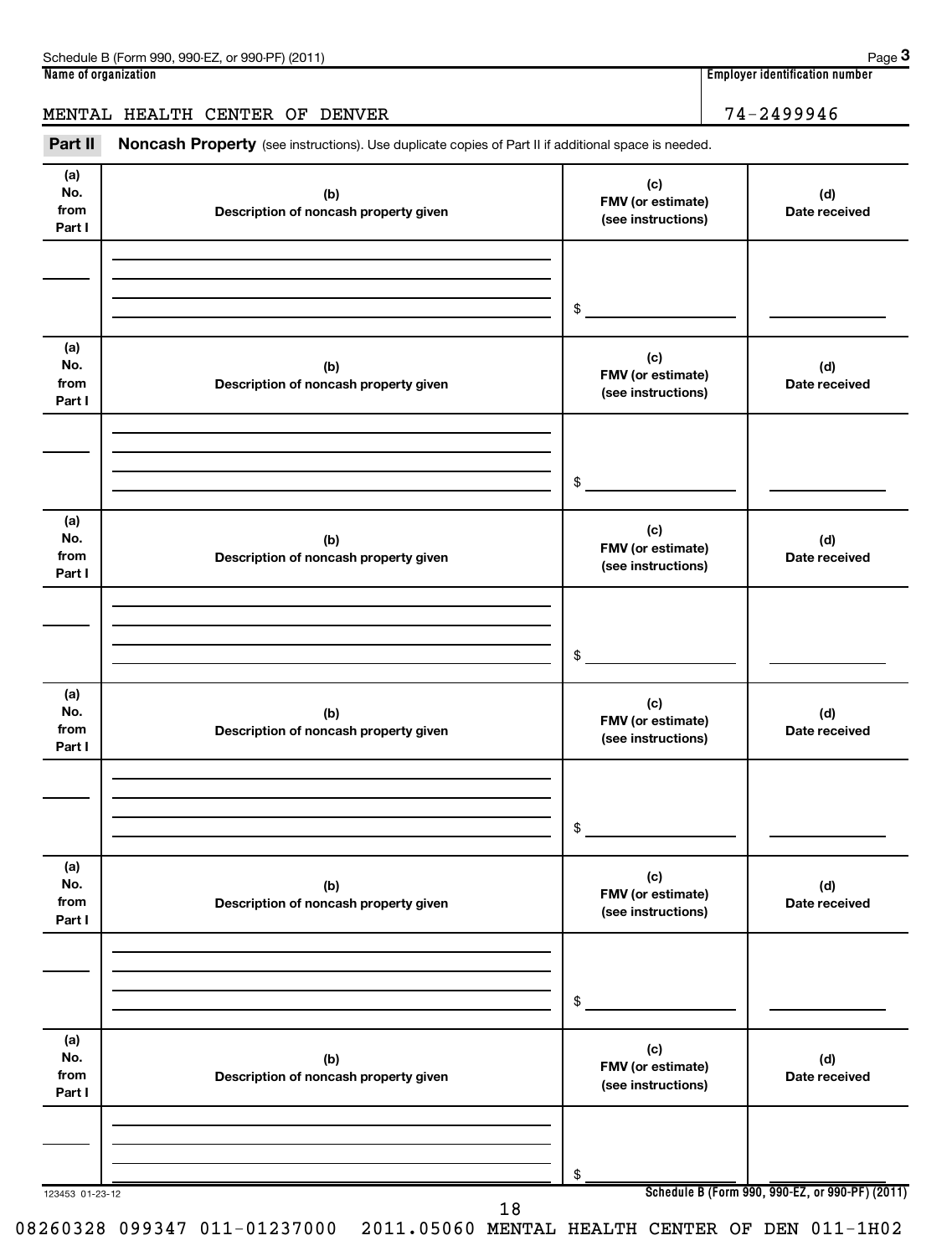**Name of organization**

MENTAL HEALTH CENTER OF DENVER

**Employer identification number**

74-2499946

**Part II** **Noncash Property** (see instructions). Use duplicate copies of Part II if additional space is needed.

| (a) No. from Part I | (b) Description of noncash property given | (c) FMV (or estimate) (see instructions) | (d) Date received |
|---|---|---|---|
| | | $ | |

| (a) No. from Part I | (b) Description of noncash property given | (c) FMV (or estimate) (see instructions) | (d) Date received |
|---|---|---|---|
| | | $ | |

| (a) No. from Part I | (b) Description of noncash property given | (c) FMV (or estimate) (see instructions) | (d) Date received |
|---|---|---|---|
| | | $ | |

| (a) No. from Part I | (b) Description of noncash property given | (c) FMV (or estimate) (see instructions) | (d) Date received |
|---|---|---|---|
| | | $ | |

| (a) No. from Part I | (b) Description of noncash property given | (c) FMV (or estimate) (see instructions) | (d) Date received |
|---|---|---|---|
| | | $ | |

| (a) No. from Part I | (b) Description of noncash property given | (c) FMV (or estimate) (see instructions) | (d) Date received |
|---|---|---|---|
| | | $ | |

123453 01-23-12

**Schedule B (Form 990, 990-EZ, or 990-PF) (2011)**

08260328 099347 011-01237000 2011.05060 MENTAL HEALTH CENTER OF DEN 011-1H02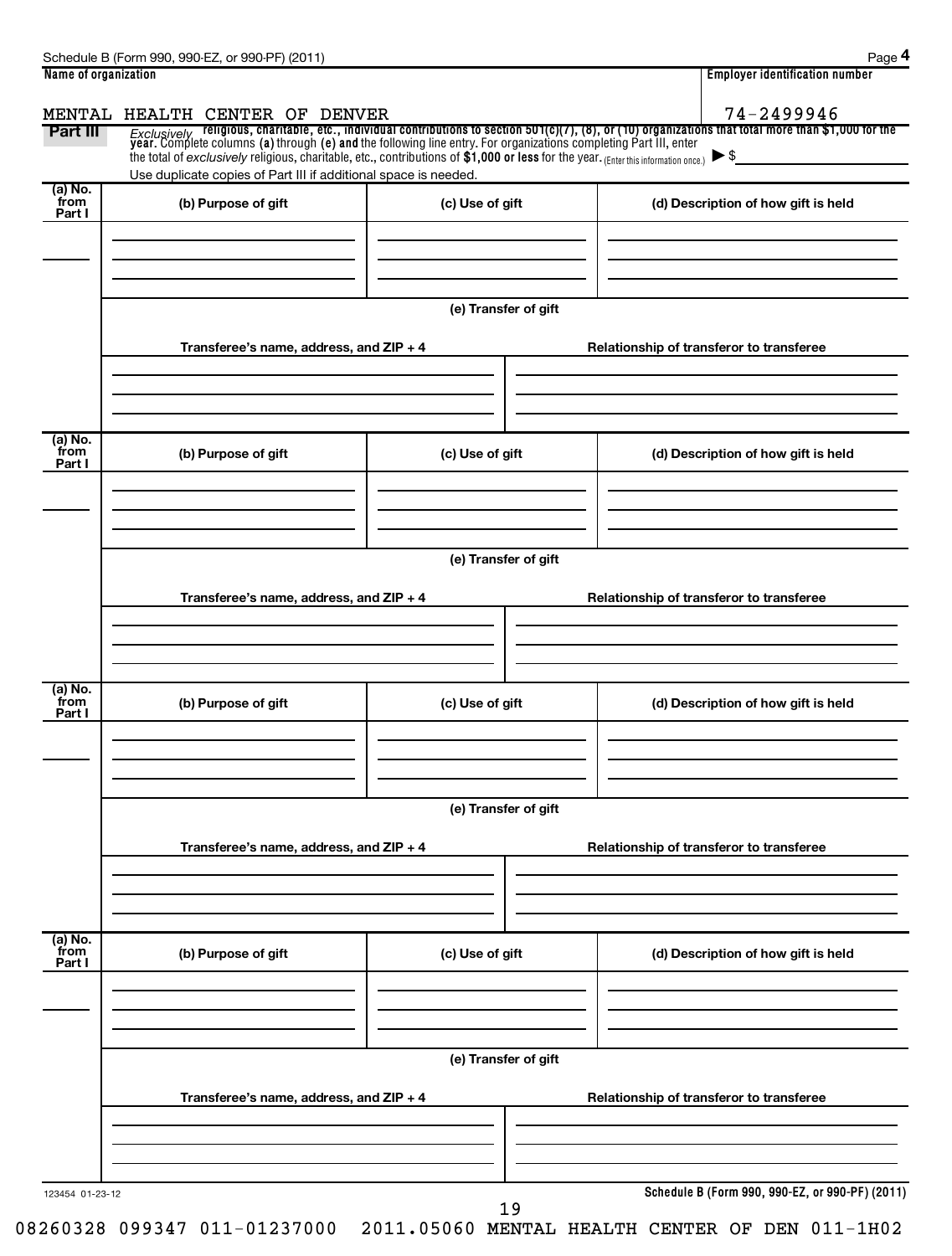**Name of organization**

MENTAL HEALTH CENTER OF DENVER

**Employer identification number**

74-2499946

**Part III** *Exclusively* **religious, charitable, etc., individual contributions to section 501(c)(7), (8), or (10) organizations that total more than $1,000 for the year.** Complete columns **(a)** through **(e)** and the following line entry. For organizations completing Part III, enter the total of *exclusively* religious, charitable, etc., contributions of **$1,000 or less** for the year. (Enter this information once.) ▶ $

Use duplicate copies of Part III if additional space is needed.

| (a) No. from Part I | (b) Purpose of gift | (c) Use of gift | (d) Description of how gift is held |
|---|---|---|---|
| | | | |

**(e) Transfer of gift**

| Transferee's name, address, and ZIP + 4 | Relationship of transferor to transferee |
|---|---|
| | |

| (a) No. from Part I | (b) Purpose of gift | (c) Use of gift | (d) Description of how gift is held |
|---|---|---|---|
| | | | |

**(e) Transfer of gift**

| Transferee's name, address, and ZIP + 4 | Relationship of transferor to transferee |
|---|---|
| | |

| (a) No. from Part I | (b) Purpose of gift | (c) Use of gift | (d) Description of how gift is held |
|---|---|---|---|
| | | | |

**(e) Transfer of gift**

| Transferee's name, address, and ZIP + 4 | Relationship of transferor to transferee |
|---|---|
| | |

| (a) No. from Part I | (b) Purpose of gift | (c) Use of gift | (d) Description of how gift is held |
|---|---|---|---|
| | | | |

**(e) Transfer of gift**

| Transferee's name, address, and ZIP + 4 | Relationship of transferor to transferee |
|---|---|
| | |

123454 01-23-12

**Schedule B (Form 990, 990-EZ, or 990-PF) (2011)**

08260328 099347 011-01237000 2011.05060 MENTAL HEALTH CENTER OF DEN 011-1H02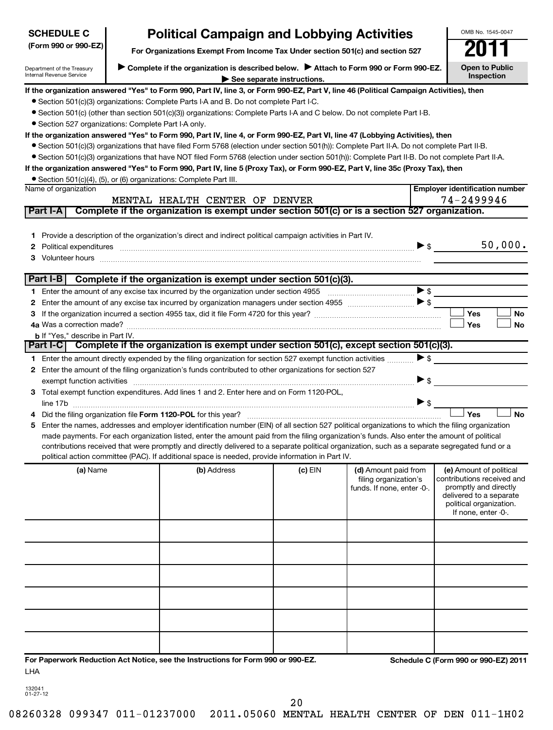**SCHEDULE C** (Form 990 or 990-EZ)

Department of the Treasury
Internal Revenue Service

# Political Campaign and Lobbying Activities

**For Organizations Exempt From Income Tax Under section 501(c) and section 527**

▶ **Complete if the organization is described below.** ▶ **Attach to Form 990 or Form 990-EZ.**
▶ **See separate instructions.**

OMB No. 1545-0047

**2011**

**Open to Public Inspection**

**If the organization answered "Yes" to Form 990, Part IV, line 3, or Form 990-EZ, Part V, line 46 (Political Campaign Activities), then**

- Section 501(c)(3) organizations: Complete Parts I-A and B. Do not complete Part I-C.
- Section 501(c) (other than section 501(c)(3)) organizations: Complete Parts I-A and C below. Do not complete Part I-B.
- Section 527 organizations: Complete Part I-A only.

**If the organization answered "Yes" to Form 990, Part IV, line 4, or Form 990-EZ, Part VI, line 47 (Lobbying Activities), then**

- Section 501(c)(3) organizations that have filed Form 5768 (election under section 501(h)): Complete Part II-A. Do not complete Part II-B.
- Section 501(c)(3) organizations that have NOT filed Form 5768 (election under section 501(h)): Complete Part II-B. Do not complete Part II-A.

**If the organization answered "Yes" to Form 990, Part IV, line 5 (Proxy Tax), or Form 990-EZ, Part V, line 35c (Proxy Tax), then**

- Section 501(c)(4), (5), or (6) organizations: Complete Part III.

| Name of organization | Employer identification number |
|---|---|
| MENTAL HEALTH CENTER OF DENVER | 74-2499946 |

## Part I-A Complete if the organization is exempt under section 501(c) or is a section 527 organization.

1 Provide a description of the organization's direct and indirect political campaign activities in Part IV.

2 Political expenditures ▶ $ 50,000.

3 Volunteer hours

## Part I-B Complete if the organization is exempt under section 501(c)(3).

1 Enter the amount of any excise tax incurred by the organization under section 4955 ▶ $

2 Enter the amount of any excise tax incurred by organization managers under section 4955 ▶ $

3 If the organization incurred a section 4955 tax, did it file Form 4720 for this year? ☐ Yes ☐ No

4a Was a correction made? ☐ Yes ☐ No

b If "Yes," describe in Part IV.

## Part I-C Complete if the organization is exempt under section 501(c), except section 501(c)(3).

1 Enter the amount directly expended by the filing organization for section 527 exempt function activities ▶ $

2 Enter the amount of the filing organization's funds contributed to other organizations for section 527 exempt function activities ▶ $

3 Total exempt function expenditures. Add lines 1 and 2. Enter here and on Form 1120-POL, line 17b ▶ $

4 Did the filing organization file **Form 1120-POL** for this year? ☐ Yes ☐ No

5 Enter the names, addresses and employer identification number (EIN) of all section 527 political organizations to which the filing organization made payments. For each organization listed, enter the amount paid from the filing organization's funds. Also enter the amount of political contributions received that were promptly and directly delivered to a separate political organization, such as a separate segregated fund or a political action committee (PAC). If additional space is needed, provide information in Part IV.

| (a) Name | (b) Address | (c) EIN | (d) Amount paid from filing organization's funds. If none, enter -0-. | (e) Amount of political contributions received and promptly and directly delivered to a separate political organization. If none, enter -0-. |
|---|---|---|---|---|
| | | | | |
| | | | | |
| | | | | |
| | | | | |
| | | | | |
| | | | | |

**For Paperwork Reduction Act Notice, see the Instructions for Form 990 or 990-EZ.** LHA

**Schedule C (Form 990 or 990-EZ) 2011**

132041 01-27-12

08260328 099347 011-01237000 2011.05060 MENTAL HEALTH CENTER OF DEN 011-1H02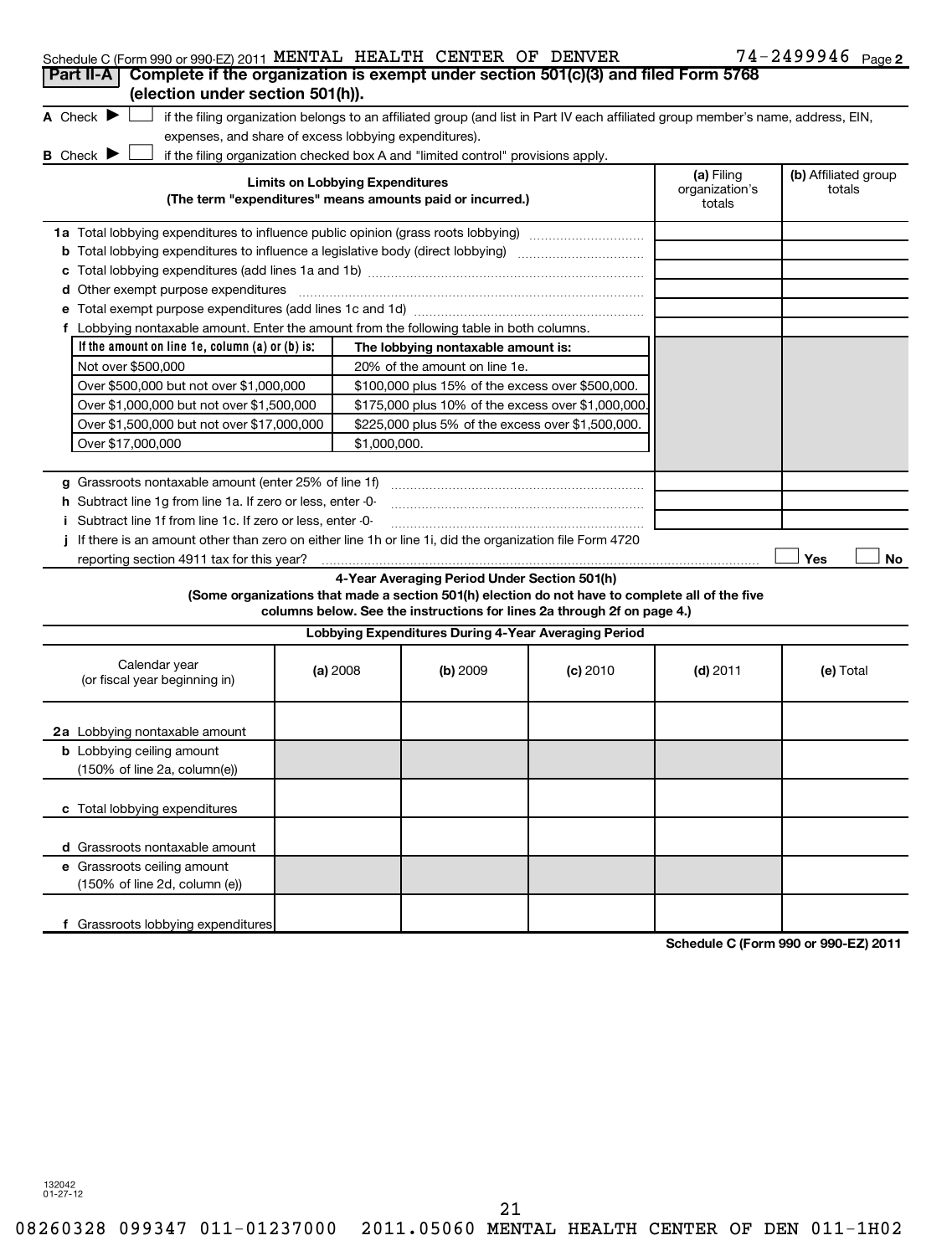Schedule C (Form 990 or 990-EZ) 2011 MENTAL HEALTH CENTER OF DENVER 74-2499946 Page 2

**Part II-A** **Complete if the organization is exempt under section 501(c)(3) and filed Form 5768 (election under section 501(h)).**

A Check ▶ ☐ if the filing organization belongs to an affiliated group (and list in Part IV each affiliated group member's name, address, EIN, expenses, and share of excess lobbying expenditures).

B Check ▶ ☐ if the filing organization checked box A and "limited control" provisions apply.

| Limits on Lobbying Expenditures (The term "expenditures" means amounts paid or incurred.) | (a) Filing organization's totals | (b) Affiliated group totals |
|---|---|---|
| **1a** Total lobbying expenditures to influence public opinion (grass roots lobbying) | | |
| **b** Total lobbying expenditures to influence a legislative body (direct lobbying) | | |
| **c** Total lobbying expenditures (add lines 1a and 1b) | | |
| **d** Other exempt purpose expenditures | | |
| **e** Total exempt purpose expenditures (add lines 1c and 1d) | | |
| **f** Lobbying nontaxable amount. Enter the amount from the following table in both columns. | | |

| If the amount on line 1e, column (a) or (b) is: | The lobbying nontaxable amount is: |
|---|---|
| Not over $500,000 | 20% of the amount on line 1e. |
| Over $500,000 but not over $1,000,000 | $100,000 plus 15% of the excess over $500,000. |
| Over $1,000,000 but not over $1,500,000 | $175,000 plus 10% of the excess over $1,000,000. |
| Over $1,500,000 but not over $17,000,000 | $225,000 plus 5% of the excess over $1,500,000. |
| Over $17,000,000 | $1,000,000. |

| | (a) Filing organization's totals | (b) Affiliated group totals |
|---|---|---|
| **g** Grassroots nontaxable amount (enter 25% of line 1f) | | |
| **h** Subtract line 1g from line 1a. If zero or less, enter -0- | | |
| **i** Subtract line 1f from line 1c. If zero or less, enter -0- | | |

**j** If there is an amount other than zero on either line 1h or line 1i, did the organization file Form 4720 reporting section 4911 tax for this year? ☐ Yes ☐ No

**4-Year Averaging Period Under Section 501(h)**

**(Some organizations that made a section 501(h) election do not have to complete all of the five columns below. See the instructions for lines 2a through 2f on page 4.)**

**Lobbying Expenditures During 4-Year Averaging Period**

| Calendar year (or fiscal year beginning in) | (a) 2008 | (b) 2009 | (c) 2010 | (d) 2011 | (e) Total |
|---|---|---|---|---|---|
| **2a** Lobbying nontaxable amount | | | | | |
| **b** Lobbying ceiling amount (150% of line 2a, column(e)) | | | | | |
| **c** Total lobbying expenditures | | | | | |
| **d** Grassroots nontaxable amount | | | | | |
| **e** Grassroots ceiling amount (150% of line 2d, column (e)) | | | | | |
| **f** Grassroots lobbying expenditures | | | | | |

**Schedule C (Form 990 or 990-EZ) 2011**

132042 01-27-12

08260328 099347 011-01237000 2011.05060 MENTAL HEALTH CENTER OF DEN 011-1H02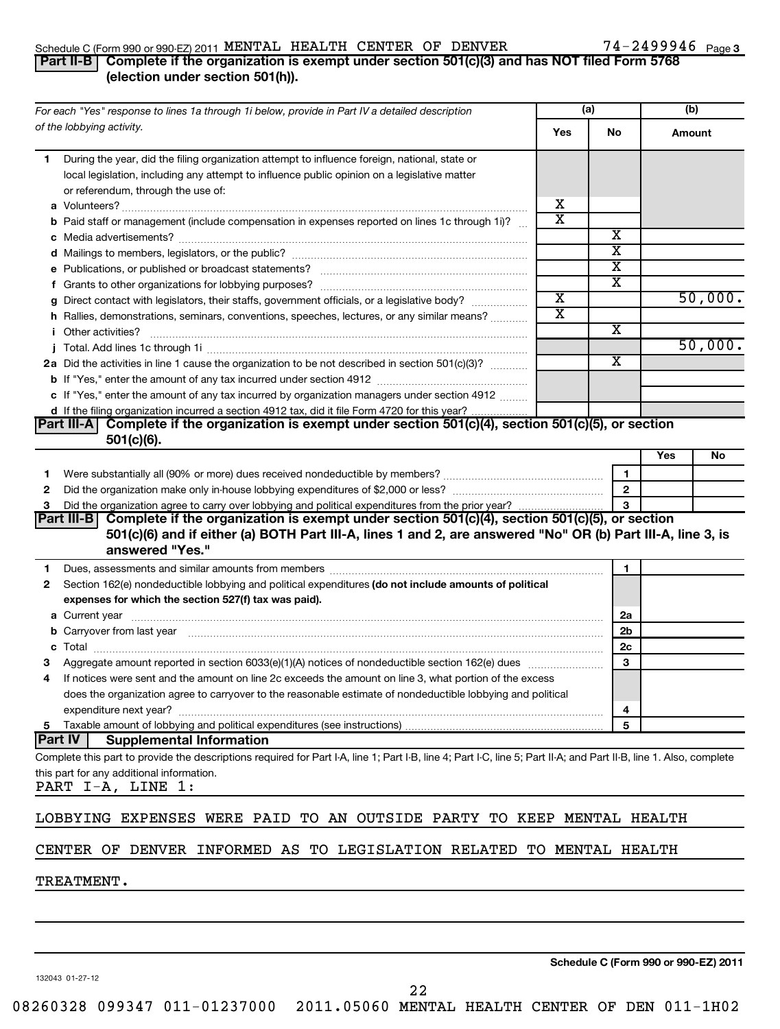Schedule C (Form 990 or 990-EZ) 2011 MENTAL HEALTH CENTER OF DENVER 74-2499946 Page 3

## Part II-B Complete if the organization is exempt under section 501(c)(3) and has NOT filed Form 5768 (election under section 501(h)).

| For each "Yes" response to lines 1a through 1i below, provide in Part IV a detailed description of the lobbying activity. | (a) Yes | (a) No | (b) Amount |
|---|---|---|---|
| **1** During the year, did the filing organization attempt to influence foreign, national, state or local legislation, including any attempt to influence public opinion on a legislative matter or referendum, through the use of: | | | |
| **a** Volunteers? | X | | |
| **b** Paid staff or management (include compensation in expenses reported on lines 1c through 1i)? | X | | |
| **c** Media advertisements? | | X | |
| **d** Mailings to members, legislators, or the public? | | X | |
| **e** Publications, or published or broadcast statements? | | X | |
| **f** Grants to other organizations for lobbying purposes? | | X | |
| **g** Direct contact with legislators, their staffs, government officials, or a legislative body? | X | | 50,000. |
| **h** Rallies, demonstrations, seminars, conventions, speeches, lectures, or any similar means? | X | | |
| **i** Other activities? | | X | |
| **j** Total. Add lines 1c through 1i | | | 50,000. |
| **2a** Did the activities in line 1 cause the organization to be not described in section 501(c)(3)? | | X | |
| **b** If "Yes," enter the amount of any tax incurred under section 4912 | | | |
| **c** If "Yes," enter the amount of any tax incurred by organization managers under section 4912 | | | |
| **d** If the filing organization incurred a section 4912 tax, did it file Form 4720 for this year? | | | |

## Part III-A Complete if the organization is exempt under section 501(c)(4), section 501(c)(5), or section 501(c)(6).

| | | | Yes | No |
|---|---|---|---|---|
| **1** | Were substantially all (90% or more) dues received nondeductible by members? | 1 | | |
| **2** | Did the organization make only in-house lobbying expenditures of $2,000 or less? | 2 | | |
| **3** | Did the organization agree to carry over lobbying and political expenditures from the prior year? | 3 | | |

## Part III-B Complete if the organization is exempt under section 501(c)(4), section 501(c)(5), or section 501(c)(6) and if either (a) BOTH Part III-A, lines 1 and 2, are answered "No" OR (b) Part III-A, line 3, is answered "Yes."

| | | | |
|---|---|---|---|
| **1** | Dues, assessments and similar amounts from members | 1 | |
| **2** | Section 162(e) nondeductible lobbying and political expenditures **(do not include amounts of political expenses for which the section 527(f) tax was paid).** | | |
| **a** | Current year | 2a | |
| **b** | Carryover from last year | 2b | |
| **c** | Total | 2c | |
| **3** | Aggregate amount reported in section 6033(e)(1)(A) notices of nondeductible section 162(e) dues | 3 | |
| **4** | If notices were sent and the amount on line 2c exceeds the amount on line 3, what portion of the excess does the organization agree to carryover to the reasonable estimate of nondeductible lobbying and political expenditure next year? | 4 | |
| **5** | Taxable amount of lobbying and political expenditures (see instructions) | 5 | |

## Part IV Supplemental Information

Complete this part to provide the descriptions required for Part I-A, line 1; Part I-B, line 4; Part I-C, line 5; Part II-A; and Part II-B, line 1. Also, complete this part for any additional information.

PART I-A, LINE 1:

LOBBYING EXPENSES WERE PAID TO AN OUTSIDE PARTY TO KEEP MENTAL HEALTH CENTER OF DENVER INFORMED AS TO LEGISLATION RELATED TO MENTAL HEALTH TREATMENT.

**Schedule C (Form 990 or 990-EZ) 2011**

132043 01-27-12

08260328 099347 011-01237000 2011.05060 MENTAL HEALTH CENTER OF DEN 011-1H02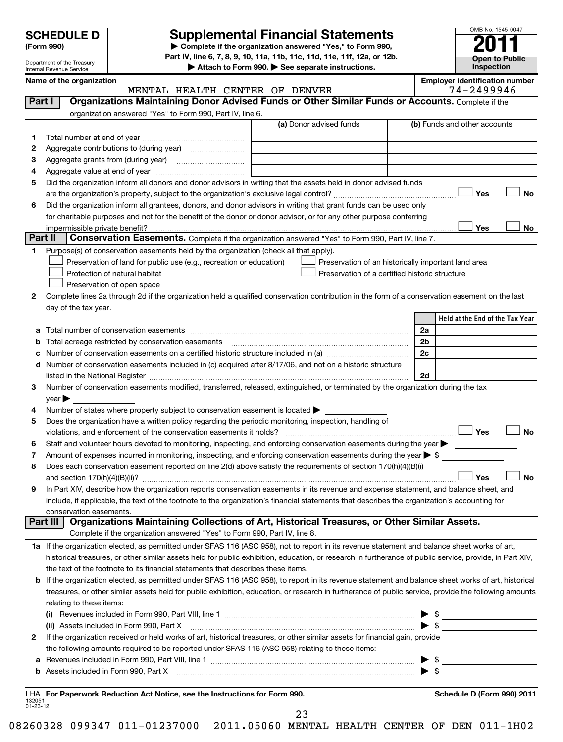**SCHEDULE D** (Form 990)

Department of the Treasury
Internal Revenue Service

# Supplemental Financial Statements

▶ Complete if the organization answered "Yes," to Form 990, Part IV, line 6, 7, 8, 9, 10, 11a, 11b, 11c, 11d, 11e, 11f, 12a, or 12b.
▶ Attach to Form 990. ▶ See separate instructions.

OMB No. 1545-0047
**2011**
**Open to Public Inspection**

**Name of the organization:** MENTAL HEALTH CENTER OF DENVER
**Employer identification number:** 74-2499946

## Part I — Organizations Maintaining Donor Advised Funds or Other Similar Funds or Accounts.
Complete if the organization answered "Yes" to Form 990, Part IV, line 6.

| | | (a) Donor advised funds | (b) Funds and other accounts |
|---|---|---|---|
| 1 | Total number at end of year | | |
| 2 | Aggregate contributions to (during year) | | |
| 3 | Aggregate grants from (during year) | | |
| 4 | Aggregate value at end of year | | |

5 Did the organization inform all donors and donor advisors in writing that the assets held in donor advised funds are the organization's property, subject to the organization's exclusive legal control? ☐ Yes ☐ No

6 Did the organization inform all grantees, donors, and donor advisors in writing that grant funds can be used only for charitable purposes and not for the benefit of the donor or donor advisor, or for any other purpose conferring impermissible private benefit? ☐ Yes ☐ No

## Part II — Conservation Easements.
Complete if the organization answered "Yes" to Form 990, Part IV, line 7.

1 Purpose(s) of conservation easements held by the organization (check all that apply).
- ☐ Preservation of land for public use (e.g., recreation or education)
- ☐ Preservation of an historically important land area
- ☐ Protection of natural habitat
- ☐ Preservation of a certified historic structure
- ☐ Preservation of open space

2 Complete lines 2a through 2d if the organization held a qualified conservation contribution in the form of a conservation easement on the last day of the tax year.

| | | | Held at the End of the Tax Year |
|---|---|---|---|
| a | Total number of conservation easements | 2a | |
| b | Total acreage restricted by conservation easements | 2b | |
| c | Number of conservation easements on a certified historic structure included in (a) | 2c | |
| d | Number of conservation easements included in (c) acquired after 8/17/06, and not on a historic structure listed in the National Register | 2d | |

3 Number of conservation easements modified, transferred, released, extinguished, or terminated by the organization during the tax year ▶

4 Number of states where property subject to conservation easement is located ▶

5 Does the organization have a written policy regarding the periodic monitoring, inspection, handling of violations, and enforcement of the conservation easements it holds? ☐ Yes ☐ No

6 Staff and volunteer hours devoted to monitoring, inspecting, and enforcing conservation easements during the year ▶

7 Amount of expenses incurred in monitoring, inspecting, and enforcing conservation easements during the year ▶ $

8 Does each conservation easement reported on line 2(d) above satisfy the requirements of section 170(h)(4)(B)(i) and section 170(h)(4)(B)(ii)? ☐ Yes ☐ No

9 In Part XIV, describe how the organization reports conservation easements in its revenue and expense statement, and balance sheet, and include, if applicable, the text of the footnote to the organization's financial statements that describes the organization's accounting for conservation easements.

## Part III — Organizations Maintaining Collections of Art, Historical Treasures, or Other Similar Assets.
Complete if the organization answered "Yes" to Form 990, Part IV, line 8.

1a If the organization elected, as permitted under SFAS 116 (ASC 958), not to report in its revenue statement and balance sheet works of art, historical treasures, or other similar assets held for public exhibition, education, or research in furtherance of public service, provide, in Part XIV, the text of the footnote to its financial statements that describes these items.

b If the organization elected, as permitted under SFAS 116 (ASC 958), to report in its revenue statement and balance sheet works of art, historical treasures, or other similar assets held for public exhibition, education, or research in furtherance of public service, provide the following amounts relating to these items:

(i) Revenues included in Form 990, Part VIII, line 1 ▶ $

(ii) Assets included in Form 990, Part X ▶ $

2 If the organization received or held works of art, historical treasures, or other similar assets for financial gain, provide the following amounts required to be reported under SFAS 116 (ASC 958) relating to these items:

a Revenues included in Form 990, Part VIII, line 1 ▶ $

b Assets included in Form 990, Part X ▶ $

LHA **For Paperwork Reduction Act Notice, see the Instructions for Form 990.** **Schedule D (Form 990) 2011**

132051
01-23-12

08260328 099347 011-01237000 2011.05060 MENTAL HEALTH CENTER OF DEN 011-1H02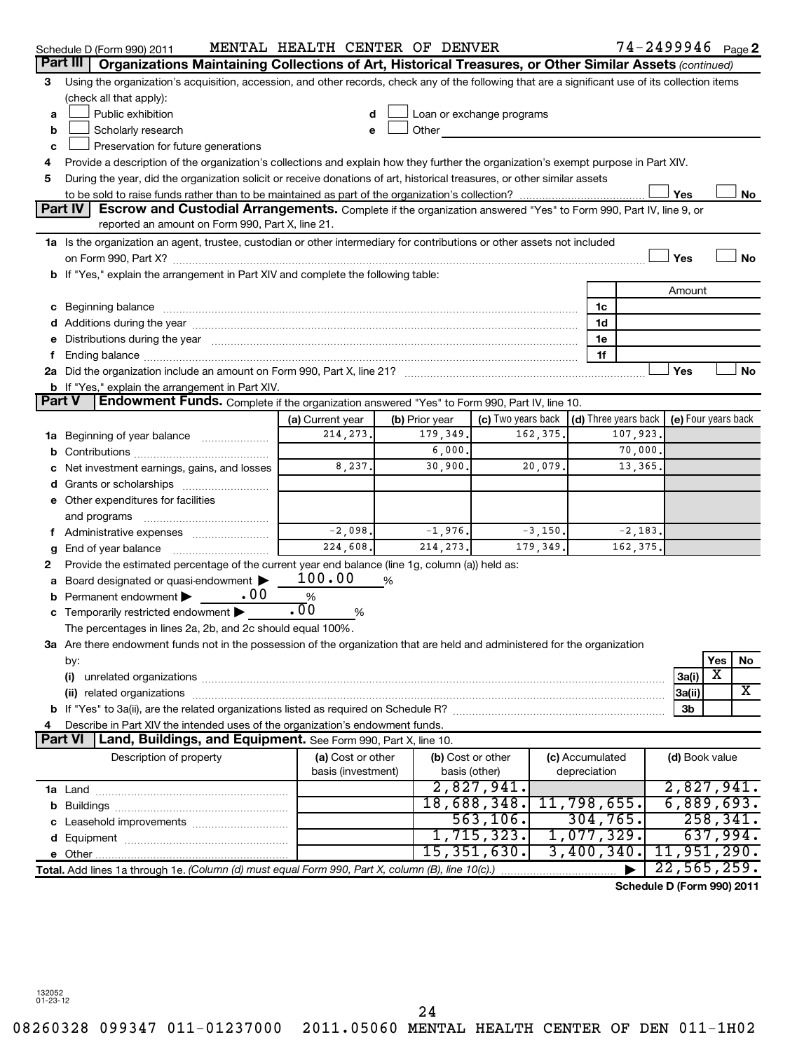Schedule D (Form 990) 2011 MENTAL HEALTH CENTER OF DENVER 74-2499946 Page 2

## Part III Organizations Maintaining Collections of Art, Historical Treasures, or Other Similar Assets (continued)

3 Using the organization's acquisition, accession, and other records, check any of the following that are a significant use of its collection items (check all that apply):

- a ☐ Public exhibition
- b ☐ Scholarly research
- c ☐ Preservation for future generations
- d ☐ Loan or exchange programs
- e ☐ Other

4 Provide a description of the organization's collections and explain how they further the organization's exempt purpose in Part XIV.

5 During the year, did the organization solicit or receive donations of art, historical treasures, or other similar assets to be sold to raise funds rather than to be maintained as part of the organization's collection? ☐ Yes ☐ No

## Part IV Escrow and Custodial Arrangements.

Complete if the organization answered "Yes" to Form 990, Part IV, line 9, or reported an amount on Form 990, Part X, line 21.

1a Is the organization an agent, trustee, custodian or other intermediary for contributions or other assets not included on Form 990, Part X? ☐ Yes ☐ No

b If "Yes," explain the arrangement in Part XIV and complete the following table:

| | | Amount |
|---|---|---|
| c Beginning balance | 1c | |
| d Additions during the year | 1d | |
| e Distributions during the year | 1e | |
| f Ending balance | 1f | |

2a Did the organization include an amount on Form 990, Part X, line 21? ☐ Yes ☐ No

b If "Yes," explain the arrangement in Part XIV.

## Part V Endowment Funds.

Complete if the organization answered "Yes" to Form 990, Part IV, line 10.

| | (a) Current year | (b) Prior year | (c) Two years back | (d) Three years back | (e) Four years back |
|---|---|---|---|---|---|
| 1a Beginning of year balance | 214,273. | 179,349. | 162,375. | 107,923. | |
| b Contributions | | 6,000. | | 70,000. | |
| c Net investment earnings, gains, and losses | 8,237. | 30,900. | 20,079. | 13,365. | |
| d Grants or scholarships | | | | | |
| e Other expenditures for facilities and programs | | | | | |
| f Administrative expenses | -2,098. | -1,976. | -3,150. | -2,183. | |
| g End of year balance | 224,608. | 214,273. | 179,349. | 162,375. | |

2 Provide the estimated percentage of the current year end balance (line 1g, column (a)) held as:

- a Board designated or quasi-endowment ▶ 100.00 %
- b Permanent endowment ▶ .00 %
- c Temporarily restricted endowment ▶ .00 %

The percentages in lines 2a, 2b, and 2c should equal 100%.

3a Are there endowment funds not in the possession of the organization that are held and administered for the organization by:

| | | Yes | No |
|---|---|---|---|
| (i) unrelated organizations | 3a(i) | X | |
| (ii) related organizations | 3a(ii) | | X |
| b If "Yes" to 3a(ii), are the related organizations listed as required on Schedule R? | 3b | | |

4 Describe in Part XIV the intended uses of the organization's endowment funds.

## Part VI Land, Buildings, and Equipment.

See Form 990, Part X, line 10.

| Description of property | (a) Cost or other basis (investment) | (b) Cost or other basis (other) | (c) Accumulated depreciation | (d) Book value |
|---|---|---|---|---|
| 1a Land | | 2,827,941. | | 2,827,941. |
| b Buildings | | 18,688,348. | 11,798,655. | 6,889,693. |
| c Leasehold improvements | | 563,106. | 304,765. | 258,341. |
| d Equipment | | 1,715,323. | 1,077,329. | 637,994. |
| e Other | | 15,351,630. | 3,400,340. | 11,951,290. |
| Total. Add lines 1a through 1e. (Column (d) must equal Form 990, Part X, column (B), line 10(c).) ▶ | | | | 22,565,259. |

Schedule D (Form 990) 2011

132052
01-23-12

08260328 099347 011-01237000 2011.05060 MENTAL HEALTH CENTER OF DEN 011-1H02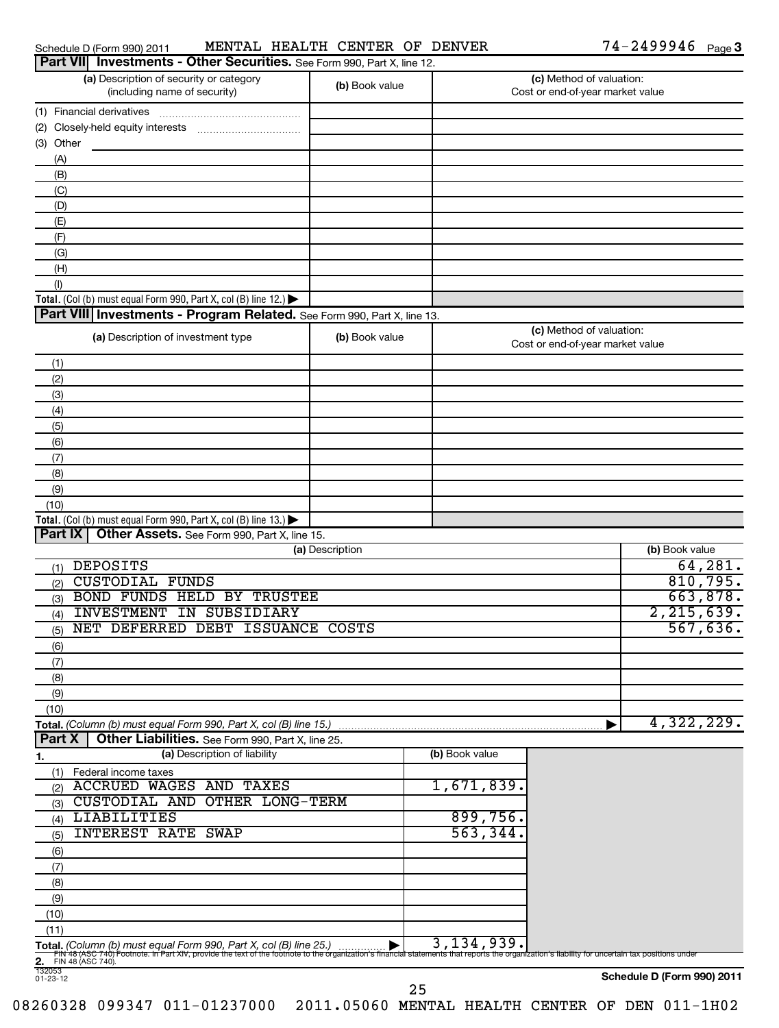Schedule D (Form 990) 2011 MENTAL HEALTH CENTER OF DENVER 74-2499946 Page 3

## Part VII Investments - Other Securities. See Form 990, Part X, line 12.

| (a) Description of security or category (including name of security) | (b) Book value | (c) Method of valuation: Cost or end-of-year market value |
|---|---|---|
| (1) Financial derivatives | | |
| (2) Closely-held equity interests | | |
| (3) Other | | |
| (A) | | |
| (B) | | |
| (C) | | |
| (D) | | |
| (E) | | |
| (F) | | |
| (G) | | |
| (H) | | |
| (I) | | |
| **Total.** (Col (b) must equal Form 990, Part X, col (B) line 12.) ▶ | | |

## Part VIII Investments - Program Related. See Form 990, Part X, line 13.

| (a) Description of investment type | (b) Book value | (c) Method of valuation: Cost or end-of-year market value |
|---|---|---|
| (1) | | |
| (2) | | |
| (3) | | |
| (4) | | |
| (5) | | |
| (6) | | |
| (7) | | |
| (8) | | |
| (9) | | |
| (10) | | |
| **Total.** (Col (b) must equal Form 990, Part X, col (B) line 13.) ▶ | | |

## Part IX Other Assets. See Form 990, Part X, line 15.

| (a) Description | (b) Book value |
|---|---|
| (1) DEPOSITS | 64,281. |
| (2) CUSTODIAL FUNDS | 810,795. |
| (3) BOND FUNDS HELD BY TRUSTEE | 663,878. |
| (4) INVESTMENT IN SUBSIDIARY | 2,215,639. |
| (5) NET DEFERRED DEBT ISSUANCE COSTS | 567,636. |
| (6) | |
| (7) | |
| (8) | |
| (9) | |
| (10) | |
| **Total.** *(Column (b) must equal Form 990, Part X, col (B) line 15.)* ▶ | 4,322,229. |

## Part X Other Liabilities. See Form 990, Part X, line 25.

| 1. (a) Description of liability | (b) Book value |
|---|---|
| (1) Federal income taxes | |
| (2) ACCRUED WAGES AND TAXES | 1,671,839. |
| (3) CUSTODIAL AND OTHER LONG-TERM | |
| (4) LIABILITIES | 899,756. |
| (5) INTEREST RATE SWAP | 563,344. |
| (6) | |
| (7) | |
| (8) | |
| (9) | |
| (10) | |
| (11) | |
| **Total.** *(Column (b) must equal Form 990, Part X, col (B) line 25.)* ▶ | 3,134,939. |

**2.** FIN 48 (ASC 740) Footnote. In Part XIV, provide the text of the footnote to the organization's financial statements that reports the organization's liability for uncertain tax positions under FIN 48 (ASC 740).

132053 01-23-12

**Schedule D (Form 990) 2011**

08260328 099347 011-01237000 2011.05060 MENTAL HEALTH CENTER OF DEN 011-1H02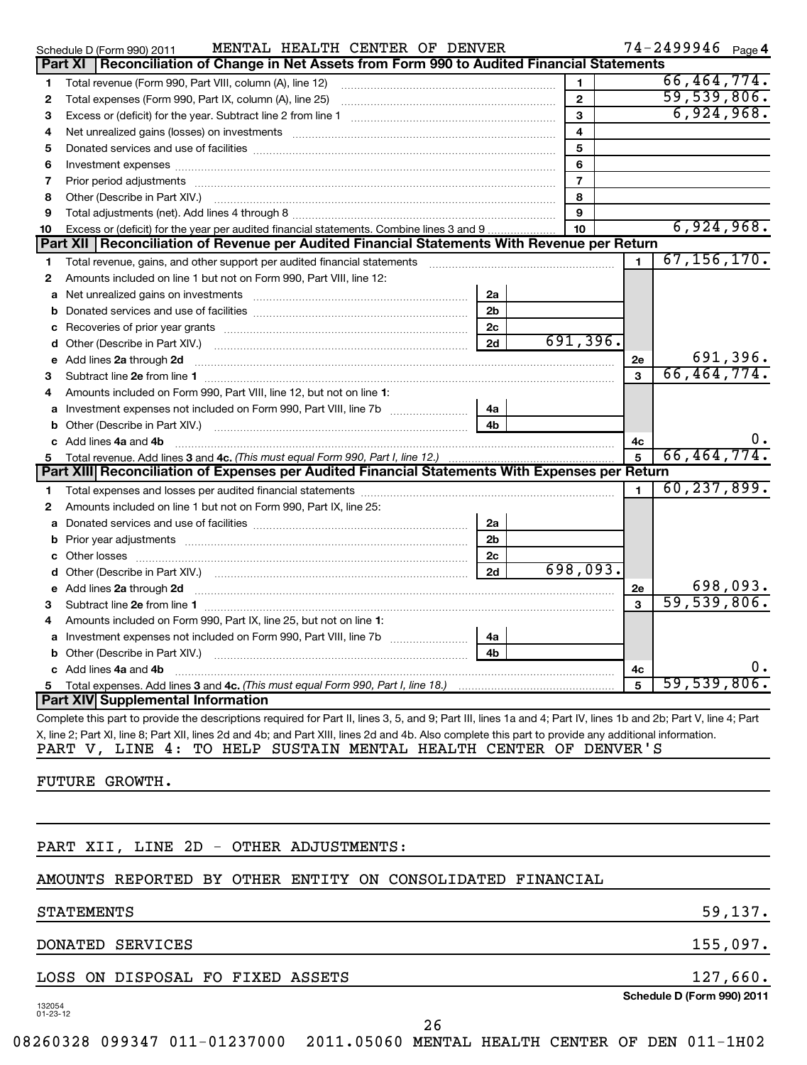Schedule D (Form 990) 2011 MENTAL HEALTH CENTER OF DENVER 74-2499946 Page 4

## Part XI Reconciliation of Change in Net Assets from Form 990 to Audited Financial Statements

| | | | |
|---|---|---|---|
| 1 | Total revenue (Form 990, Part VIII, column (A), line 12) | 1 | 66,464,774. |
| 2 | Total expenses (Form 990, Part IX, column (A), line 25) | 2 | 59,539,806. |
| 3 | Excess or (deficit) for the year. Subtract line 2 from line 1 | 3 | 6,924,968. |
| 4 | Net unrealized gains (losses) on investments | 4 | |
| 5 | Donated services and use of facilities | 5 | |
| 6 | Investment expenses | 6 | |
| 7 | Prior period adjustments | 7 | |
| 8 | Other (Describe in Part XIV.) | 8 | |
| 9 | Total adjustments (net). Add lines 4 through 8 | 9 | |
| 10 | Excess or (deficit) for the year per audited financial statements. Combine lines 3 and 9 | 10 | 6,924,968. |

## Part XII Reconciliation of Revenue per Audited Financial Statements With Revenue per Return

| | | | | | |
|---|---|---|---|---|---|
| 1 | Total revenue, gains, and other support per audited financial statements | | | 1 | 67,156,170. |
| 2 | Amounts included on line 1 but not on Form 990, Part VIII, line 12: | | | | |
| a | Net unrealized gains on investments | 2a | | | |
| b | Donated services and use of facilities | 2b | | | |
| c | Recoveries of prior year grants | 2c | | | |
| d | Other (Describe in Part XIV.) | 2d | 691,396. | | |
| e | Add lines 2a through 2d | | | 2e | 691,396. |
| 3 | Subtract line 2e from line 1 | | | 3 | 66,464,774. |
| 4 | Amounts included on Form 990, Part VIII, line 12, but not on line 1: | | | | |
| a | Investment expenses not included on Form 990, Part VIII, line 7b | 4a | | | |
| b | Other (Describe in Part XIV.) | 4b | | | |
| c | Add lines 4a and 4b | | | 4c | 0. |
| 5 | Total revenue. Add lines 3 and 4c. *(This must equal Form 990, Part I, line 12.)* | | | 5 | 66,464,774. |

## Part XIII Reconciliation of Expenses per Audited Financial Statements With Expenses per Return

| | | | | | |
|---|---|---|---|---|---|
| 1 | Total expenses and losses per audited financial statements | | | 1 | 60,237,899. |
| 2 | Amounts included on line 1 but not on Form 990, Part IX, line 25: | | | | |
| a | Donated services and use of facilities | 2a | | | |
| b | Prior year adjustments | 2b | | | |
| c | Other losses | 2c | | | |
| d | Other (Describe in Part XIV.) | 2d | 698,093. | | |
| e | Add lines 2a through 2d | | | 2e | 698,093. |
| 3 | Subtract line 2e from line 1 | | | 3 | 59,539,806. |
| 4 | Amounts included on Form 990, Part IX, line 25, but not on line 1: | | | | |
| a | Investment expenses not included on Form 990, Part VIII, line 7b | 4a | | | |
| b | Other (Describe in Part XIV.) | 4b | | | |
| c | Add lines 4a and 4b | | | 4c | 0. |
| 5 | Total expenses. Add lines 3 and 4c. *(This must equal Form 990, Part I, line 18.)* | | | 5 | 59,539,806. |

## Part XIV Supplemental Information

Complete this part to provide the descriptions required for Part II, lines 3, 5, and 9; Part III, lines 1a and 4; Part IV, lines 1b and 2b; Part V, line 4; Part X, line 2; Part XI, line 8; Part XII, lines 2d and 4b; and Part XIII, lines 2d and 4b. Also complete this part to provide any additional information.

PART V, LINE 4: TO HELP SUSTAIN MENTAL HEALTH CENTER OF DENVER'S FUTURE GROWTH.

PART XII, LINE 2D - OTHER ADJUSTMENTS:

| | |
|---|---|
| AMOUNTS REPORTED BY OTHER ENTITY ON CONSOLIDATED FINANCIAL STATEMENTS | 59,137. |
| DONATED SERVICES | 155,097. |
| LOSS ON DISPOSAL FO FIXED ASSETS | 127,660. |

Schedule D (Form 990) 2011

132054 01-23-12

08260328 099347 011-01237000 2011.05060 MENTAL HEALTH CENTER OF DEN 011-1H02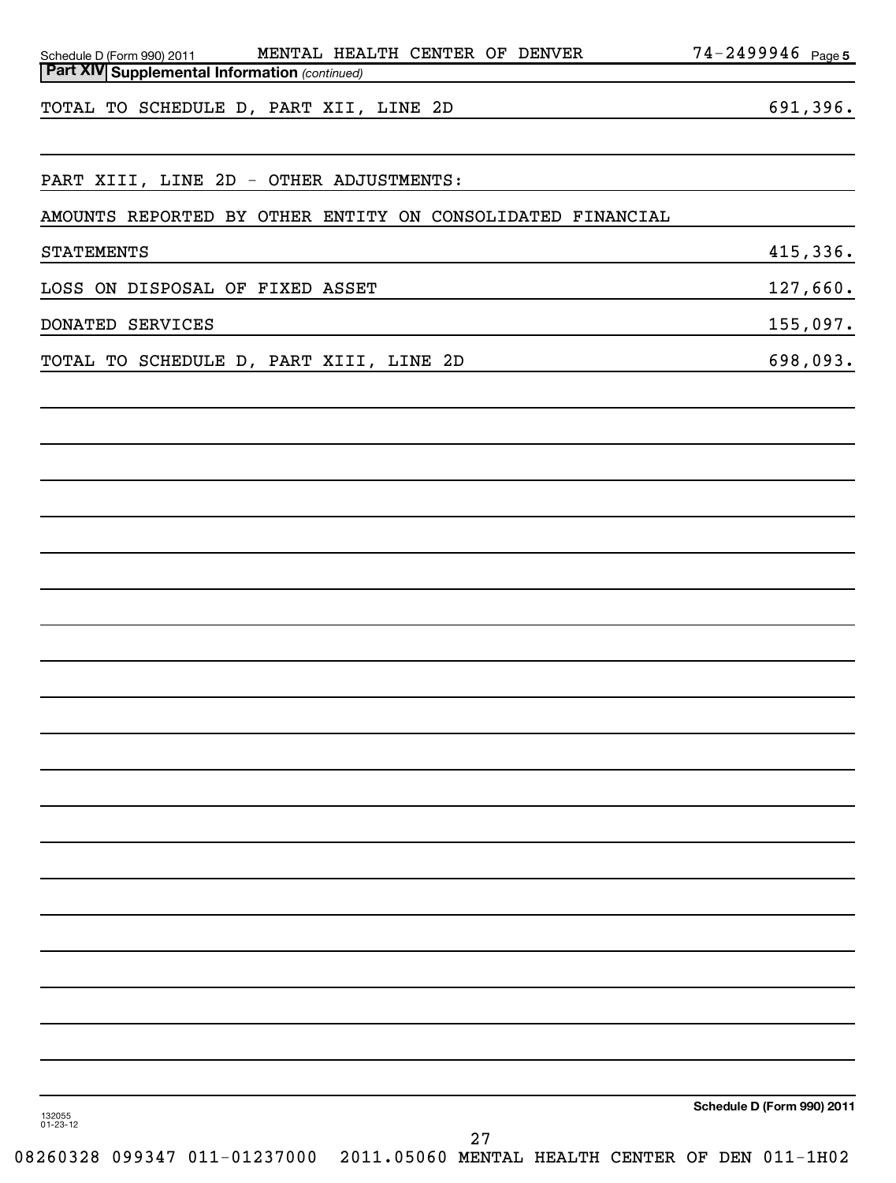**Part XIV Supplemental Information** *(continued)*

| | |
|---|---|
| TOTAL TO SCHEDULE D, PART XII, LINE 2D | 691,396. |
| | |
| PART XIII, LINE 2D - OTHER ADJUSTMENTS: | |
| AMOUNTS REPORTED BY OTHER ENTITY ON CONSOLIDATED FINANCIAL STATEMENTS | 415,336. |
| LOSS ON DISPOSAL OF FIXED ASSET | 127,660. |
| DONATED SERVICES | 155,097. |
| TOTAL TO SCHEDULE D, PART XIII, LINE 2D | 698,093. |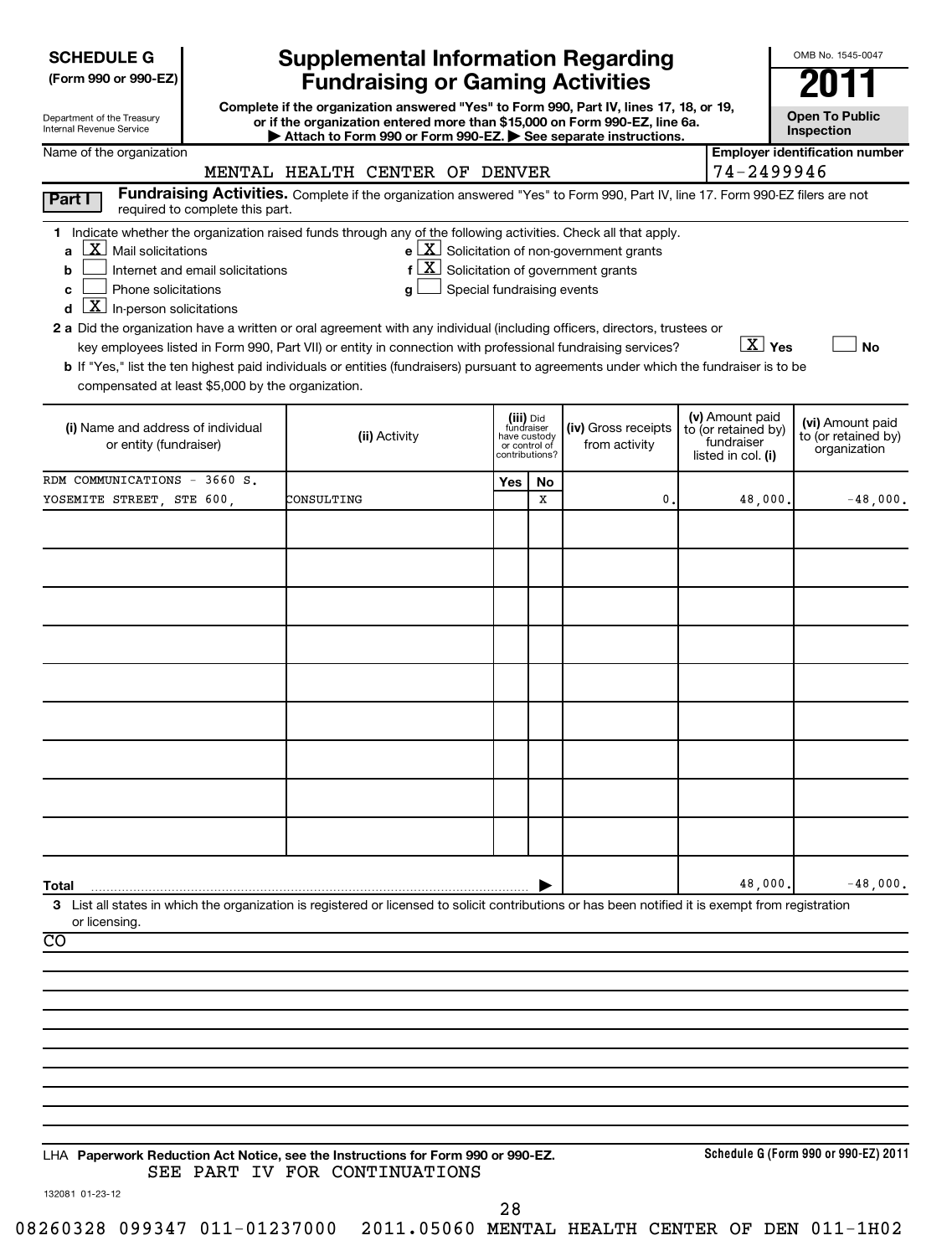**SCHEDULE G**
**(Form 990 or 990-EZ)**

Department of the Treasury
Internal Revenue Service

# Supplemental Information Regarding Fundraising or Gaming Activities

**Complete if the organization answered "Yes" to Form 990, Part IV, lines 17, 18, or 19, or if the organization entered more than $15,000 on Form 990-EZ, line 6a.**
**▶ Attach to Form 990 or Form 990-EZ. ▶ See separate instructions.**

OMB No. 1545-0047

**2011**

**Open To Public Inspection**

Name of the organization: MENTAL HEALTH CENTER OF DENVER

**Employer identification number:** 74-2499946

**Part I** **Fundraising Activities.** Complete if the organization answered "Yes" to Form 990, Part IV, line 17. Form 990-EZ filers are not required to complete this part.

**1** Indicate whether the organization raised funds through any of the following activities. Check all that apply.

- **a** [X] Mail solicitations
- **b** [ ] Internet and email solicitations
- **c** [ ] Phone solicitations
- **d** [X] In-person solicitations
- **e** [X] Solicitation of non-government grants
- **f** [X] Solicitation of government grants
- **g** [ ] Special fundraising events

**2 a** Did the organization have a written or oral agreement with any individual (including officers, directors, trustees or key employees listed in Form 990, Part VII) or entity in connection with professional fundraising services? [X] **Yes** [ ] **No**

**b** If "Yes," list the ten highest paid individuals or entities (fundraisers) pursuant to agreements under which the fundraiser is to be compensated at least $5,000 by the organization.

| (i) Name and address of individual or entity (fundraiser) | (ii) Activity | (iii) Did fundraiser have custody or control of contributions? Yes | No | (iv) Gross receipts from activity | (v) Amount paid to (or retained by) fundraiser listed in col. (i) | (vi) Amount paid to (or retained by) organization |
|---|---|---|---|---|---|---|
| RDM COMMUNICATIONS - 3660 S. YOSEMITE STREET, STE 600, | CONSULTING | | X | 0. | 48,000. | -48,000. |
| | | | | | | |
| | | | | | | |
| | | | | | | |
| | | | | | | |
| | | | | | | |
| | | | | | | |
| | | | | | | |
| | | | | | | |
| | | | | | | |
| **Total** | | | | | 48,000. | -48,000. |

**3** List all states in which the organization is registered or licensed to solicit contributions or has been notified it is exempt from registration or licensing.

CO

LHA **Paperwork Reduction Act Notice, see the Instructions for Form 990 or 990-EZ.**
SEE PART IV FOR CONTINUATIONS

**Schedule G (Form 990 or 990-EZ) 2011**

132081 01-23-12

08260328 099347 011-01237000 2011.05060 MENTAL HEALTH CENTER OF DEN 011-1H02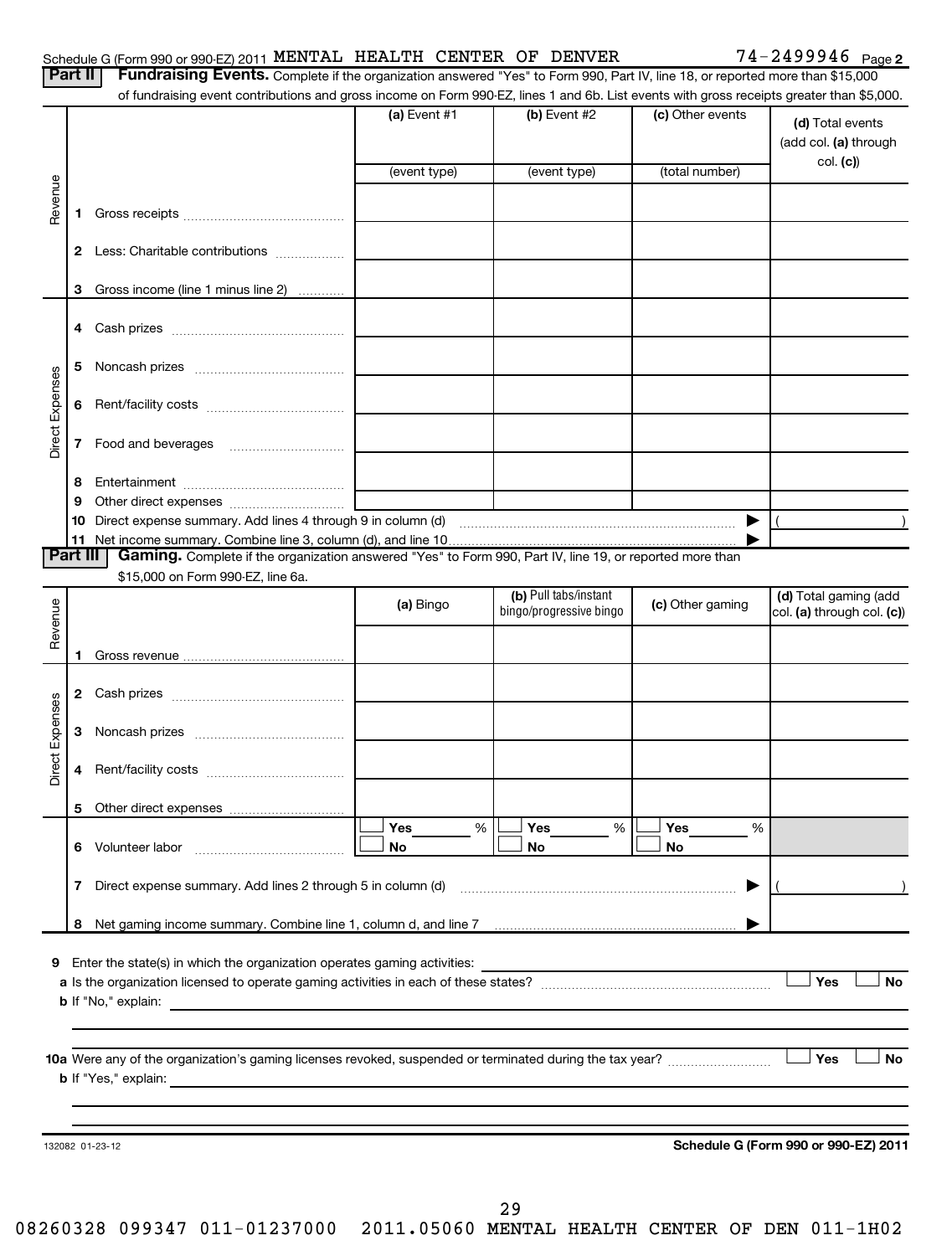Schedule G (Form 990 or 990-EZ) 2011 MENTAL HEALTH CENTER OF DENVER 74-2499946 Page **2**

**Part II** **Fundraising Events.** Complete if the organization answered "Yes" to Form 990, Part IV, line 18, or reported more than $15,000 of fundraising event contributions and gross income on Form 990-EZ, lines 1 and 6b. List events with gross receipts greater than $5,000.

| | | (a) Event #1 | (b) Event #2 | (c) Other events | (d) Total events (add col. (a) through col. (c)) |
|---|---|---|---|---|---|
| | | (event type) | (event type) | (total number) | |
| Revenue | 1 Gross receipts | | | | |
| | 2 Less: Charitable contributions | | | | |
| | 3 Gross income (line 1 minus line 2) | | | | |
| Direct Expenses | 4 Cash prizes | | | | |
| | 5 Noncash prizes | | | | |
| | 6 Rent/facility costs | | | | |
| | 7 Food and beverages | | | | |
| | 8 Entertainment | | | | |
| | 9 Other direct expenses | | | | |
| | 10 Direct expense summary. Add lines 4 through 9 in column (d) | | | ▶ | ( ) |
| | 11 Net income summary. Combine line 3, column (d), and line 10 | | | ▶ | |

**Part III** **Gaming.** Complete if the organization answered "Yes" to Form 990, Part IV, line 19, or reported more than $15,000 on Form 990-EZ, line 6a.

| | | (a) Bingo | (b) Pull tabs/instant bingo/progressive bingo | (c) Other gaming | (d) Total gaming (add col. (a) through col. (c)) |
|---|---|---|---|---|---|
| Revenue | 1 Gross revenue | | | | |
| Direct Expenses | 2 Cash prizes | | | | |
| | 3 Noncash prizes | | | | |
| | 4 Rent/facility costs | | | | |
| | 5 Other direct expenses | | | | |
| | 6 Volunteer labor | ☐ Yes ___ % ☐ No | ☐ Yes ___ % ☐ No | ☐ Yes ___ % ☐ No | |
| | 7 Direct expense summary. Add lines 2 through 5 in column (d) | | | ▶ | ( ) |
| | 8 Net gaming income summary. Combine line 1, column d, and line 7 | | | ▶ | |

**9** Enter the state(s) in which the organization operates gaming activities:

**a** Is the organization licensed to operate gaming activities in each of these states? ☐ Yes ☐ No

**b** If "No," explain:

**10a** Were any of the organization's gaming licenses revoked, suspended or terminated during the tax year? ☐ Yes ☐ No

**b** If "Yes," explain:

132082 01-23-12 **Schedule G (Form 990 or 990-EZ) 2011**

08260328 099347 011-01237000 2011.05060 MENTAL HEALTH CENTER OF DEN 011-1H02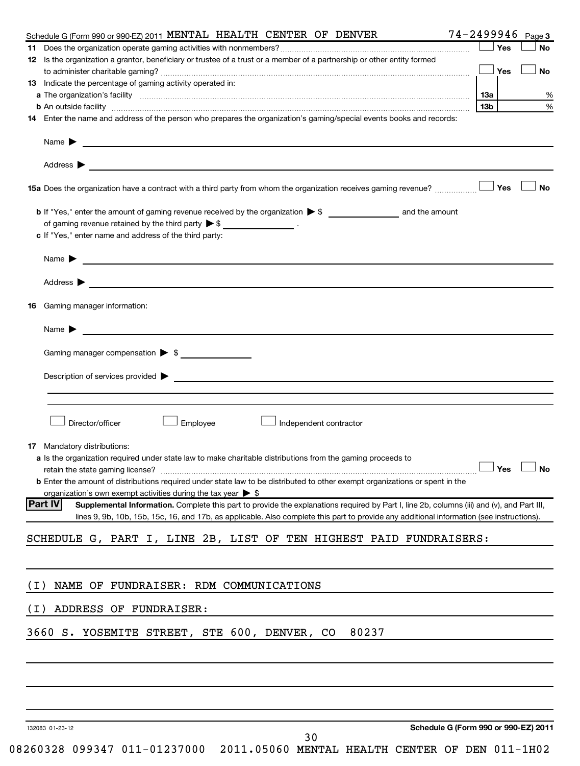Schedule G (Form 990 or 990-EZ) 2011 MENTAL HEALTH CENTER OF DENVER 74-2499946 Page 3

**11** Does the organization operate gaming activities with nonmembers? ☐ Yes ☐ No

**12** Is the organization a grantor, beneficiary or trustee of a trust or a member of a partnership or other entity formed to administer charitable gaming? ☐ Yes ☐ No

**13** Indicate the percentage of gaming activity operated in:

**a** The organization's facility **13a** %

**b** An outside facility **13b** %

**14** Enter the name and address of the person who prepares the organization's gaming/special events books and records:

Name ▶

Address ▶

**15a** Does the organization have a contract with a third party from whom the organization receives gaming revenue? ☐ Yes ☐ No

**b** If "Yes," enter the amount of gaming revenue received by the organization ▶ $ ______ and the amount of gaming revenue retained by the third party ▶ $ ______ .

**c** If "Yes," enter name and address of the third party:

Name ▶

Address ▶

**16** Gaming manager information:

Name ▶

Gaming manager compensation ▶ $

Description of services provided ▶

☐ Director/officer ☐ Employee ☐ Independent contractor

**17** Mandatory distributions:

**a** Is the organization required under state law to make charitable distributions from the gaming proceeds to retain the state gaming license? ☐ Yes ☐ No

**b** Enter the amount of distributions required under state law to be distributed to other exempt organizations or spent in the organization's own exempt activities during the tax year ▶ $

**Part IV** **Supplemental Information.** Complete this part to provide the explanations required by Part I, line 2b, columns (iii) and (v), and Part III, lines 9, 9b, 10b, 15b, 15c, 16, and 17b, as applicable. Also complete this part to provide any additional information (see instructions).

SCHEDULE G, PART I, LINE 2B, LIST OF TEN HIGHEST PAID FUNDRAISERS:

(I) NAME OF FUNDRAISER: RDM COMMUNICATIONS

(I) ADDRESS OF FUNDRAISER:

3660 S. YOSEMITE STREET, STE 600, DENVER, CO 80237

132083 01-23-12 **Schedule G (Form 990 or 990-EZ) 2011**

08260328 099347 011-01237000 2011.05060 MENTAL HEALTH CENTER OF DEN 011-1H02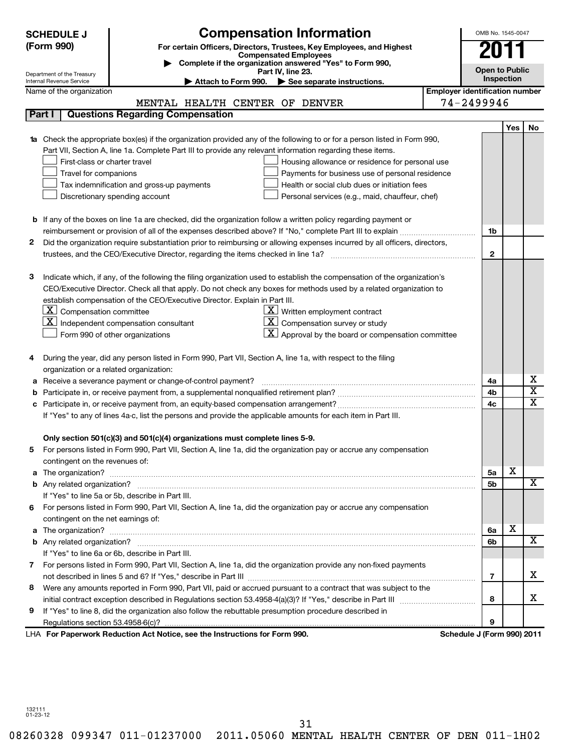**SCHEDULE J (Form 990)**

# Compensation Information

**For certain Officers, Directors, Trustees, Key Employees, and Highest Compensated Employees**

▶ Complete if the organization answered "Yes" to Form 990, Part IV, line 23.

▶ Attach to Form 990. ▶ See separate instructions.

Department of the Treasury
Internal Revenue Service

OMB No. 1545-0047

**2011**

**Open to Public Inspection**

Name of the organization: MENTAL HEALTH CENTER OF DENVER

Employer identification number: 74-2499946

## Part I | Questions Regarding Compensation

| | | | Yes | No |
|---|---|---|---|---|
| **1a** | Check the appropriate box(es) if the organization provided any of the following to or for a person listed in Form 990, Part VII, Section A, line 1a. Complete Part III to provide any relevant information regarding these items.<br>☐ First-class or charter travel<br>☐ Travel for companions<br>☐ Tax indemnification and gross-up payments<br>☐ Discretionary spending account<br>☐ Housing allowance or residence for personal use<br>☐ Payments for business use of personal residence<br>☐ Health or social club dues or initiation fees<br>☐ Personal services (e.g., maid, chauffeur, chef) | | | |
| **b** | If any of the boxes on line 1a are checked, did the organization follow a written policy regarding payment or reimbursement or provision of all of the expenses described above? If "No," complete Part III to explain | 1b | | |
| **2** | Did the organization require substantiation prior to reimbursing or allowing expenses incurred by all officers, directors, trustees, and the CEO/Executive Director, regarding the items checked in line 1a? | 2 | | |
| **3** | Indicate which, if any, of the following the filing organization used to establish the compensation of the organization's CEO/Executive Director. Check all that apply. Do not check any boxes for methods used by a related organization to establish compensation of the CEO/Executive Director. Explain in Part III.<br>☒ Compensation committee<br>☒ Independent compensation consultant<br>☐ Form 990 of other organizations<br>☒ Written employment contract<br>☒ Compensation survey or study<br>☒ Approval by the board or compensation committee | | | |
| **4** | During the year, did any person listed in Form 990, Part VII, Section A, line 1a, with respect to the filing organization or a related organization: | | | |
| **a** | Receive a severance payment or change-of-control payment? | 4a | | X |
| **b** | Participate in, or receive payment from, a supplemental nonqualified retirement plan? | 4b | | X |
| **c** | Participate in, or receive payment from, an equity-based compensation arrangement? | 4c | | X |
| | If "Yes" to any of lines 4a-c, list the persons and provide the applicable amounts for each item in Part III. | | | |
| | **Only section 501(c)(3) and 501(c)(4) organizations must complete lines 5-9.** | | | |
| **5** | For persons listed in Form 990, Part VII, Section A, line 1a, did the organization pay or accrue any compensation contingent on the revenues of: | | | |
| **a** | The organization? | 5a | X | |
| **b** | Any related organization? | 5b | | X |
| | If "Yes" to line 5a or 5b, describe in Part III. | | | |
| **6** | For persons listed in Form 990, Part VII, Section A, line 1a, did the organization pay or accrue any compensation contingent on the net earnings of: | | | |
| **a** | The organization? | 6a | X | |
| **b** | Any related organization? | 6b | | X |
| | If "Yes" to line 6a or 6b, describe in Part III. | | | |
| **7** | For persons listed in Form 990, Part VII, Section A, line 1a, did the organization provide any non-fixed payments not described in lines 5 and 6? If "Yes," describe in Part III | 7 | | X |
| **8** | Were any amounts reported in Form 990, Part VII, paid or accrued pursuant to a contract that was subject to the initial contract exception described in Regulations section 53.4958-4(a)(3)? If "Yes," describe in Part III | 8 | | X |
| **9** | If "Yes" to line 8, did the organization also follow the rebuttable presumption procedure described in Regulations section 53.4958-6(c)? | 9 | | |

LHA **For Paperwork Reduction Act Notice, see the Instructions for Form 990.** **Schedule J (Form 990) 2011**

132111
01-23-12

08260328 099347 011-01237000 2011.05060 MENTAL HEALTH CENTER OF DEN 011-1H02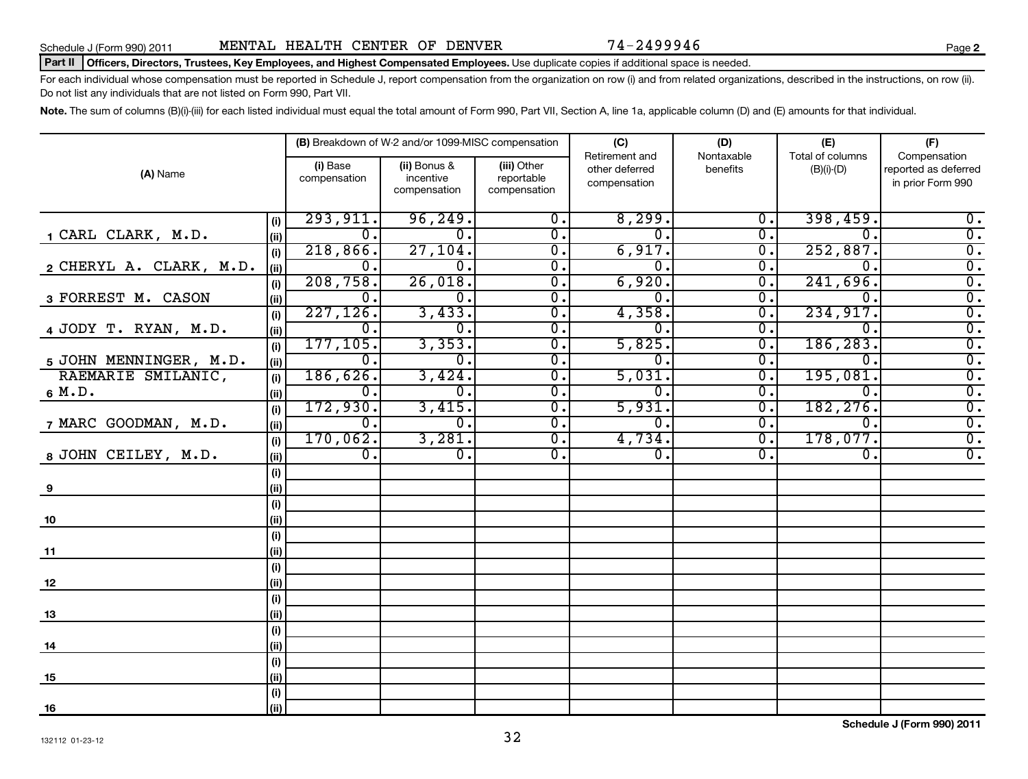Schedule J (Form 990) 2011 MENTAL HEALTH CENTER OF DENVER 74-2499946 Page 2

**Part II Officers, Directors, Trustees, Key Employees, and Highest Compensated Employees.** Use duplicate copies if additional space is needed.

For each individual whose compensation must be reported in Schedule J, report compensation from the organization on row (i) and from related organizations, described in the instructions, on row (ii). Do not list any individuals that are not listed on Form 990, Part VII.

**Note.** The sum of columns (B)(i)-(iii) for each listed individual must equal the total amount of Form 990, Part VII, Section A, line 1a, applicable column (D) and (E) amounts for that individual.

| (A) Name | | (B) Breakdown of W-2 and/or 1099-MISC compensation | | | (C) Retirement and other deferred compensation | (D) Nontaxable benefits | (E) Total of columns (B)(i)-(D) | (F) Compensation reported as deferred in prior Form 990 |
|---|---|---|---|---|---|---|---|---|
| | | (i) Base compensation | (ii) Bonus & incentive compensation | (iii) Other reportable compensation | | | | |
| 1 CARL CLARK, M.D. | (i) | 293,911. | 96,249. | 0. | 8,299. | 0. | 398,459. | 0. |
| | (ii) | 0. | 0. | 0. | 0. | 0. | 0. | 0. |
| 2 CHERYL A. CLARK, M.D. | (i) | 218,866. | 27,104. | 0. | 6,917. | 0. | 252,887. | 0. |
| | (ii) | 0. | 0. | 0. | 0. | 0. | 0. | 0. |
| 3 FORREST M. CASON | (i) | 208,758. | 26,018. | 0. | 6,920. | 0. | 241,696. | 0. |
| | (ii) | 0. | 0. | 0. | 0. | 0. | 0. | 0. |
| 4 JODY T. RYAN, M.D. | (i) | 227,126. | 3,433. | 0. | 4,358. | 0. | 234,917. | 0. |
| | (ii) | 0. | 0. | 0. | 0. | 0. | 0. | 0. |
| 5 JOHN MENNINGER, M.D. | (i) | 177,105. | 3,353. | 0. | 5,825. | 0. | 186,283. | 0. |
| | (ii) | 0. | 0. | 0. | 0. | 0. | 0. | 0. |
| 6 RAEMARIE SMILANIC, M.D. | (i) | 186,626. | 3,424. | 0. | 5,031. | 0. | 195,081. | 0. |
| | (ii) | 0. | 0. | 0. | 0. | 0. | 0. | 0. |
| 7 MARC GOODMAN, M.D. | (i) | 172,930. | 3,415. | 0. | 5,931. | 0. | 182,276. | 0. |
| | (ii) | 0. | 0. | 0. | 0. | 0. | 0. | 0. |
| 8 JOHN CEILEY, M.D. | (i) | 170,062. | 3,281. | 0. | 4,734. | 0. | 178,077. | 0. |
| | (ii) | 0. | 0. | 0. | 0. | 0. | 0. | 0. |
| 9 | (i) | | | | | | | |
| | (ii) | | | | | | | |
| 10 | (i) | | | | | | | |
| | (ii) | | | | | | | |
| 11 | (i) | | | | | | | |
| | (ii) | | | | | | | |
| 12 | (i) | | | | | | | |
| | (ii) | | | | | | | |
| 13 | (i) | | | | | | | |
| | (ii) | | | | | | | |
| 14 | (i) | | | | | | | |
| | (ii) | | | | | | | |
| 15 | (i) | | | | | | | |
| | (ii) | | | | | | | |
| 16 | (i) | | | | | | | |
| | (ii) | | | | | | | |

132112 01-23-12

**Schedule J (Form 990) 2011**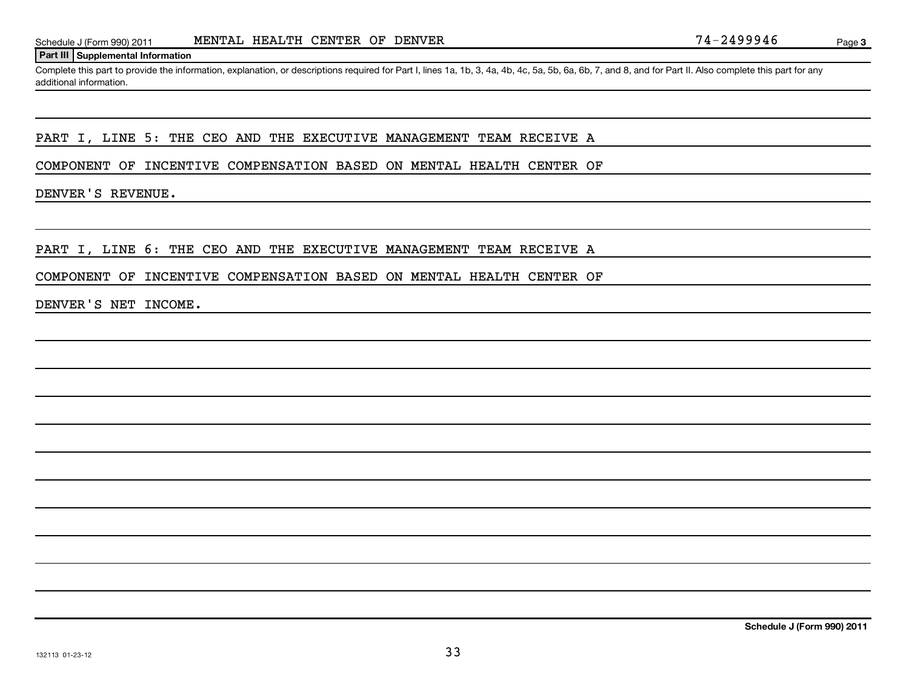## Part III Supplemental Information

Complete this part to provide the information, explanation, or descriptions required for Part I, lines 1a, 1b, 3, 4a, 4b, 4c, 5a, 5b, 6a, 6b, 7, and 8, and for Part II. Also complete this part for any additional information.

PART I, LINE 5: THE CEO AND THE EXECUTIVE MANAGEMENT TEAM RECEIVE A COMPONENT OF INCENTIVE COMPENSATION BASED ON MENTAL HEALTH CENTER OF DENVER'S REVENUE.

PART I, LINE 6: THE CEO AND THE EXECUTIVE MANAGEMENT TEAM RECEIVE A COMPONENT OF INCENTIVE COMPENSATION BASED ON MENTAL HEALTH CENTER OF DENVER'S NET INCOME.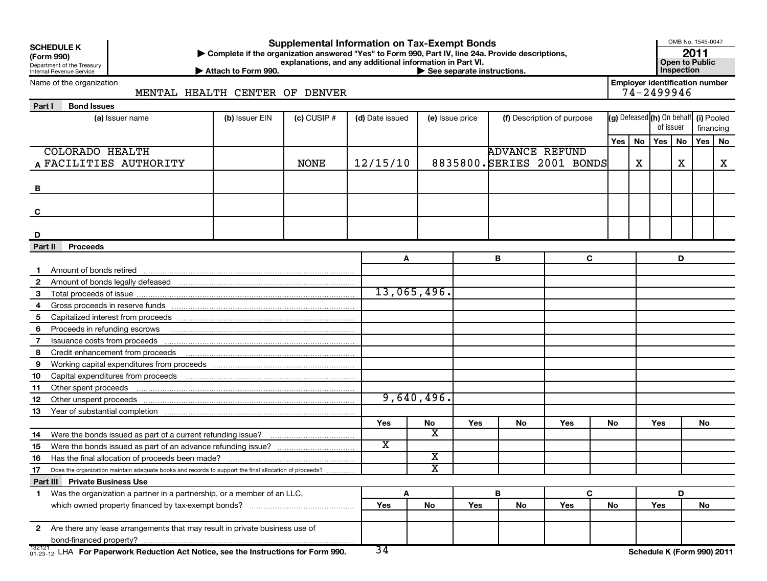**SCHEDULE K (Form 990)**
Department of the Treasury
Internal Revenue Service

# Supplemental Information on Tax-Exempt Bonds

▶ Complete if the organization answered "Yes" to Form 990, Part IV, line 24a. Provide descriptions, explanations, and any additional information in Part VI.
▶ Attach to Form 990. ▶ See separate instructions.

OMB No. 1545-0047
**2011**
**Open to Public Inspection**

Name of the organization: MENTAL HEALTH CENTER OF DENVER
Employer identification number: 74-2499946

## Part I Bond Issues

| | (a) Issuer name | (b) Issuer EIN | (c) CUSIP # | (d) Date issued | (e) Issue price | (f) Description of purpose | (g) Defeased Yes | (g) Defeased No | (h) On behalf of issuer Yes | (h) On behalf of issuer No | (i) Pooled financing Yes | (i) Pooled financing No |
|---|---|---|---|---|---|---|---|---|---|---|---|---|
| A | COLORADO HEALTH FACILITIES AUTHORITY | | NONE | 12/15/10 | 8835800. | ADVANCE REFUND SERIES 2001 BONDS | | X | | X | | X |
| B | | | | | | | | | | | | |
| C | | | | | | | | | | | | |
| D | | | | | | | | | | | | |

## Part II Proceeds

| | | A | B | C | D |
|---|---|---|---|---|---|
| 1 | Amount of bonds retired | | | | |
| 2 | Amount of bonds legally defeased | | | | |
| 3 | Total proceeds of issue | 13,065,496. | | | |
| 4 | Gross proceeds in reserve funds | | | | |
| 5 | Capitalized interest from proceeds | | | | |
| 6 | Proceeds in refunding escrows | | | | |
| 7 | Issuance costs from proceeds | | | | |
| 8 | Credit enhancement from proceeds | | | | |
| 9 | Working capital expenditures from proceeds | | | | |
| 10 | Capital expenditures from proceeds | | | | |
| 11 | Other spent proceeds | | | | |
| 12 | Other unspent proceeds | 9,640,496. | | | |
| 13 | Year of substantial completion | | | | |

| | | A Yes | A No | B Yes | B No | C Yes | C No | D Yes | D No |
|---|---|---|---|---|---|---|---|---|---|
| 14 | Were the bonds issued as part of a current refunding issue? | | X | | | | | | |
| 15 | Were the bonds issued as part of an advance refunding issue? | X | | | | | | | |
| 16 | Has the final allocation of proceeds been made? | | X | | | | | | |
| 17 | Does the organization maintain adequate books and records to support the final allocation of proceeds? | | X | | | | | | |

## Part III Private Business Use

| | | A Yes | A No | B Yes | B No | C Yes | C No | D Yes | D No |
|---|---|---|---|---|---|---|---|---|---|
| 1 | Was the organization a partner in a partnership, or a member of an LLC, which owned property financed by tax-exempt bonds? | | | | | | | | |
| 2 | Are there any lease arrangements that may result in private business use of bond-financed property? | | | | | | | | |

132121 01-23-12 LHA **For Paperwork Reduction Act Notice, see the Instructions for Form 990.** **Schedule K (Form 990) 2011**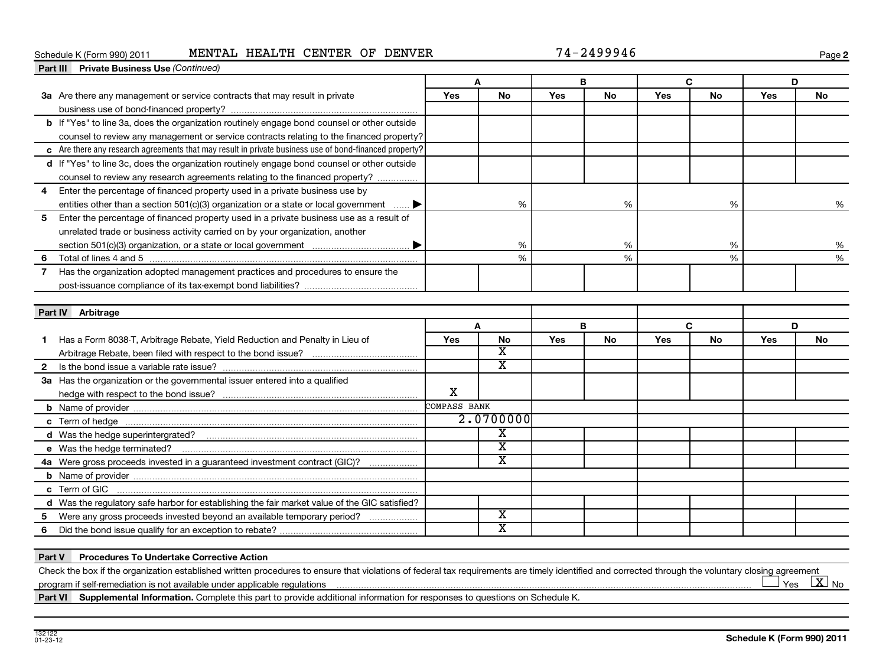Schedule K (Form 990) 2011 MENTAL HEALTH CENTER OF DENVER 74-2499946

**Part III Private Business Use** *(Continued)*

| | A | | B | | C | | D | |
|---|---|---|---|---|---|---|---|---|
| | Yes | No | Yes | No | Yes | No | Yes | No |
| **3a** Are there any management or service contracts that may result in private business use of bond-financed property? | | | | | | | | |
| **b** If "Yes" to line 3a, does the organization routinely engage bond counsel or other outside counsel to review any management or service contracts relating to the financed property? | | | | | | | | |
| **c** Are there any research agreements that may result in private business use of bond-financed property? | | | | | | | | |
| **d** If "Yes" to line 3c, does the organization routinely engage bond counsel or other outside counsel to review any research agreements relating to the financed property? | | | | | | | | |
| **4** Enter the percentage of financed property used in a private business use by entities other than a section 501(c)(3) organization or a state or local government ▶ | | % | | % | | % | | % |
| **5** Enter the percentage of financed property used in a private business use as a result of unrelated trade or business activity carried on by your organization, another section 501(c)(3) organization, or a state or local government ▶ | | % | | % | | % | | % |
| **6** Total of lines 4 and 5 | | % | | % | | % | | % |
| **7** Has the organization adopted management practices and procedures to ensure the post-issuance compliance of its tax-exempt bond liabilities? | | | | | | | | |

**Part IV Arbitrage**

| | A | | B | | C | | D | |
|---|---|---|---|---|---|---|---|---|
| | Yes | No | Yes | No | Yes | No | Yes | No |
| **1** Has a Form 8038-T, Arbitrage Rebate, Yield Reduction and Penalty in Lieu of Arbitrage Rebate, been filed with respect to the bond issue? | | X | | | | | | |
| **2** Is the bond issue a variable rate issue? | | X | | | | | | |
| **3a** Has the organization or the governmental issuer entered into a qualified hedge with respect to the bond issue? | X | | | | | | | |
| **b** Name of provider | COMPASS BANK | | | | | | | |
| **c** Term of hedge | 2.0700000 | | | | | | | |
| **d** Was the hedge superintergrated? | | X | | | | | | |
| **e** Was the hedge terminated? | | X | | | | | | |
| **4a** Were gross proceeds invested in a guaranteed investment contract (GIC)? | | X | | | | | | |
| **b** Name of provider | | | | | | | | |
| **c** Term of GIC | | | | | | | | |
| **d** Was the regulatory safe harbor for establishing the fair market value of the GIC satisfied? | | | | | | | | |
| **5** Were any gross proceeds invested beyond an available temporary period? | | X | | | | | | |
| **6** Did the bond issue qualify for an exception to rebate? | | X | | | | | | |

**Part V Procedures To Undertake Corrective Action**

Check the box if the organization established written procedures to ensure that violations of federal tax requirements are timely identified and corrected through the voluntary closing agreement program if self-remediation is not available under applicable regulations ☐ Yes ☒ No

**Part VI Supplemental Information.** Complete this part to provide additional information for responses to questions on Schedule K.

132122 01-23-12

**Schedule K (Form 990) 2011**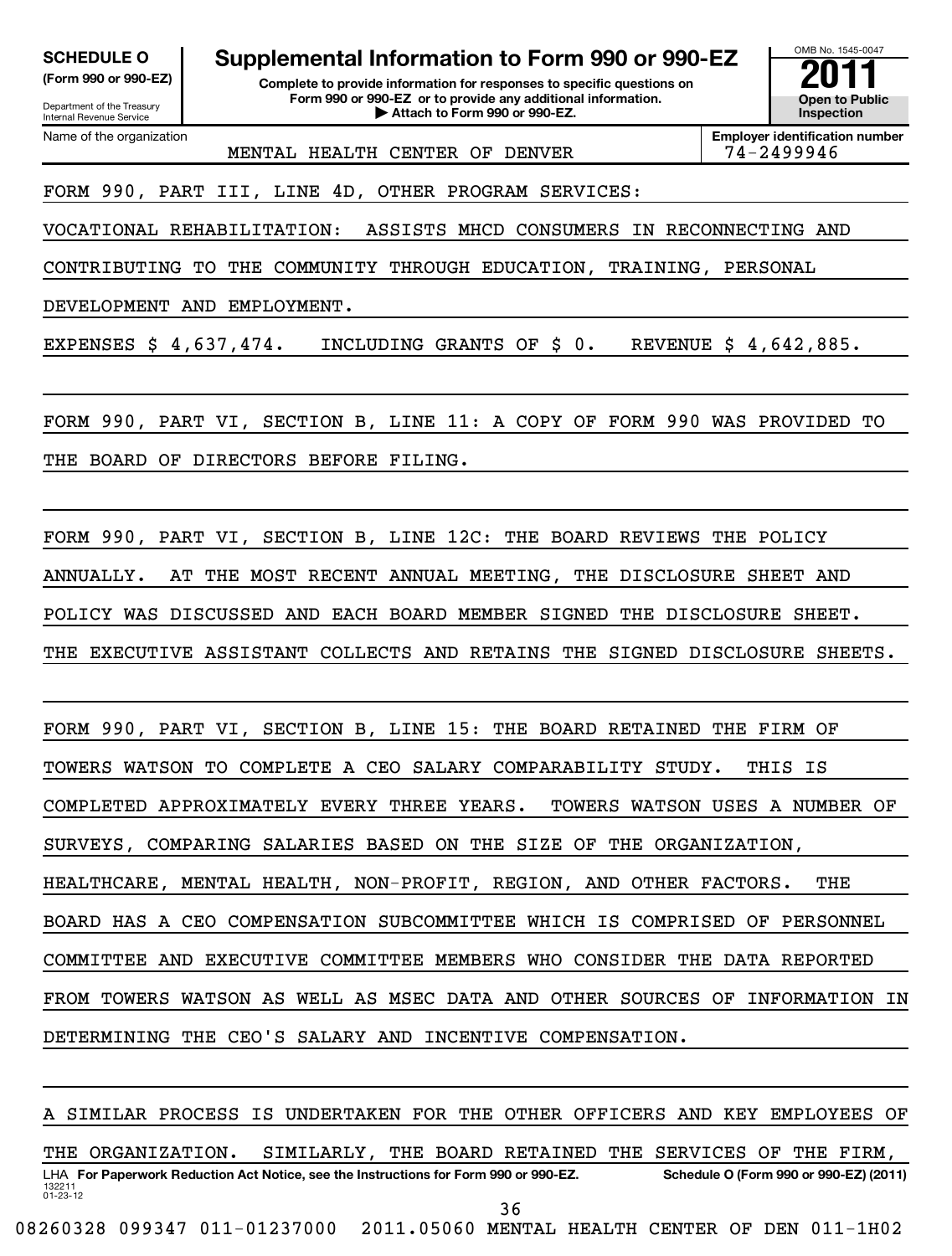**SCHEDULE O**
**(Form 990 or 990-EZ)**

Department of the Treasury
Internal Revenue Service

# Supplemental Information to Form 990 or 990-EZ

**Complete to provide information for responses to specific questions on Form 990 or 990-EZ or to provide any additional information.**
**▶ Attach to Form 990 or 990-EZ.**

OMB No. 1545-0047
**2011**
**Open to Public Inspection**

| Name of the organization | Employer identification number |
|---|---|
| MENTAL HEALTH CENTER OF DENVER | 74-2499946 |

FORM 990, PART III, LINE 4D, OTHER PROGRAM SERVICES:

VOCATIONAL REHABILITATION: ASSISTS MHCD CONSUMERS IN RECONNECTING AND CONTRIBUTING TO THE COMMUNITY THROUGH EDUCATION, TRAINING, PERSONAL DEVELOPMENT AND EMPLOYMENT.

EXPENSES $ 4,637,474. INCLUDING GRANTS OF $ 0. REVENUE $ 4,642,885.

FORM 990, PART VI, SECTION B, LINE 11: A COPY OF FORM 990 WAS PROVIDED TO THE BOARD OF DIRECTORS BEFORE FILING.

FORM 990, PART VI, SECTION B, LINE 12C: THE BOARD REVIEWS THE POLICY ANNUALLY. AT THE MOST RECENT ANNUAL MEETING, THE DISCLOSURE SHEET AND POLICY WAS DISCUSSED AND EACH BOARD MEMBER SIGNED THE DISCLOSURE SHEET. THE EXECUTIVE ASSISTANT COLLECTS AND RETAINS THE SIGNED DISCLOSURE SHEETS.

FORM 990, PART VI, SECTION B, LINE 15: THE BOARD RETAINED THE FIRM OF TOWERS WATSON TO COMPLETE A CEO SALARY COMPARABILITY STUDY. THIS IS COMPLETED APPROXIMATELY EVERY THREE YEARS. TOWERS WATSON USES A NUMBER OF SURVEYS, COMPARING SALARIES BASED ON THE SIZE OF THE ORGANIZATION, HEALTHCARE, MENTAL HEALTH, NON-PROFIT, REGION, AND OTHER FACTORS. THE BOARD HAS A CEO COMPENSATION SUBCOMMITTEE WHICH IS COMPRISED OF PERSONNEL COMMITTEE AND EXECUTIVE COMMITTEE MEMBERS WHO CONSIDER THE DATA REPORTED FROM TOWERS WATSON AS WELL AS MSEC DATA AND OTHER SOURCES OF INFORMATION IN DETERMINING THE CEO'S SALARY AND INCENTIVE COMPENSATION.

A SIMILAR PROCESS IS UNDERTAKEN FOR THE OTHER OFFICERS AND KEY EMPLOYEES OF THE ORGANIZATION. SIMILARLY, THE BOARD RETAINED THE SERVICES OF THE FIRM,

LHA **For Paperwork Reduction Act Notice, see the Instructions for Form 990 or 990-EZ.** **Schedule O (Form 990 or 990-EZ) (2011)**
132211
01-23-12

08260328 099347 011-01237000 2011.05060 MENTAL HEALTH CENTER OF DEN 011-1H02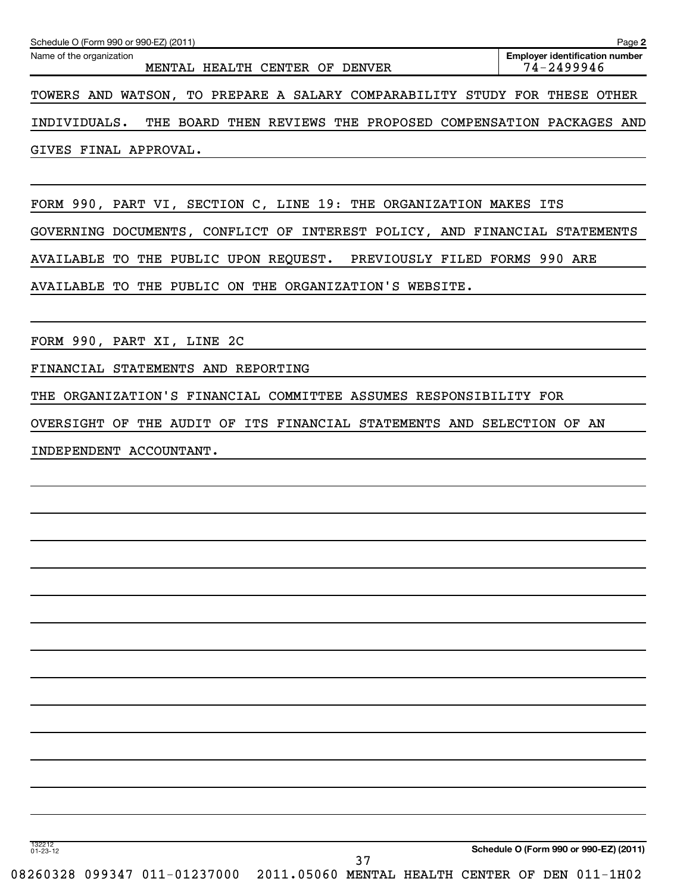Name of the organization: MENTAL HEALTH CENTER OF DENVER

Employer identification number: 74-2499946

TOWERS AND WATSON, TO PREPARE A SALARY COMPARABILITY STUDY FOR THESE OTHER INDIVIDUALS. THE BOARD THEN REVIEWS THE PROPOSED COMPENSATION PACKAGES AND GIVES FINAL APPROVAL.

FORM 990, PART VI, SECTION C, LINE 19: THE ORGANIZATION MAKES ITS GOVERNING DOCUMENTS, CONFLICT OF INTEREST POLICY, AND FINANCIAL STATEMENTS AVAILABLE TO THE PUBLIC UPON REQUEST. PREVIOUSLY FILED FORMS 990 ARE AVAILABLE TO THE PUBLIC ON THE ORGANIZATION'S WEBSITE.

FORM 990, PART XI, LINE 2C

FINANCIAL STATEMENTS AND REPORTING

THE ORGANIZATION'S FINANCIAL COMMITTEE ASSUMES RESPONSIBILITY FOR OVERSIGHT OF THE AUDIT OF ITS FINANCIAL STATEMENTS AND SELECTION OF AN INDEPENDENT ACCOUNTANT.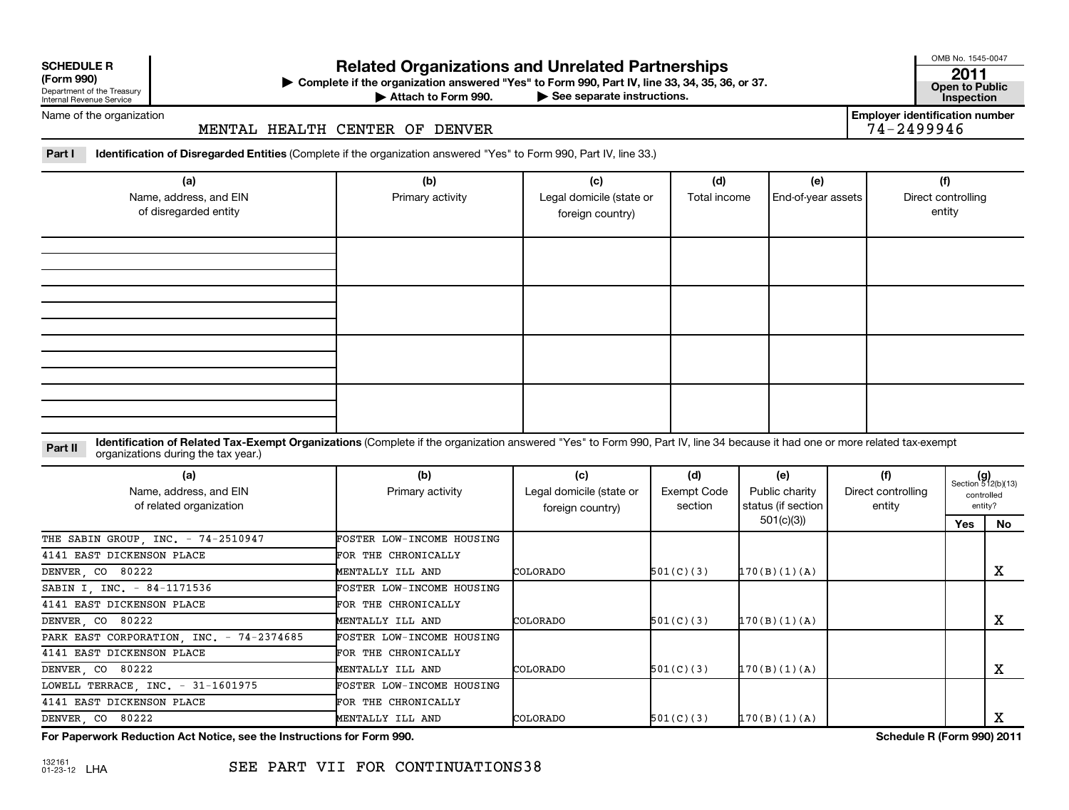**SCHEDULE R (Form 990)**

Department of the Treasury
Internal Revenue Service

# Related Organizations and Unrelated Partnerships

▶ Complete if the organization answered "Yes" to Form 990, Part IV, line 33, 34, 35, 36, or 37.
▶ Attach to Form 990. ▶ See separate instructions.

OMB No. 1545-0047

**2011**

**Open to Public Inspection**

Name of the organization: MENTAL HEALTH CENTER OF DENVER

Employer identification number: 74-2499946

**Part I** **Identification of Disregarded Entities** (Complete if the organization answered "Yes" to Form 990, Part IV, line 33.)

| (a) Name, address, and EIN of disregarded entity | (b) Primary activity | (c) Legal domicile (state or foreign country) | (d) Total income | (e) End-of-year assets | (f) Direct controlling entity |
|---|---|---|---|---|---|
| | | | | | |
| | | | | | |
| | | | | | |
| | | | | | |

**Part II** **Identification of Related Tax-Exempt Organizations** (Complete if the organization answered "Yes" to Form 990, Part IV, line 34 because it had one or more related tax-exempt organizations during the tax year.)

| (a) Name, address, and EIN of related organization | (b) Primary activity | (c) Legal domicile (state or foreign country) | (d) Exempt Code section | (e) Public charity status (if section 501(c)(3)) | (f) Direct controlling entity | (g) Section 512(b)(13) controlled entity? Yes | No |
|---|---|---|---|---|---|---|---|
| THE SABIN GROUP, INC. - 74-2510947<br>4141 EAST DICKENSON PLACE<br>DENVER, CO 80222 | FOSTER LOW-INCOME HOUSING FOR THE CHRONICALLY MENTALLY ILL AND | COLORADO | 501(C)(3) | 170(B)(1)(A) | | | X |
| SABIN I, INC. - 84-1171536<br>4141 EAST DICKENSON PLACE<br>DENVER, CO 80222 | FOSTER LOW-INCOME HOUSING FOR THE CHRONICALLY MENTALLY ILL AND | COLORADO | 501(C)(3) | 170(B)(1)(A) | | | X |
| PARK EAST CORPORATION, INC. - 74-2374685<br>4141 EAST DICKENSON PLACE<br>DENVER, CO 80222 | FOSTER LOW-INCOME HOUSING FOR THE CHRONICALLY MENTALLY ILL AND | COLORADO | 501(C)(3) | 170(B)(1)(A) | | | X |
| LOWELL TERRACE, INC. - 31-1601975<br>4141 EAST DICKENSON PLACE<br>DENVER, CO 80222 | FOSTER LOW-INCOME HOUSING FOR THE CHRONICALLY MENTALLY ILL AND | COLORADO | 501(C)(3) | 170(B)(1)(A) | | | X |

**For Paperwork Reduction Act Notice, see the Instructions for Form 990.** **Schedule R (Form 990) 2011**

132161 01-23-12 LHA

SEE PART VII FOR CONTINUATIONS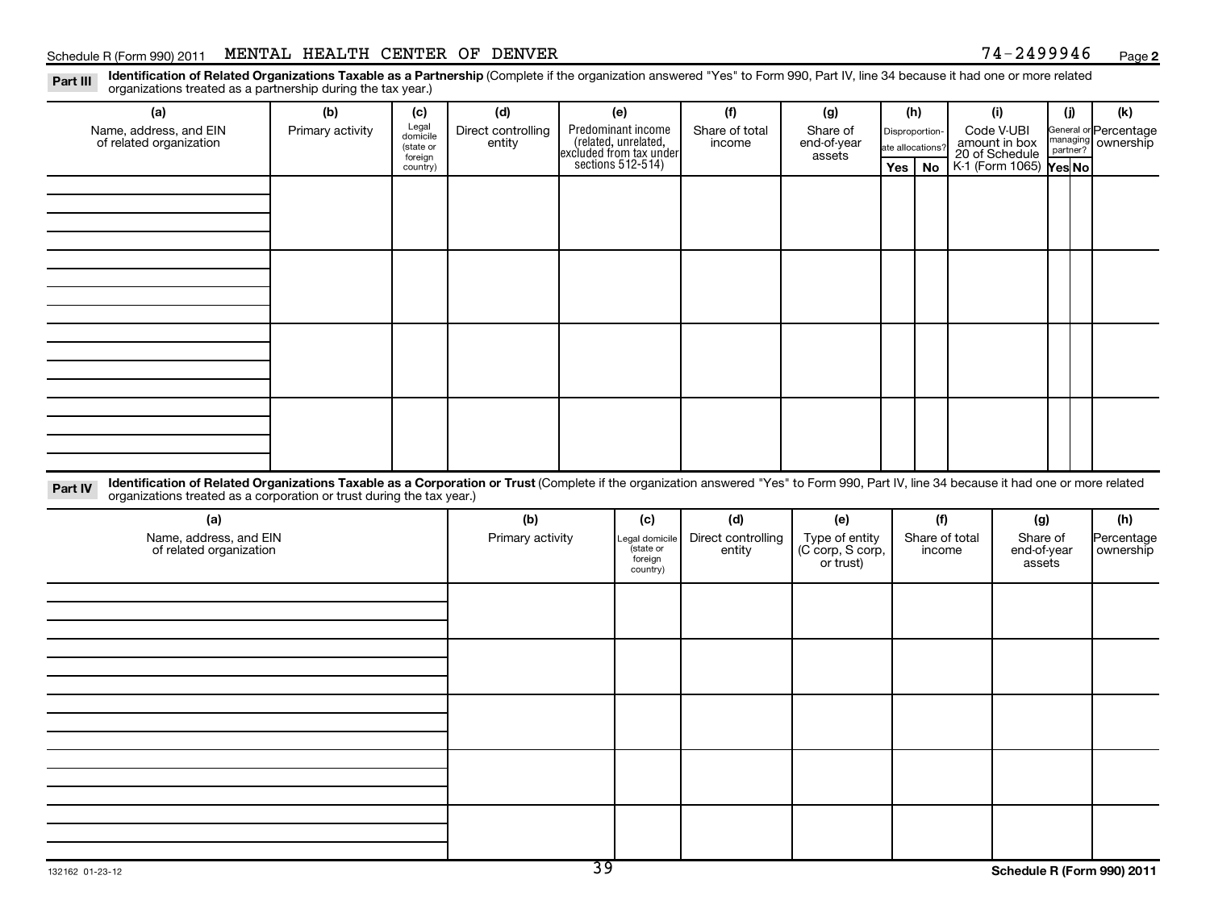Schedule R (Form 990) 2011 MENTAL HEALTH CENTER OF DENVER 74-2499946 Page 2

**Part III** **Identification of Related Organizations Taxable as a Partnership** (Complete if the organization answered "Yes" to Form 990, Part IV, line 34 because it had one or more related organizations treated as a partnership during the tax year.)

| (a) Name, address, and EIN of related organization | (b) Primary activity | (c) Legal domicile (state or foreign country) | (d) Direct controlling entity | (e) Predominant income (related, unrelated, excluded from tax under sections 512-514) | (f) Share of total income | (g) Share of end-of-year assets | (h) Disproportionate allocations? Yes | (h) No | (i) Code V-UBI amount in box 20 of Schedule K-1 (Form 1065) | (j) General or managing partner? Yes | (j) No | (k) Percentage ownership |
|---|---|---|---|---|---|---|---|---|---|---|---|---|
| | | | | | | | | | | | | |
| | | | | | | | | | | | | |
| | | | | | | | | | | | | |
| | | | | | | | | | | | | |

**Part IV** **Identification of Related Organizations Taxable as a Corporation or Trust** (Complete if the organization answered "Yes" to Form 990, Part IV, line 34 because it had one or more related organizations treated as a corporation or trust during the tax year.)

| (a) Name, address, and EIN of related organization | (b) Primary activity | (c) Legal domicile (state or foreign country) | (d) Direct controlling entity | (e) Type of entity (C corp, S corp, or trust) | (f) Share of total income | (g) Share of end-of-year assets | (h) Percentage ownership |
|---|---|---|---|---|---|---|---|
| | | | | | | | |
| | | | | | | | |
| | | | | | | | |
| | | | | | | | |
| | | | | | | | |

132162 01-23-12

Schedule R (Form 990) 2011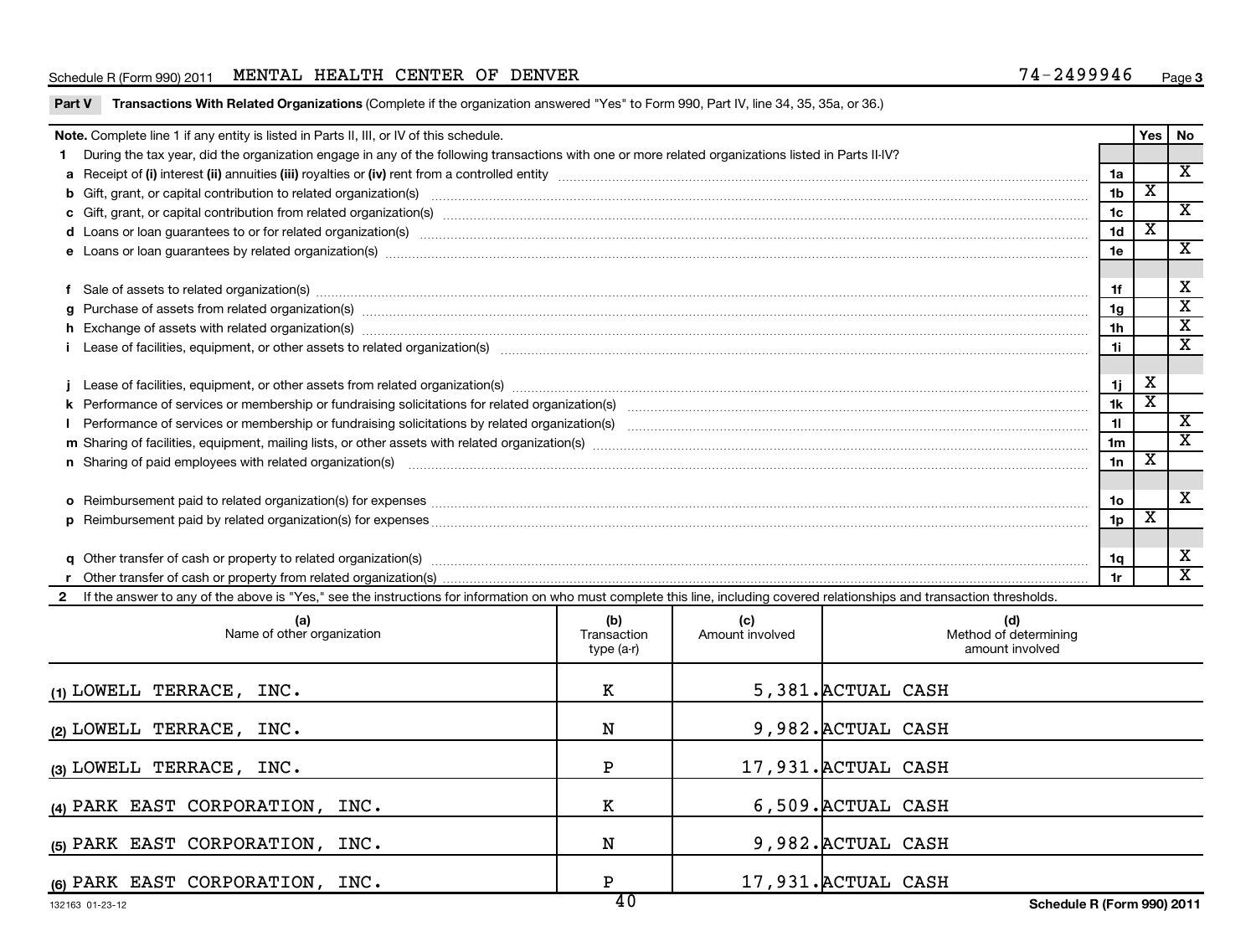Schedule R (Form 990) 2011 MENTAL HEALTH CENTER OF DENVER 74-2499946

## Part V Transactions With Related Organizations (Complete if the organization answered "Yes" to Form 990, Part IV, line 34, 35, 35a, or 36.)

| Note. Complete line 1 if any entity is listed in Parts II, III, or IV of this schedule. | | Yes | No |
|---|---|---|---|
| **1** During the tax year, did the organization engage in any of the following transactions with one or more related organizations listed in Parts II-IV? | | | |
| **a** Receipt of (i) interest (ii) annuities (iii) royalties or (iv) rent from a controlled entity | 1a | | X |
| **b** Gift, grant, or capital contribution to related organization(s) | 1b | X | |
| **c** Gift, grant, or capital contribution from related organization(s) | 1c | | X |
| **d** Loans or loan guarantees to or for related organization(s) | 1d | X | |
| **e** Loans or loan guarantees by related organization(s) | 1e | | X |
| **f** Sale of assets to related organization(s) | 1f | | X |
| **g** Purchase of assets from related organization(s) | 1g | | X |
| **h** Exchange of assets with related organization(s) | 1h | | X |
| **i** Lease of facilities, equipment, or other assets to related organization(s) | 1i | | X |
| **j** Lease of facilities, equipment, or other assets from related organization(s) | 1j | X | |
| **k** Performance of services or membership or fundraising solicitations for related organization(s) | 1k | X | |
| **l** Performance of services or membership or fundraising solicitations by related organization(s) | 1l | | X |
| **m** Sharing of facilities, equipment, mailing lists, or other assets with related organization(s) | 1m | | X |
| **n** Sharing of paid employees with related organization(s) | 1n | X | |
| **o** Reimbursement paid to related organization(s) for expenses | 1o | | X |
| **p** Reimbursement paid by related organization(s) for expenses | 1p | X | |
| **q** Other transfer of cash or property to related organization(s) | 1q | | X |
| **r** Other transfer of cash or property from related organization(s) | 1r | | X |

**2** If the answer to any of the above is "Yes," see the instructions for information on who must complete this line, including covered relationships and transaction thresholds.

| (a) Name of other organization | (b) Transaction type (a-r) | (c) Amount involved | (d) Method of determining amount involved |
|---|---|---|---|
| (1) LOWELL TERRACE, INC. | K | 5,381. | ACTUAL CASH |
| (2) LOWELL TERRACE, INC. | N | 9,982. | ACTUAL CASH |
| (3) LOWELL TERRACE, INC. | P | 17,931. | ACTUAL CASH |
| (4) PARK EAST CORPORATION, INC. | K | 6,509. | ACTUAL CASH |
| (5) PARK EAST CORPORATION, INC. | N | 9,982. | ACTUAL CASH |
| (6) PARK EAST CORPORATION, INC. | P | 17,931. | ACTUAL CASH |

132163 01-23-12 Schedule R (Form 990) 2011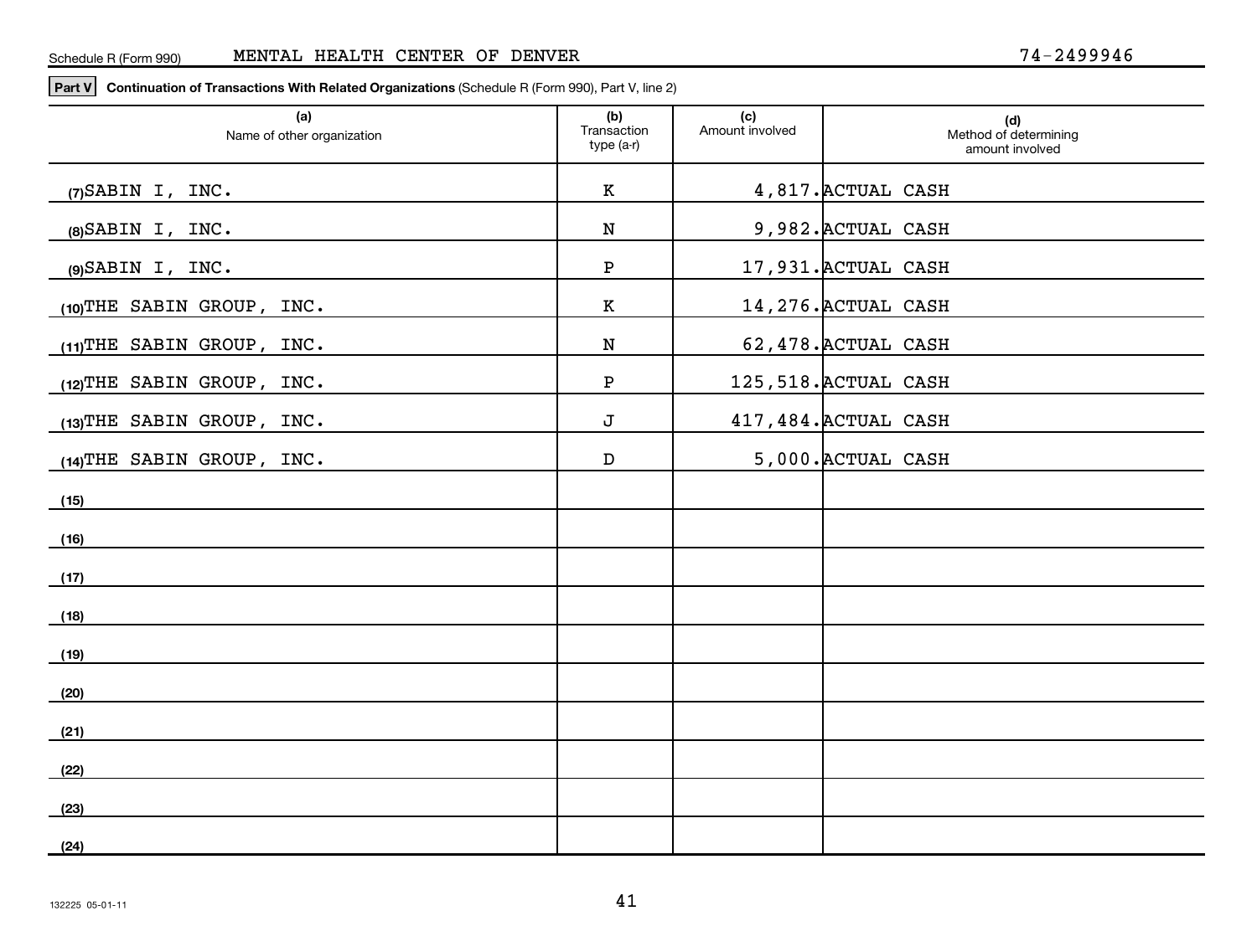Schedule R (Form 990) MENTAL HEALTH CENTER OF DENVER 74-2499946

**Part V** **Continuation of Transactions With Related Organizations** (Schedule R (Form 990), Part V, line 2)

| (a) Name of other organization | (b) Transaction type (a-r) | (c) Amount involved | (d) Method of determining amount involved |
|---|---|---|---|
| (7) SABIN I, INC. | K | 4,817. | ACTUAL CASH |
| (8) SABIN I, INC. | N | 9,982. | ACTUAL CASH |
| (9) SABIN I, INC. | P | 17,931. | ACTUAL CASH |
| (10) THE SABIN GROUP, INC. | K | 14,276. | ACTUAL CASH |
| (11) THE SABIN GROUP, INC. | N | 62,478. | ACTUAL CASH |
| (12) THE SABIN GROUP, INC. | P | 125,518. | ACTUAL CASH |
| (13) THE SABIN GROUP, INC. | J | 417,484. | ACTUAL CASH |
| (14) THE SABIN GROUP, INC. | D | 5,000. | ACTUAL CASH |
| (15) | | | |
| (16) | | | |
| (17) | | | |
| (18) | | | |
| (19) | | | |
| (20) | | | |
| (21) | | | |
| (22) | | | |
| (23) | | | |
| (24) | | | |

132225 05-01-11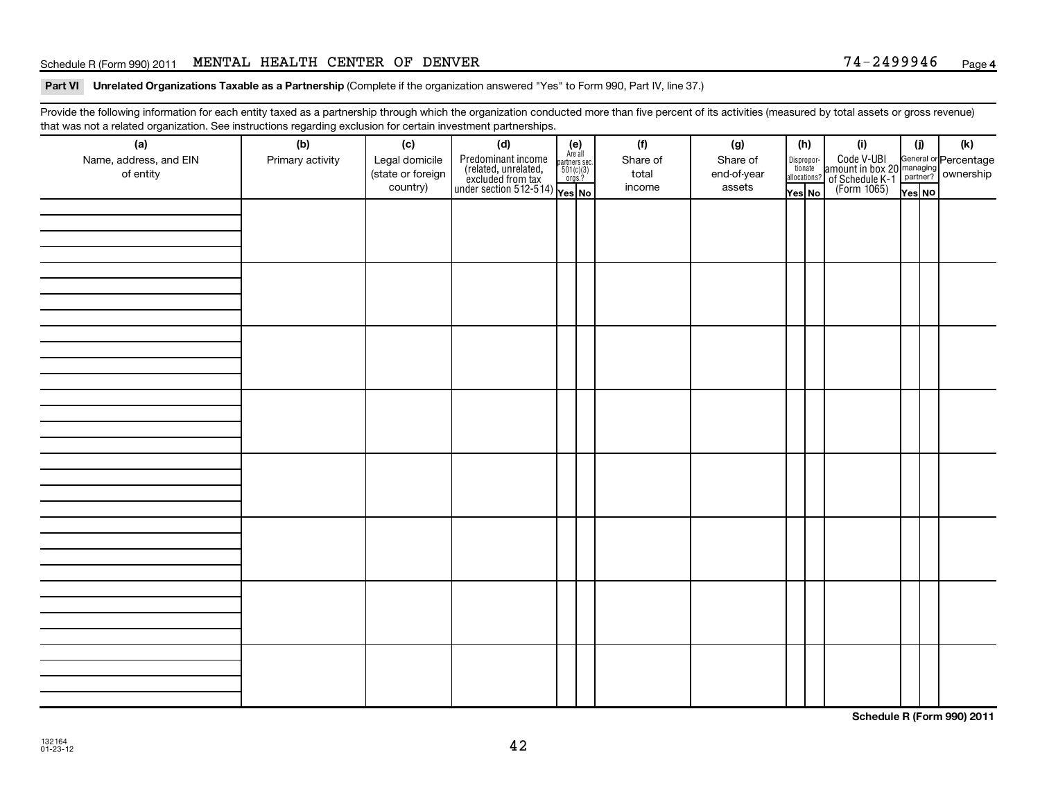Schedule R (Form 990) 2011 MENTAL HEALTH CENTER OF DENVER 74-2499946 Page 4

**Part VI Unrelated Organizations Taxable as a Partnership** (Complete if the organization answered "Yes" to Form 990, Part IV, line 37.)

Provide the following information for each entity taxed as a partnership through which the organization conducted more than five percent of its activities (measured by total assets or gross revenue) that was not a related organization. See instructions regarding exclusion for certain investment partnerships.

| (a) Name, address, and EIN of entity | (b) Primary activity | (c) Legal domicile (state or foreign country) | (d) Predominant income (related, unrelated, excluded from tax under section 512-514) | (e) Are all partners sec. 501(c)(3) orgs.? Yes | No | (f) Share of total income | (g) Share of end-of-year assets | (h) Dispropor-tionate allocations? Yes | No | (i) Code V-UBI amount in box 20 of Schedule K-1 (Form 1065) | (j) General or managing partner? Yes | No | (k) Percentage ownership |
|---|---|---|---|---|---|---|---|---|---|---|---|---|---|
| | | | | | | | | | | | | | |
| | | | | | | | | | | | | | |
| | | | | | | | | | | | | | |
| | | | | | | | | | | | | | |
| | | | | | | | | | | | | | |
| | | | | | | | | | | | | | |
| | | | | | | | | | | | | | |
| | | | | | | | | | | | | | |

**Schedule R (Form 990) 2011**

132164 01-23-12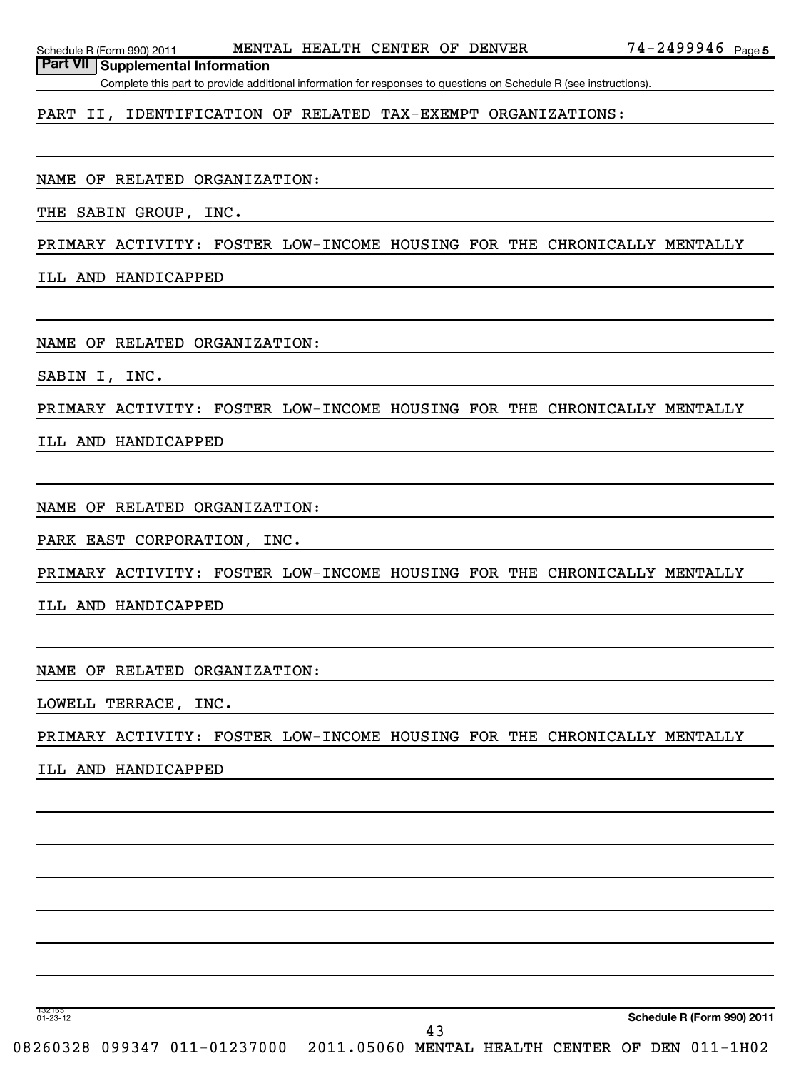Schedule R (Form 990) 2011 MENTAL HEALTH CENTER OF DENVER 74-2499946 Page 5

**Part VII Supplemental Information**

Complete this part to provide additional information for responses to questions on Schedule R (see instructions).

PART II, IDENTIFICATION OF RELATED TAX-EXEMPT ORGANIZATIONS:

NAME OF RELATED ORGANIZATION:

THE SABIN GROUP, INC.

PRIMARY ACTIVITY: FOSTER LOW-INCOME HOUSING FOR THE CHRONICALLY MENTALLY ILL AND HANDICAPPED

NAME OF RELATED ORGANIZATION:

SABIN I, INC.

PRIMARY ACTIVITY: FOSTER LOW-INCOME HOUSING FOR THE CHRONICALLY MENTALLY ILL AND HANDICAPPED

NAME OF RELATED ORGANIZATION:

PARK EAST CORPORATION, INC.

PRIMARY ACTIVITY: FOSTER LOW-INCOME HOUSING FOR THE CHRONICALLY MENTALLY ILL AND HANDICAPPED

NAME OF RELATED ORGANIZATION:

LOWELL TERRACE, INC.

PRIMARY ACTIVITY: FOSTER LOW-INCOME HOUSING FOR THE CHRONICALLY MENTALLY ILL AND HANDICAPPED

132165 01-23-12

**Schedule R (Form 990) 2011**

08260328 099347 011-01237000 2011.05060 MENTAL HEALTH CENTER OF DEN 011-1H02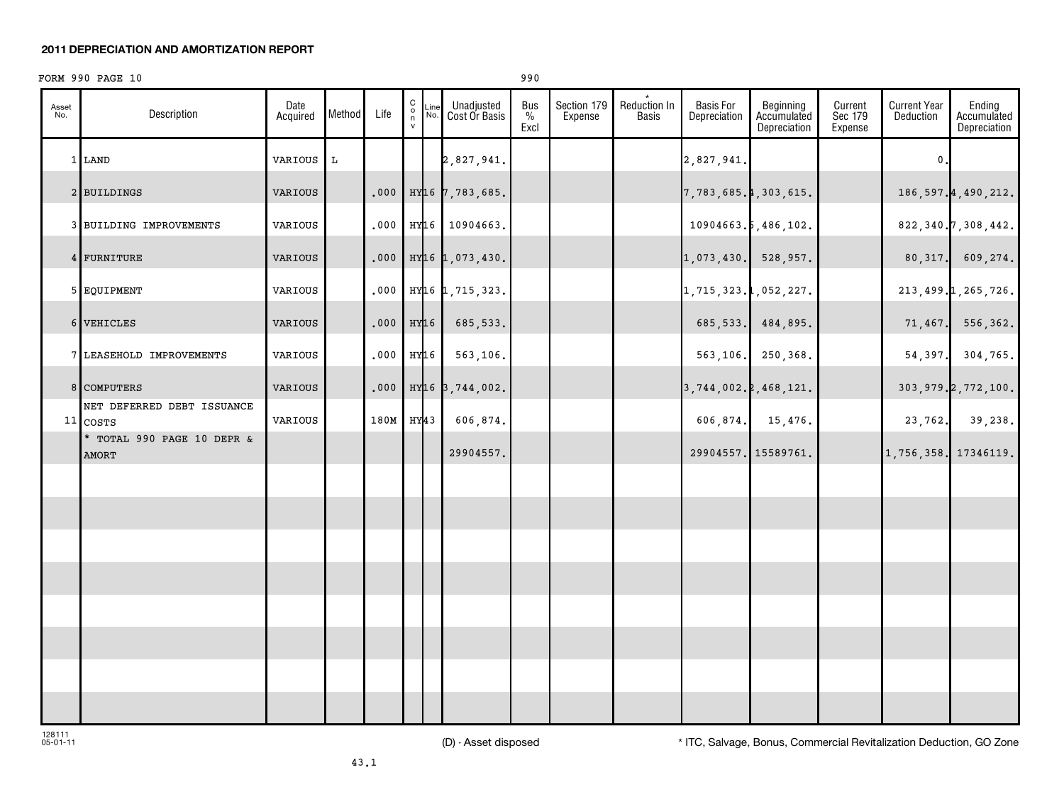## 2011 DEPRECIATION AND AMORTIZATION REPORT

FORM 990 PAGE 10 990

| Asset No. | Description | Date Acquired | Method | Life | C o n v | Line No. | Unadjusted Cost Or Basis | Bus % Excl | Section 179 Expense | * Reduction In Basis | Basis For Depreciation | Beginning Accumulated Depreciation | Current Sec 179 Expense | Current Year Deduction | Ending Accumulated Depreciation |
|---|---|---|---|---|---|---|---|---|---|---|---|---|---|---|---|
| 1 | LAND | VARIOUS | L | | | | 2,827,941. | | | | 2,827,941. | | | 0. | |
| 2 | BUILDINGS | VARIOUS | | .000 | HY | 16 | 7,783,685. | | | | 7,783,685. | 4,303,615. | | 186,597. | 4,490,212. |
| 3 | BUILDING IMPROVEMENTS | VARIOUS | | .000 | HY | 16 | 10904663. | | | | 10904663. | 6,486,102. | | 822,340. | 7,308,442. |
| 4 | FURNITURE | VARIOUS | | .000 | HY | 16 | 1,073,430. | | | | 1,073,430. | 528,957. | | 80,317. | 609,274. |
| 5 | EQUIPMENT | VARIOUS | | .000 | HY | 16 | 1,715,323. | | | | 1,715,323. | 1,052,227. | | 213,499. | 1,265,726. |
| 6 | VEHICLES | VARIOUS | | .000 | HY | 16 | 685,533. | | | | 685,533. | 484,895. | | 71,467. | 556,362. |
| 7 | LEASEHOLD IMPROVEMENTS | VARIOUS | | .000 | HY | 16 | 563,106. | | | | 563,106. | 250,368. | | 54,397. | 304,765. |
| 8 | COMPUTERS | VARIOUS | | .000 | HY | 16 | 3,744,002. | | | | 3,744,002. | 2,468,121. | | 303,979. | 2,772,100. |
| 11 | NET DEFERRED DEBT ISSUANCE COSTS | VARIOUS | | 180M | HY | 43 | 606,874. | | | | 606,874. | 15,476. | | 23,762. | 39,238. |
| | * TOTAL 990 PAGE 10 DEPR & AMORT | | | | | | 29904557. | | | | 29904557. | 15589761. | | 1,756,358. | 17346119. |

128111 05-01-11

(D) - Asset disposed

* ITC, Salvage, Bonus, Commercial Revitalization Deduction, GO Zone

43.1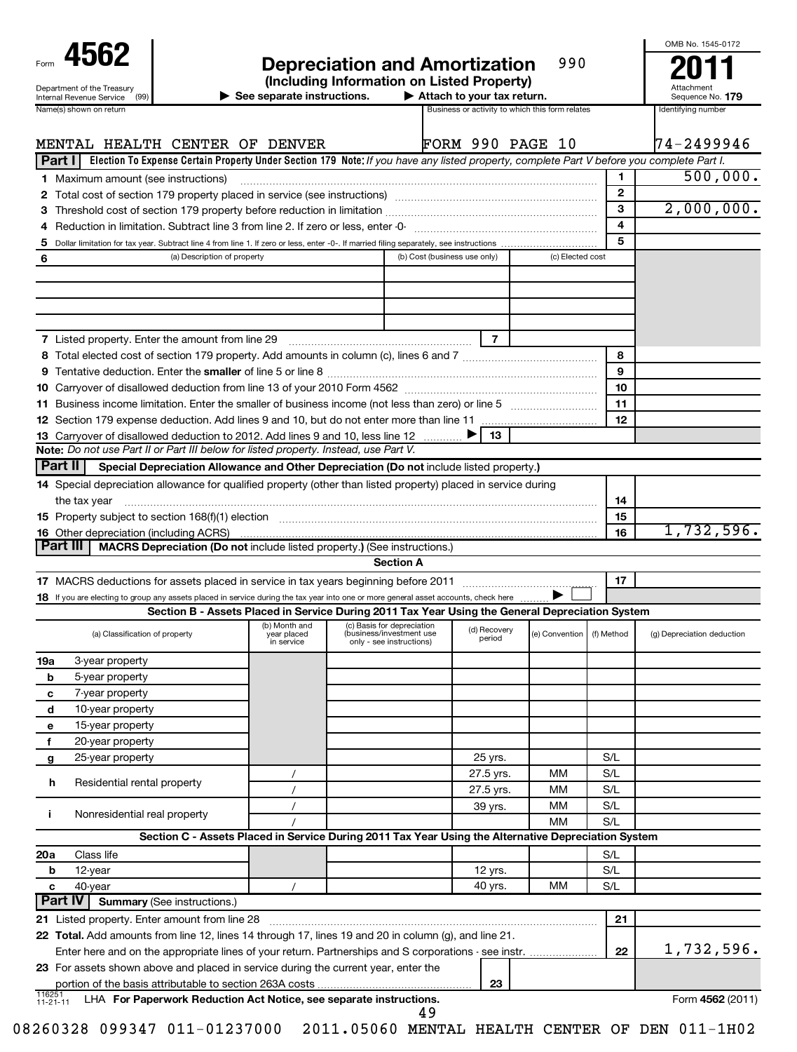Form **4562**

Department of the Treasury
Internal Revenue Service (99)

# Depreciation and Amortization

990

**(Including Information on Listed Property)**

▶ See separate instructions. ▶ Attach to your tax return.

OMB No. 1545-0172

**2011**

Attachment Sequence No. **179**

| Name(s) shown on return | Business or activity to which this form relates | Identifying number |
|---|---|---|
| MENTAL HEALTH CENTER OF DENVER | FORM 990 PAGE 10 | 74-2499946 |

**Part I** **Election To Expense Certain Property Under Section 179** **Note:** *If you have any listed property, complete Part V before you complete Part I.*

| | | | |
|---|---|---|---|
| 1 | Maximum amount (see instructions) | 1 | 500,000. |
| 2 | Total cost of section 179 property placed in service (see instructions) | 2 | |
| 3 | Threshold cost of section 179 property before reduction in limitation | 3 | 2,000,000. |
| 4 | Reduction in limitation. Subtract line 3 from line 2. If zero or less, enter -0- | 4 | |
| 5 | Dollar limitation for tax year. Subtract line 4 from line 1. If zero or less, enter -0-. If married filing separately, see instructions | 5 | |

| 6 | (a) Description of property | (b) Cost (business use only) | (c) Elected cost |
|---|---|---|---|
| | | | |
| | | | |

| | | | |
|---|---|---|---|
| 7 | Listed property. Enter the amount from line 29 | 7 | |
| 8 | Total elected cost of section 179 property. Add amounts in column (c), lines 6 and 7 | 8 | |
| 9 | Tentative deduction. Enter the **smaller** of line 5 or line 8 | 9 | |
| 10 | Carryover of disallowed deduction from line 13 of your 2010 Form 4562 | 10 | |
| 11 | Business income limitation. Enter the smaller of business income (not less than zero) or line 5 | 11 | |
| 12 | Section 179 expense deduction. Add lines 9 and 10, but do not enter more than line 11 | 12 | |
| 13 | Carryover of disallowed deduction to 2012. Add lines 9 and 10, less line 12 ▶ | 13 | |

**Note:** *Do not use Part II or Part III below for listed property. Instead, use Part V.*

**Part II** **Special Depreciation Allowance and Other Depreciation (Do not include listed property.)**

| | | | |
|---|---|---|---|
| 14 | Special depreciation allowance for qualified property (other than listed property) placed in service during the tax year | 14 | |
| 15 | Property subject to section 168(f)(1) election | 15 | |
| 16 | Other depreciation (including ACRS) | 16 | 1,732,596. |

**Part III** **MACRS Depreciation (Do not include listed property.) (See instructions.)**

**Section A**

| | | | |
|---|---|---|---|
| 17 | MACRS deductions for assets placed in service in tax years beginning before 2011 | 17 | |
| 18 | If you are electing to group any assets placed in service during the tax year into one or more general asset accounts, check here ▶ ☐ | | |

**Section B - Assets Placed in Service During 2011 Tax Year Using the General Depreciation System**

| | (a) Classification of property | (b) Month and year placed in service | (c) Basis for depreciation (business/investment use only - see instructions) | (d) Recovery period | (e) Convention | (f) Method | (g) Depreciation deduction |
|---|---|---|---|---|---|---|---|
| 19a | 3-year property | | | | | | |
| b | 5-year property | | | | | | |
| c | 7-year property | | | | | | |
| d | 10-year property | | | | | | |
| e | 15-year property | | | | | | |
| f | 20-year property | | | | | | |
| g | 25-year property | | | 25 yrs. | | S/L | |
| h | Residential rental property | / | | 27.5 yrs. | MM | S/L | |
| | | / | | 27.5 yrs. | MM | S/L | |
| i | Nonresidential real property | / | | 39 yrs. | MM | S/L | |
| | | / | | | MM | S/L | |

**Section C - Assets Placed in Service During 2011 Tax Year Using the Alternative Depreciation System**

| | | | | | | | |
|---|---|---|---|---|---|---|---|
| 20a | Class life | | | | | S/L | |
| b | 12-year | | | 12 yrs. | | S/L | |
| c | 40-year | / | | 40 yrs. | MM | S/L | |

**Part IV** **Summary** (See instructions.)

| | | | |
|---|---|---|---|
| 21 | Listed property. Enter amount from line 28 | 21 | |
| 22 | **Total.** Add amounts from line 12, lines 14 through 17, lines 19 and 20 in column (g), and line 21. Enter here and on the appropriate lines of your return. Partnerships and S corporations - see instr. | 22 | 1,732,596. |
| 23 | For assets shown above and placed in service during the current year, enter the portion of the basis attributable to section 263A costs | 23 | |

116251 11-21-11 LHA **For Paperwork Reduction Act Notice, see separate instructions.** Form **4562** (2011)

08260328 099347 011-01237000 2011.05060 MENTAL HEALTH CENTER OF DEN 011-1H02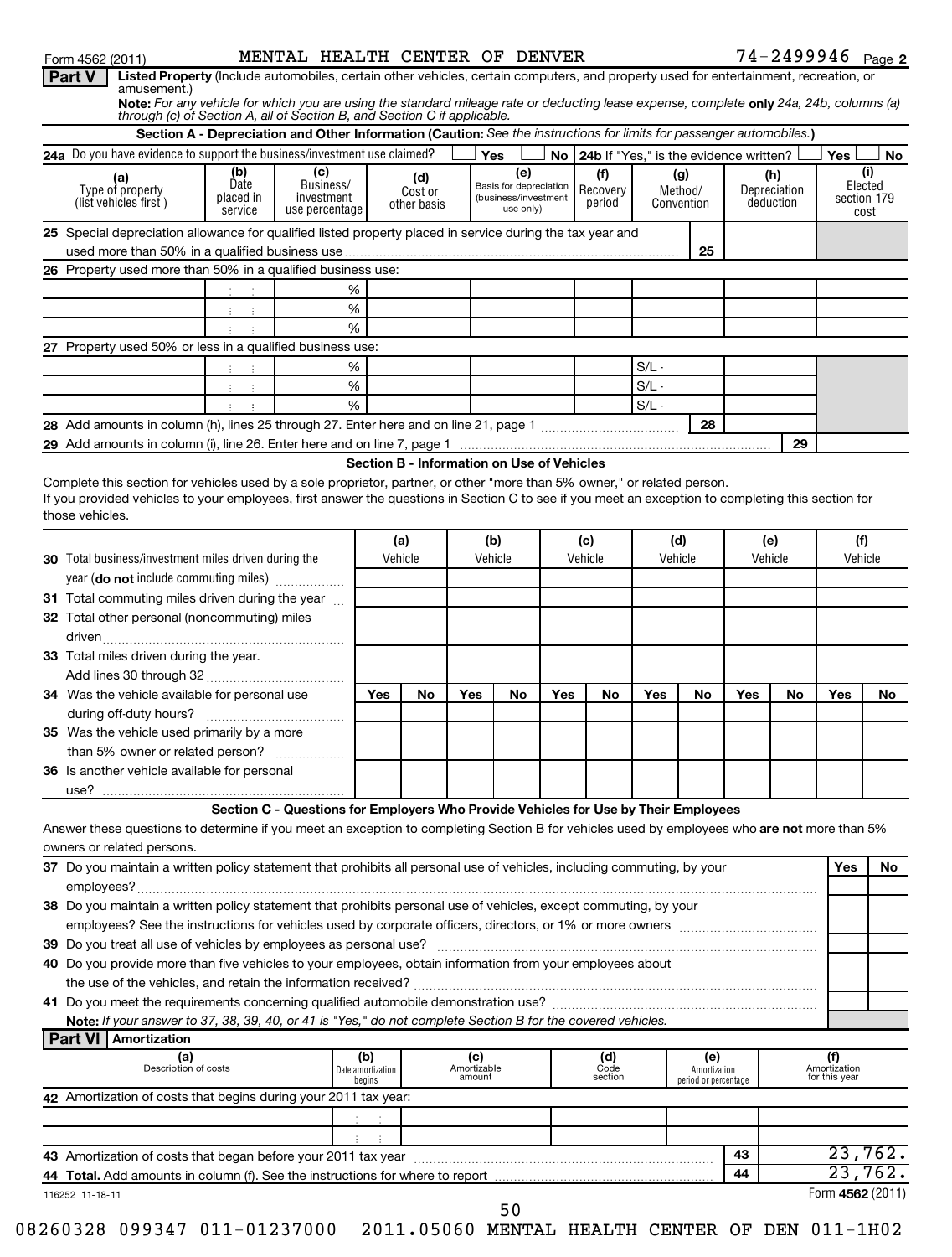Form 4562 (2011) MENTAL HEALTH CENTER OF DENVER 74-2499946 Page 2

**Part V** **Listed Property** (Include automobiles, certain other vehicles, certain computers, and property used for entertainment, recreation, or amusement.)

**Note:** *For any vehicle for which you are using the standard mileage rate or deducting lease expense, complete* **only** *24a, 24b, columns (a) through (c) of Section A, all of Section B, and Section C if applicable.*

### Section A - Depreciation and Other Information (Caution: *See the instructions for limits for passenger automobiles.*)

24a Do you have evidence to support the business/investment use claimed? ☐ Yes ☐ No | **24b** If "Yes," is the evidence written? ☐ Yes ☐ No

| (a) Type of property (list vehicles first) | (b) Date placed in service | (c) Business/ investment use percentage | (d) Cost or other basis | (e) Basis for depreciation (business/investment use only) | (f) Recovery period | (g) Method/ Convention | (h) Depreciation deduction | (i) Elected section 179 cost |
|---|---|---|---|---|---|---|---|---|
| **25** Special depreciation allowance for qualified listed property placed in service during the tax year and used more than 50% in a qualified business use | | | | | | 25 | | |
| **26** Property used more than 50% in a qualified business use: | | | | | | | | |
| | | % | | | | | | |
| | | % | | | | | | |
| | | % | | | | | | |
| **27** Property used 50% or less in a qualified business use: | | | | | | | | |
| | | % | | | | S/L - | | |
| | | % | | | | S/L - | | |
| | | % | | | | S/L - | | |
| **28** Add amounts in column (h), lines 25 through 27. Enter here and on line 21, page 1 | | | | | | 28 | | |
| **29** Add amounts in column (i), line 26. Enter here and on line 7, page 1 | | | | | | | 29 | |

### Section B - Information on Use of Vehicles

Complete this section for vehicles used by a sole proprietor, partner, or other "more than 5% owner," or related person.
If you provided vehicles to your employees, first answer the questions in Section C to see if you meet an exception to completing this section for those vehicles.

| | (a) Vehicle | | (b) Vehicle | | (c) Vehicle | | (d) Vehicle | | (e) Vehicle | | (f) Vehicle | |
|---|---|---|---|---|---|---|---|---|---|---|---|---|
| **30** Total business/investment miles driven during the year (**do not** include commuting miles) | | | | | | | | | | | | |
| **31** Total commuting miles driven during the year | | | | | | | | | | | | |
| **32** Total other personal (noncommuting) miles driven | | | | | | | | | | | | |
| **33** Total miles driven during the year. Add lines 30 through 32 | | | | | | | | | | | | |
| | Yes | No | Yes | No | Yes | No | Yes | No | Yes | No | Yes | No |
| **34** Was the vehicle available for personal use during off-duty hours? | | | | | | | | | | | | |
| **35** Was the vehicle used primarily by a more than 5% owner or related person? | | | | | | | | | | | | |
| **36** Is another vehicle available for personal use? | | | | | | | | | | | | |

### Section C - Questions for Employers Who Provide Vehicles for Use by Their Employees

Answer these questions to determine if you meet an exception to completing Section B for vehicles used by employees who **are not** more than 5% owners or related persons.

| | Yes | No |
|---|---|---|
| **37** Do you maintain a written policy statement that prohibits all personal use of vehicles, including commuting, by your employees? | | |
| **38** Do you maintain a written policy statement that prohibits personal use of vehicles, except commuting, by your employees? See the instructions for vehicles used by corporate officers, directors, or 1% or more owners | | |
| **39** Do you treat all use of vehicles by employees as personal use? | | |
| **40** Do you provide more than five vehicles to your employees, obtain information from your employees about the use of the vehicles, and retain the information received? | | |
| **41** Do you meet the requirements concerning qualified automobile demonstration use? | | |

**Note:** *If your answer to 37, 38, 39, 40, or 41 is "Yes," do not complete Section B for the covered vehicles.*

**Part VI** **Amortization**

| (a) Description of costs | (b) Date amortization begins | (c) Amortizable amount | (d) Code section | (e) Amortization period or percentage | (f) Amortization for this year |
|---|---|---|---|---|---|
| **42** Amortization of costs that begins during your 2011 tax year: | | | | | |
| | | | | | |
| | | | | | |
| **43** Amortization of costs that began before your 2011 tax year | | | | 43 | 23,762. |
| **44** **Total.** Add amounts in column (f). See the instructions for where to report | | | | 44 | 23,762. |

116252 11-18-11 Form **4562** (2011)

08260328 099347 011-01237000 2011.05060 MENTAL HEALTH CENTER OF DEN 011-1H02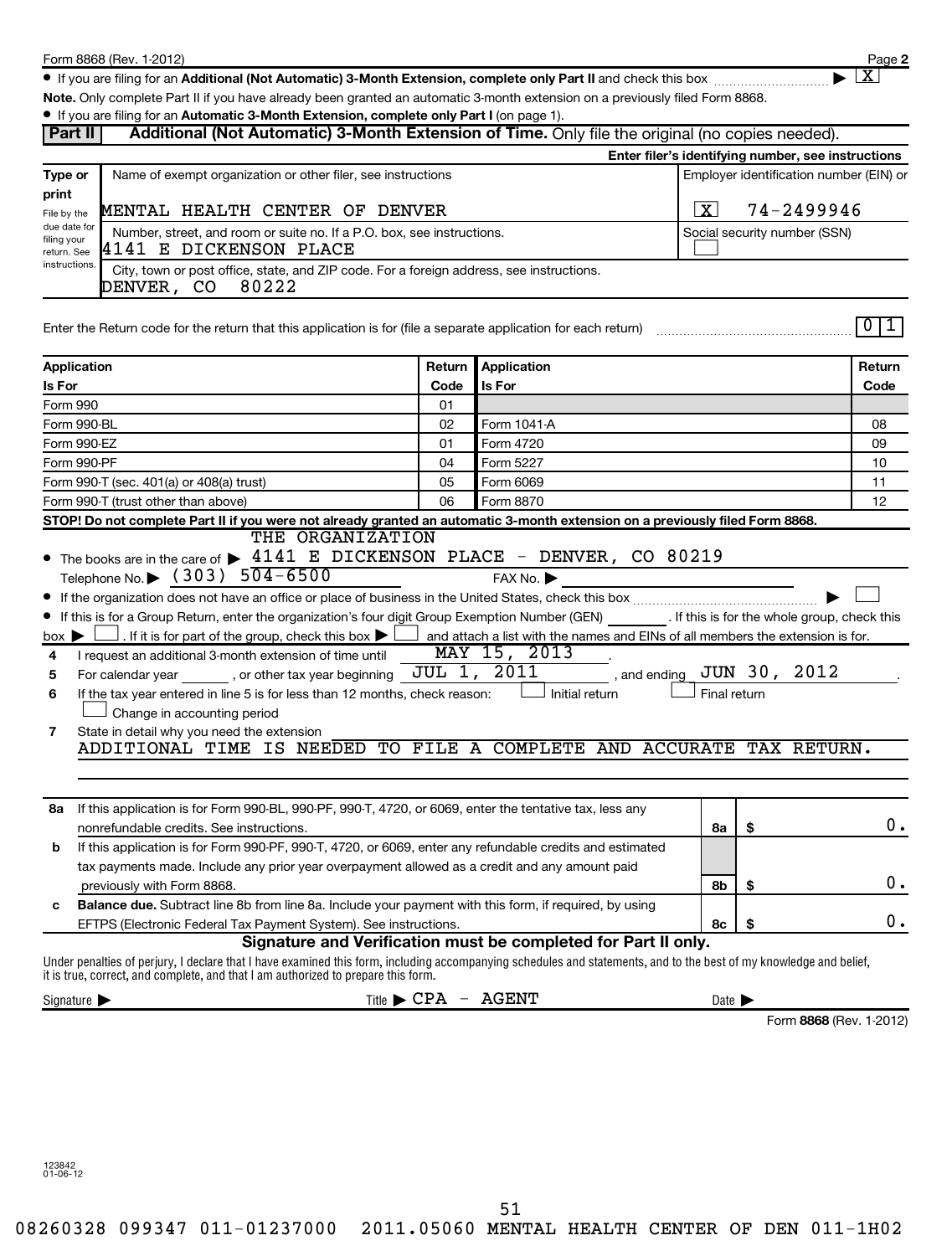Form 8868 (Rev. 1-2012) Page 2

- If you are filing for an **Additional (Not Automatic) 3-Month Extension, complete only Part II** and check this box ▶ [X]

**Note.** Only complete Part II if you have already been granted an automatic 3-month extension on a previously filed Form 8868.

- If you are filing for an **Automatic 3-Month Extension, complete only Part I** (on page 1).

## Part II Additional (Not Automatic) 3-Month Extension of Time. Only file the original (no copies needed).

**Enter filer's identifying number, see instructions**

| Type or print | Name of exempt organization or other filer, see instructions | Employer identification number (EIN) or |
|---|---|---|
| File by the due date for filing your return. See instructions. | MENTAL HEALTH CENTER OF DENVER | [X] 74-2499946 |
| | Number, street, and room or suite no. If a P.O. box, see instructions. 4141 E DICKENSON PLACE | Social security number (SSN) [ ] |
| | City, town or post office, state, and ZIP code. For a foreign address, see instructions. DENVER, CO 80222 | |

Enter the Return code for the return that this application is for (file a separate application for each return) 0 1

| Application Is For | Return Code | Application Is For | Return Code |
|---|---|---|---|
| Form 990 | 01 | | |
| Form 990-BL | 02 | Form 1041-A | 08 |
| Form 990-EZ | 01 | Form 4720 | 09 |
| Form 990-PF | 04 | Form 5227 | 10 |
| Form 990-T (sec. 401(a) or 408(a) trust) | 05 | Form 6069 | 11 |
| Form 990-T (trust other than above) | 06 | Form 8870 | 12 |

**STOP! Do not complete Part II if you were not already granted an automatic 3-month extension on a previously filed Form 8868.**

- The books are in the care of ▶ THE ORGANIZATION 4141 E DICKENSON PLACE - DENVER, CO 80219
  Telephone No. ▶ (303) 504-6500 FAX No. ▶
- If the organization does not have an office or place of business in the United States, check this box ▶ [ ]
- If this is for a Group Return, enter the organization's four digit Group Exemption Number (GEN) ______ . If this is for the whole group, check this box ▶ [ ] . If it is for part of the group, check this box ▶ [ ] and attach a list with the names and EINs of all members the extension is for.

**4** I request an additional 3-month extension of time until MAY 15, 2013 .

**5** For calendar year ______ , or other tax year beginning JUL 1, 2011 , and ending JUN 30, 2012 .

**6** If the tax year entered in line 5 is for less than 12 months, check reason: [ ] Initial return [ ] Final return [ ] Change in accounting period

**7** State in detail why you need the extension
ADDITIONAL TIME IS NEEDED TO FILE A COMPLETE AND ACCURATE TAX RETURN.

| | | | |
|---|---|---|---|
| **8a** | If this application is for Form 990-BL, 990-PF, 990-T, 4720, or 6069, enter the tentative tax, less any nonrefundable credits. See instructions. | 8a | $ 0. |
| **b** | If this application is for Form 990-PF, 990-T, 4720, or 6069, enter any refundable credits and estimated tax payments made. Include any prior year overpayment allowed as a credit and any amount paid previously with Form 8868. | 8b | $ 0. |
| **c** | **Balance due.** Subtract line 8b from line 8a. Include your payment with this form, if required, by using EFTPS (Electronic Federal Tax Payment System). See instructions. | 8c | $ 0. |

**Signature and Verification must be completed for Part II only.**

Under penalties of perjury, I declare that I have examined this form, including accompanying schedules and statements, and to the best of my knowledge and belief, it is true, correct, and complete, and that I am authorized to prepare this form.

Signature ▶ Title ▶ CPA - AGENT Date ▶

Form **8868** (Rev. 1-2012)

123842
01-06-12

08260328 099347 011-01237000 2011.05060 MENTAL HEALTH CENTER OF DEN 011-1H02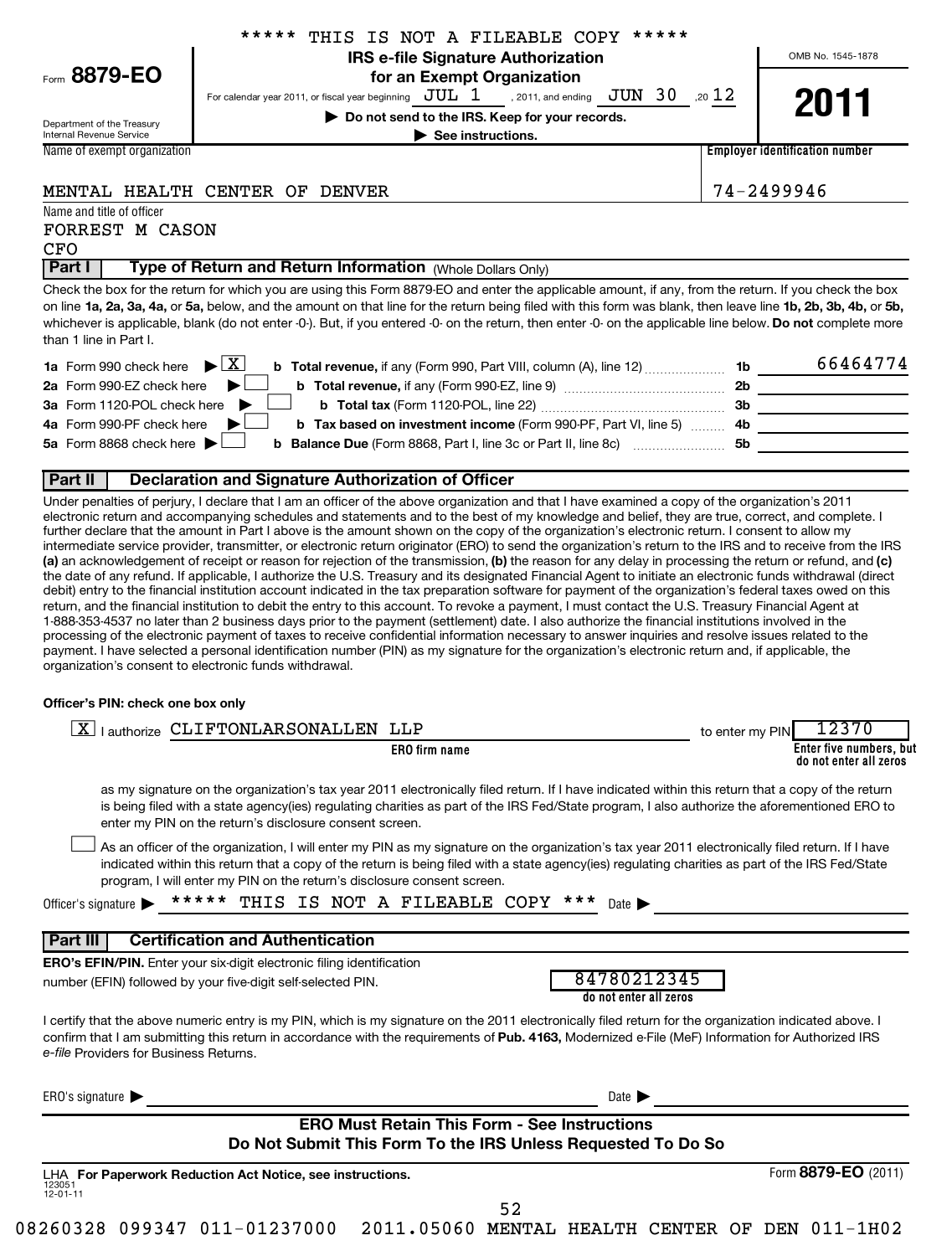\*\*\*\*\* THIS IS NOT A FILEABLE COPY \*\*\*\*\*

Form **8879-EO**

Department of the Treasury
Internal Revenue Service

**IRS e-file Signature Authorization for an Exempt Organization**

For calendar year 2011, or fiscal year beginning JUL 1 , 2011, and ending JUN 30 , 20 12

▶ **Do not send to the IRS. Keep for your records.**

▶ **See instructions.**

OMB No. 1545-1878

**2011**

| Name of exempt organization | Employer identification number |
|---|---|
| MENTAL HEALTH CENTER OF DENVER | 74-2499946 |

Name and title of officer
FORREST M CASON
CFO

## Part I — Type of Return and Return Information (Whole Dollars Only)

Check the box for the return for which you are using this Form 8879-EO and enter the applicable amount, if any, from the return. If you check the box on line **1a, 2a, 3a, 4a,** or **5a,** below, and the amount on that line for the return being filed with this form was blank, then leave line **1b, 2b, 3b, 4b,** or **5b,** whichever is applicable, blank (do not enter -0-). But, if you entered -0- on the return, then enter -0- on the applicable line below. **Do not** complete more than 1 line in Part I.

| | | | |
|---|---|---|---|
| **1a** Form 990 check here ▶ [X] | **b Total revenue,** if any (Form 990, Part VIII, column (A), line 12) | **1b** | 66464774 |
| **2a** Form 990-EZ check here ▶ [ ] | **b Total revenue,** if any (Form 990-EZ, line 9) | **2b** | |
| **3a** Form 1120-POL check here ▶ [ ] | **b Total tax** (Form 1120-POL, line 22) | **3b** | |
| **4a** Form 990-PF check here ▶ [ ] | **b Tax based on investment income** (Form 990-PF, Part VI, line 5) | **4b** | |
| **5a** Form 8868 check here ▶ [ ] | **b Balance Due** (Form 8868, Part I, line 3c or Part II, line 8c) | **5b** | |

## Part II — Declaration and Signature Authorization of Officer

Under penalties of perjury, I declare that I am an officer of the above organization and that I have examined a copy of the organization's 2011 electronic return and accompanying schedules and statements and to the best of my knowledge and belief, they are true, correct, and complete. I further declare that the amount in Part I above is the amount shown on the copy of the organization's electronic return. I consent to allow my intermediate service provider, transmitter, or electronic return originator (ERO) to send the organization's return to the IRS and to receive from the IRS **(a)** an acknowledgement of receipt or reason for rejection of the transmission, **(b)** the reason for any delay in processing the return or refund, and **(c)** the date of any refund. If applicable, I authorize the U.S. Treasury and its designated Financial Agent to initiate an electronic funds withdrawal (direct debit) entry to the financial institution account indicated in the tax preparation software for payment of the organization's federal taxes owed on this return, and the financial institution to debit the entry to this account. To revoke a payment, I must contact the U.S. Treasury Financial Agent at 1-888-353-4537 no later than 2 business days prior to the payment (settlement) date. I also authorize the financial institutions involved in the processing of the electronic payment of taxes to receive confidential information necessary to answer inquiries and resolve issues related to the payment. I have selected a personal identification number (PIN) as my signature for the organization's electronic return and, if applicable, the organization's consent to electronic funds withdrawal.

**Officer's PIN: check one box only**

[X] I authorize CLIFTONLARSONALLEN LLP (ERO firm name) to enter my PIN 12370 (Enter five numbers, but do not enter all zeros)

as my signature on the organization's tax year 2011 electronically filed return. If I have indicated within this return that a copy of the return is being filed with a state agency(ies) regulating charities as part of the IRS Fed/State program, I also authorize the aforementioned ERO to enter my PIN on the return's disclosure consent screen.

[ ] As an officer of the organization, I will enter my PIN as my signature on the organization's tax year 2011 electronically filed return. If I have indicated within this return that a copy of the return is being filed with a state agency(ies) regulating charities as part of the IRS Fed/State program, I will enter my PIN on the return's disclosure consent screen.

Officer's signature ▶ \*\*\*\*\* THIS IS NOT A FILEABLE COPY \*\*\* Date ▶

## Part III — Certification and Authentication

**ERO's EFIN/PIN.** Enter your six-digit electronic filing identification number (EFIN) followed by your five-digit self-selected PIN. 84780212345 (do not enter all zeros)

I certify that the above numeric entry is my PIN, which is my signature on the 2011 electronically filed return for the organization indicated above. I confirm that I am submitting this return in accordance with the requirements of **Pub. 4163,** Modernized e-File (MeF) Information for Authorized IRS *e-file* Providers for Business Returns.

ERO's signature ▶ Date ▶

**ERO Must Retain This Form - See Instructions**
**Do Not Submit This Form To the IRS Unless Requested To Do So**

LHA **For Paperwork Reduction Act Notice, see instructions.** Form **8879-EO** (2011)

123051
12-01-11

08260328 099347 011-01237000 2011.05060 MENTAL HEALTH CENTER OF DEN 011-1H02